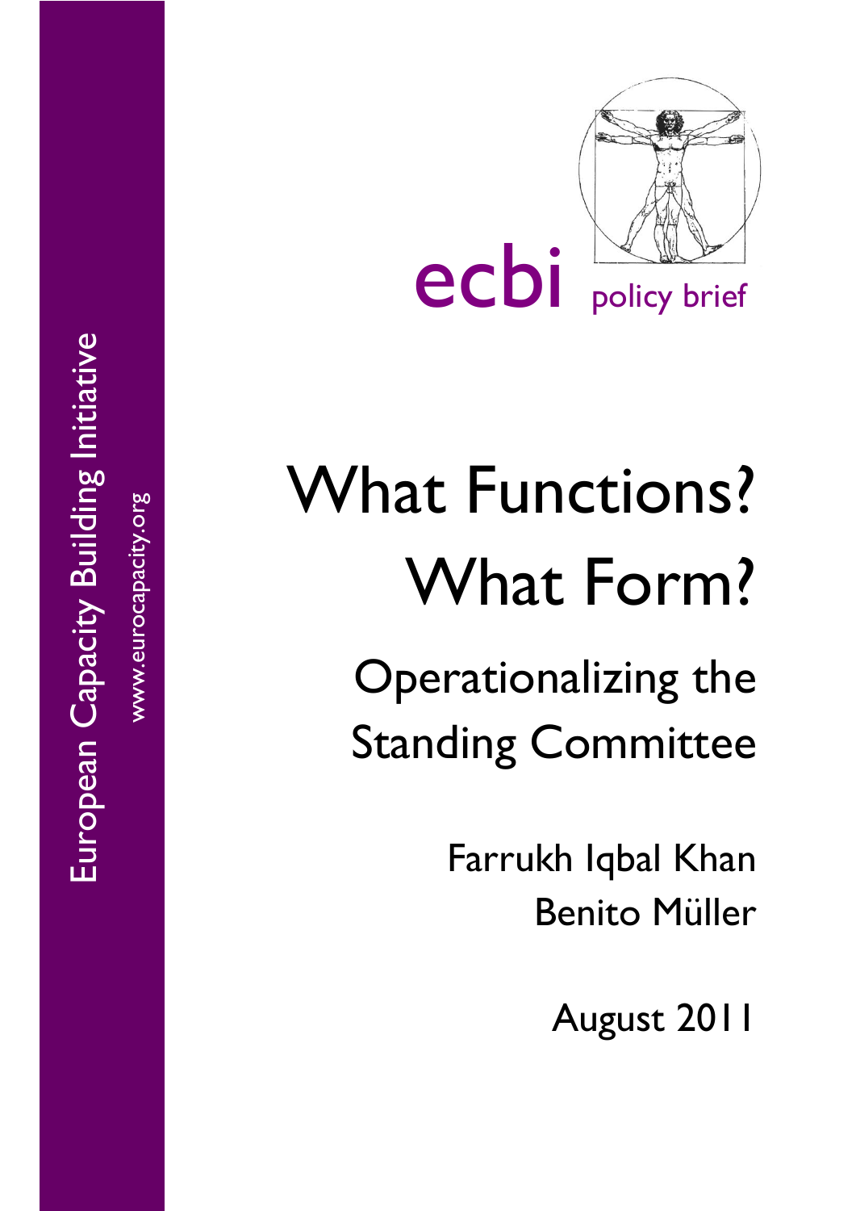European Capacity Building Initiative

www.eurocapacity.org

ecbi policy brief

# What Functions? What Form?

## Operationalizing the Standing Committee

Farrukh Iqbal Khan
Benito Müller

August 2011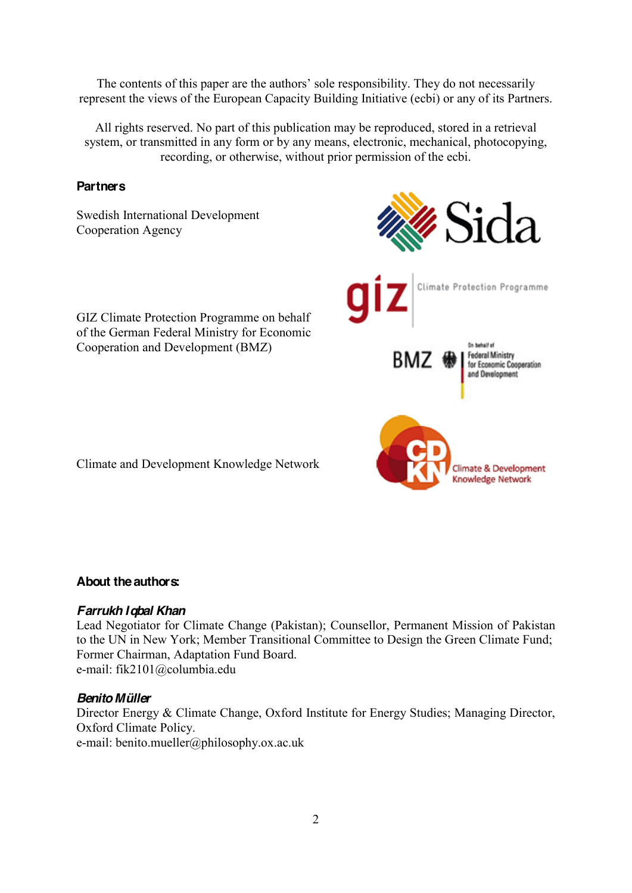The contents of this paper are the authors' sole responsibility. They do not necessarily represent the views of the European Capacity Building Initiative (ecbi) or any of its Partners.

All rights reserved. No part of this publication may be reproduced, stored in a retrieval system, or transmitted in any form or by any means, electronic, mechanical, photocopying, recording, or otherwise, without prior permission of the ecbi.

**Partners**

Swedish International Development Cooperation Agency

GIZ Climate Protection Programme on behalf of the German Federal Ministry for Economic Cooperation and Development (BMZ)

Climate and Development Knowledge Network

**About the authors:**

***Farrukh Iqbal Khan***
Lead Negotiator for Climate Change (Pakistan); Counsellor, Permanent Mission of Pakistan to the UN in New York; Member Transitional Committee to Design the Green Climate Fund; Former Chairman, Adaptation Fund Board.
e-mail: fik2101@columbia.edu

***Benito Müller***
Director Energy & Climate Change, Oxford Institute for Energy Studies; Managing Director, Oxford Climate Policy.
e-mail: benito.mueller@philosophy.ox.ac.uk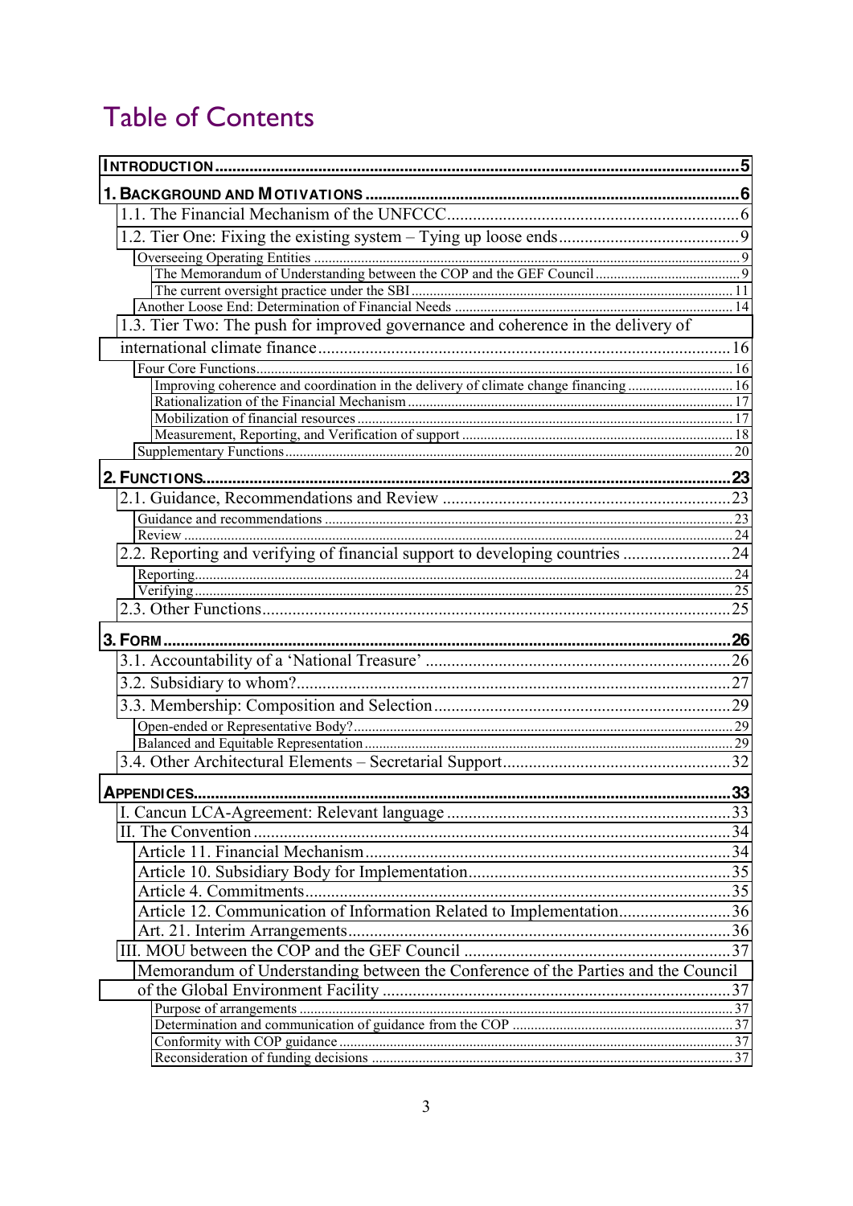# Table of Contents

| | |
|---|---|
| **INTRODUCTION** | **5** |
| **1. BACKGROUND AND MOTIVATIONS** | **6** |
| 1.1. The Financial Mechanism of the UNFCCC | 6 |
| 1.2. Tier One: Fixing the existing system – Tying up loose ends | 9 |
| Overseeing Operating Entities | 9 |
| The Memorandum of Understanding between the COP and the GEF Council | 9 |
| The current oversight practice under the SBI | 11 |
| Another Loose End: Determination of Financial Needs | 14 |
| 1.3. Tier Two: The push for improved governance and coherence in the delivery of international climate finance | 16 |
| Four Core Functions | 16 |
| Improving coherence and coordination in the delivery of climate change financing | 16 |
| Rationalization of the Financial Mechanism | 17 |
| Mobilization of financial resources | 17 |
| Measurement, Reporting, and Verification of support | 18 |
| Supplementary Functions | 20 |
| **2. FUNCTIONS** | **23** |
| 2.1. Guidance, Recommendations and Review | 23 |
| Guidance and recommendations | 23 |
| Review | 24 |
| 2.2. Reporting and verifying of financial support to developing countries | 24 |
| Reporting | 24 |
| Verifying | 25 |
| 2.3. Other Functions | 25 |
| **3. FORM** | **26** |
| 3.1. Accountability of a 'National Treasure' | 26 |
| 3.2. Subsidiary to whom? | 27 |
| 3.3. Membership: Composition and Selection | 29 |
| Open-ended or Representative Body? | 29 |
| Balanced and Equitable Representation | 29 |
| 3.4. Other Architectural Elements – Secretarial Support | 32 |
| **APPENDICES** | **33** |
| I. Cancun LCA-Agreement: Relevant language | 33 |
| II. The Convention | 34 |
| Article 11. Financial Mechanism | 34 |
| Article 10. Subsidiary Body for Implementation | 35 |
| Article 4. Commitments | 35 |
| Article 12. Communication of Information Related to Implementation | 36 |
| Art. 21. Interim Arrangements | 36 |
| III. MOU between the COP and the GEF Council | 37 |
| Memorandum of Understanding between the Conference of the Parties and the Council of the Global Environment Facility | 37 |
| Purpose of arrangements | 37 |
| Determination and communication of guidance from the COP | 37 |
| Conformity with COP guidance | 37 |
| Reconsideration of funding decisions | 37 |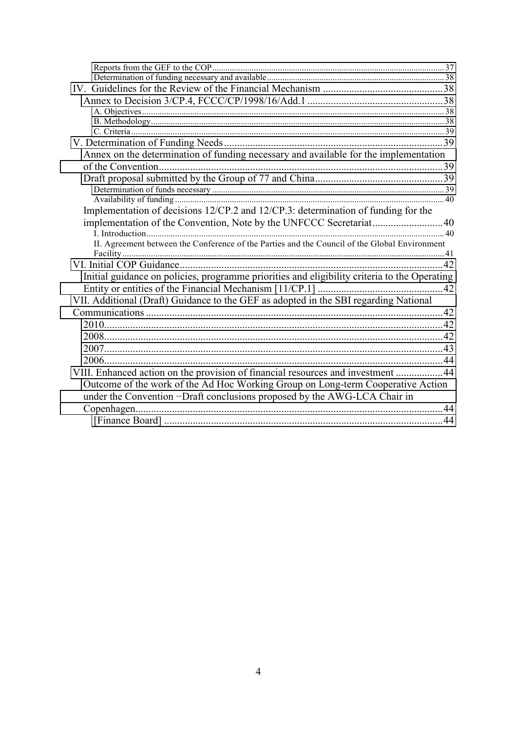Reports from the GEF to the COP ........................................................................................................ 37
Determination of funding necessary and available ................................................................................ 38

IV. Guidelines for the Review of the Financial Mechanism ............................................. 38
Annex to Decision 3/CP.4, FCCC/CP/1998/16/Add.1 .................................................... 38
A. Objectives ........................................................................................................................................ 38
B. Methodology ...................................................................................................................................... 38
C. Criteria ............................................................................................................................................. 39

V. Determination of Funding Needs .................................................................................... 39
Annex on the determination of funding necessary and available for the implementation of the Convention ............................................................................................................. 39
Draft proposal submitted by the Group of 77 and China ................................................. 39
Determination of funds necessary ......................................................................................................... 39
Availability of funding ......................................................................................................................... 40
Implementation of decisions 12/CP.2 and 12/CP.3: determination of funding for the implementation of the Convention, Note by the UNFCCC Secretariat ........................... 40
I. Introduction ....................................................................................................................................... 40
II. Agreement between the Conference of the Parties and the Council of the Global Environment Facility ............................................................................................................................................. 41

VI. Initial COP Guidance ..................................................................................................... 42
Initial guidance on policies, programme priorities and eligibility criteria to the Operating Entity or entities of the Financial Mechanism [11/CP.1] ................................................ 42

VII. Additional (Draft) Guidance to the GEF as adopted in the SBI regarding National Communications .................................................................................................................. 42
2010 .................................................................................................................................. 42
2008 .................................................................................................................................. 42
2007 .................................................................................................................................. 43
2006 .................................................................................................................................. 44

VIII. Enhanced action on the provision of financial resources and investment .................. 44
Outcome of the work of the Ad Hoc Working Group on Long-term Cooperative Action under the Convention −Draft conclusions proposed by the AWG-LCA Chair in Copenhagen ...................................................................................................................... 44
[Finance Board] ........................................................................................................... 44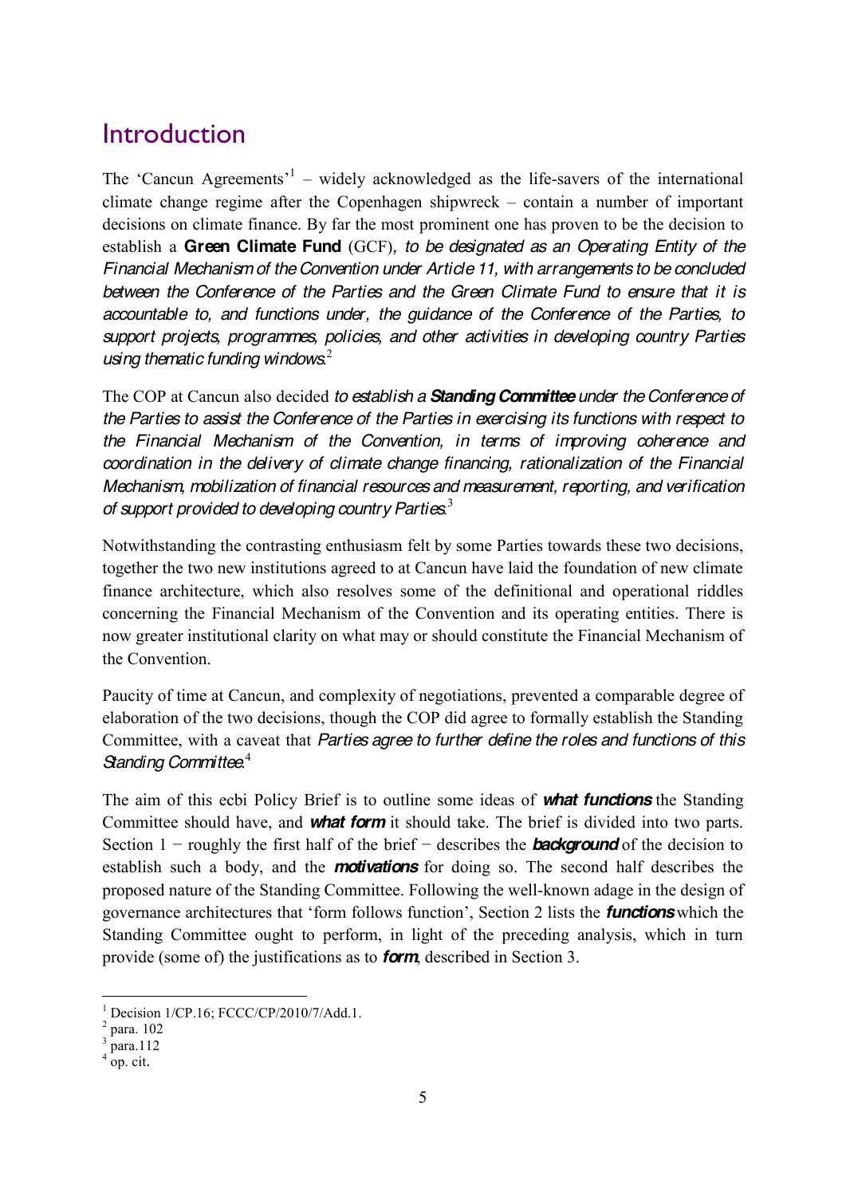# Introduction

The 'Cancun Agreements'[1] – widely acknowledged as the life-savers of the international climate change regime after the Copenhagen shipwreck – contain a number of important decisions on climate finance. By far the most prominent one has proven to be the decision to establish a **Green Climate Fund** (GCF)*, to be designated as an Operating Entity of the Financial Mechanism of the Convention under Article 11, with arrangements to be concluded between the Conference of the Parties and the Green Climate Fund to ensure that it is accountable to, and functions under, the guidance of the Conference of the Parties, to support projects, programmes, policies, and other activities in developing country Parties using thematic funding windows.*[2]

The COP at Cancun also decided *to establish a **Standing Committee** under the Conference of the Parties to assist the Conference of the Parties in exercising its functions with respect to the Financial Mechanism of the Convention, in terms of improving coherence and coordination in the delivery of climate change financing, rationalization of the Financial Mechanism, mobilization of financial resources and measurement, reporting, and verification of support provided to developing country Parties.*[3]

Notwithstanding the contrasting enthusiasm felt by some Parties towards these two decisions, together the two new institutions agreed to at Cancun have laid the foundation of new climate finance architecture, which also resolves some of the definitional and operational riddles concerning the Financial Mechanism of the Convention and its operating entities. There is now greater institutional clarity on what may or should constitute the Financial Mechanism of the Convention.

Paucity of time at Cancun, and complexity of negotiations, prevented a comparable degree of elaboration of the two decisions, though the COP did agree to formally establish the Standing Committee, with a caveat that *Parties agree to further define the roles and functions of this Standing Committee.*[4]

The aim of this ecbi Policy Brief is to outline some ideas of ***what functions*** the Standing Committee should have, and ***what form*** it should take. The brief is divided into two parts. Section 1 − roughly the first half of the brief − describes the ***background*** of the decision to establish such a body, and the ***motivations*** for doing so. The second half describes the proposed nature of the Standing Committee. Following the well-known adage in the design of governance architectures that 'form follows function', Section 2 lists the ***functions*** which the Standing Committee ought to perform, in light of the preceding analysis, which in turn provide (some of) the justifications as to ***form***, described in Section 3.

---

[1] Decision 1/CP.16; FCCC/CP/2010/7/Add.1.

[2] para. 102

[3] para.112

[4] op. cit.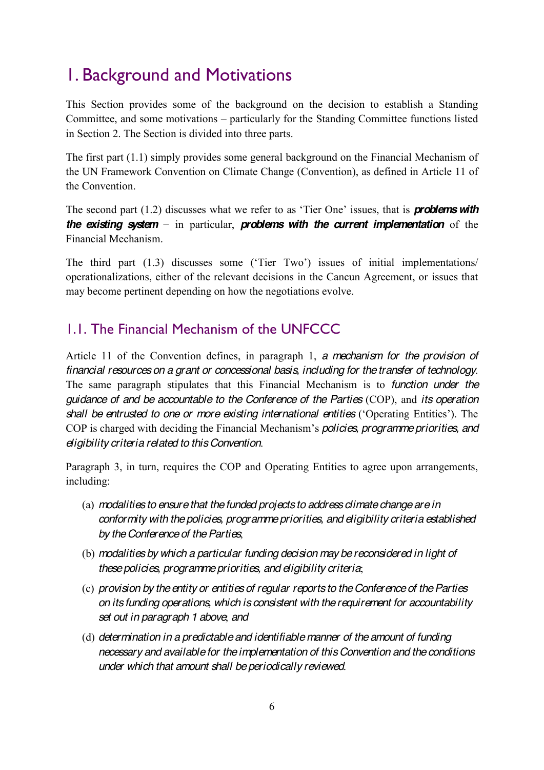# 1. Background and Motivations

This Section provides some of the background on the decision to establish a Standing Committee, and some motivations – particularly for the Standing Committee functions listed in Section 2. The Section is divided into three parts.

The first part (1.1) simply provides some general background on the Financial Mechanism of the UN Framework Convention on Climate Change (Convention), as defined in Article 11 of the Convention.

The second part (1.2) discusses what we refer to as 'Tier One' issues, that is ***problems with the existing system*** − in particular, ***problems with the current implementation*** of the Financial Mechanism.

The third part (1.3) discusses some ('Tier Two') issues of initial implementations/ operationalizations, either of the relevant decisions in the Cancun Agreement, or issues that may become pertinent depending on how the negotiations evolve.

## 1.1. The Financial Mechanism of the UNFCCC

Article 11 of the Convention defines, in paragraph 1, *a mechanism for the provision of financial resources on a grant or concessional basis, including for the transfer of technology*. The same paragraph stipulates that this Financial Mechanism is to *function under the guidance of and be accountable to the Conference of the Parties* (COP), and *its operation shall be entrusted to one or more existing international entities* ('Operating Entities'). The COP is charged with deciding the Financial Mechanism's *policies, programme priorities, and eligibility criteria related to this Convention*.

Paragraph 3, in turn, requires the COP and Operating Entities to agree upon arrangements, including:

(a) *modalities to ensure that the funded projects to address climate change are in conformity with the policies, programme priorities, and eligibility criteria established by the Conference of the Parties*;

(b) *modalities by which a particular funding decision may be reconsidered in light of these policies, programme priorities, and eligibility criteria*;

(c) *provision by the entity or entities of regular reports to the Conference of the Parties on its funding operations, which is consistent with the requirement for accountability set out in paragraph 1 above*; and

(d) *determination in a predictable and identifiable manner of the amount of funding necessary and available for the implementation of this Convention and the conditions under which that amount shall be periodically reviewed*.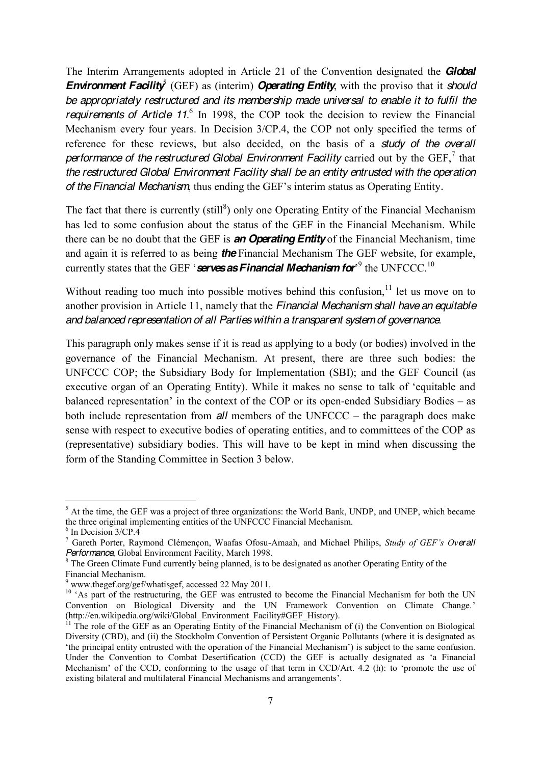The Interim Arrangements adopted in Article 21 of the Convention designated the ***Global Environment Facility***[5] (GEF) as (interim) ***Operating Entity***, with the proviso that it *should be appropriately restructured and its membership made universal to enable it to fulfil the requirements of Article 11*.[6] In 1998, the COP took the decision to review the Financial Mechanism every four years. In Decision 3/CP.4, the COP not only specified the terms of reference for these reviews, but also decided, on the basis of a *study of the overall performance of the restructured Global Environment Facility* carried out by the GEF,[7] that *the restructured Global Environment Facility shall be an entity entrusted with the operation of the Financial Mechanism*, thus ending the GEF's interim status as Operating Entity.

The fact that there is currently (still[8]) only one Operating Entity of the Financial Mechanism has led to some confusion about the status of the GEF in the Financial Mechanism. While there can be no doubt that the GEF is ***an Operating Entity*** of the Financial Mechanism, time and again it is referred to as being ***the*** Financial Mechanism The GEF website, for example, currently states that the GEF '***serves as Financial Mechanism for***'[9] the UNFCCC.[10]

Without reading too much into possible motives behind this confusion,[11] let us move on to another provision in Article 11, namely that the *Financial Mechanism shall have an equitable and balanced representation of all Parties within a transparent system of governance*.

This paragraph only makes sense if it is read as applying to a body (or bodies) involved in the governance of the Financial Mechanism. At present, there are three such bodies: the UNFCCC COP; the Subsidiary Body for Implementation (SBI); and the GEF Council (as executive organ of an Operating Entity). While it makes no sense to talk of 'equitable and balanced representation' in the context of the COP or its open-ended Subsidiary Bodies – as both include representation from *all* members of the UNFCCC – the paragraph does make sense with respect to executive bodies of operating entities, and to committees of the COP as (representative) subsidiary bodies. This will have to be kept in mind when discussing the form of the Standing Committee in Section 3 below.

---

[5] At the time, the GEF was a project of three organizations: the World Bank, UNDP, and UNEP, which became the three original implementing entities of the UNFCCC Financial Mechanism.

[6] In Decision 3/CP.4

[7] Gareth Porter, Raymond Clémençon, Waafas Ofosu-Amaah, and Michael Philips, *Study of GEF's Overall Performance*, Global Environment Facility, March 1998.

[8] The Green Climate Fund currently being planned, is to be designated as another Operating Entity of the Financial Mechanism.

[9] www.thegef.org/gef/whatisgef, accessed 22 May 2011.

[10] 'As part of the restructuring, the GEF was entrusted to become the Financial Mechanism for both the UN Convention on Biological Diversity and the UN Framework Convention on Climate Change.' (http://en.wikipedia.org/wiki/Global_Environment_Facility#GEF_History).

[11] The role of the GEF as an Operating Entity of the Financial Mechanism of (i) the Convention on Biological Diversity (CBD), and (ii) the Stockholm Convention of Persistent Organic Pollutants (where it is designated as 'the principal entity entrusted with the operation of the Financial Mechanism') is subject to the same confusion. Under the Convention to Combat Desertification (CCD) the GEF is actually designated as 'a Financial Mechanism' of the CCD, conforming to the usage of that term in CCD/Art. 4.2 (h): to 'promote the use of existing bilateral and multilateral Financial Mechanisms and arrangements'.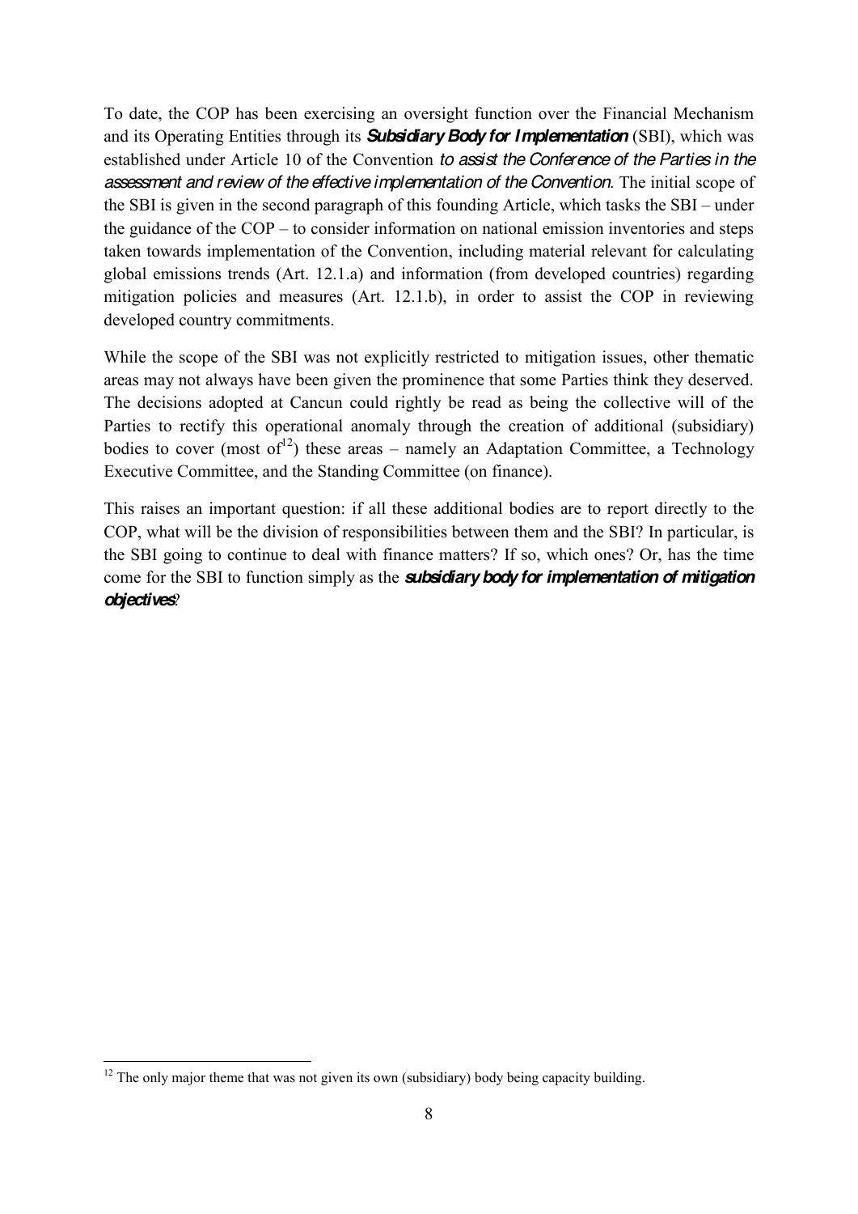To date, the COP has been exercising an oversight function over the Financial Mechanism and its Operating Entities through its ***Subsidiary Body for Implementation*** (SBI), which was established under Article 10 of the Convention *to assist the Conference of the Parties in the assessment and review of the effective implementation of the Convention*. The initial scope of the SBI is given in the second paragraph of this founding Article, which tasks the SBI – under the guidance of the COP – to consider information on national emission inventories and steps taken towards implementation of the Convention, including material relevant for calculating global emissions trends (Art. 12.1.a) and information (from developed countries) regarding mitigation policies and measures (Art. 12.1.b), in order to assist the COP in reviewing developed country commitments.

While the scope of the SBI was not explicitly restricted to mitigation issues, other thematic areas may not always have been given the prominence that some Parties think they deserved. The decisions adopted at Cancun could rightly be read as being the collective will of the Parties to rectify this operational anomaly through the creation of additional (subsidiary) bodies to cover (most of[12]) these areas – namely an Adaptation Committee, a Technology Executive Committee, and the Standing Committee (on finance).

This raises an important question: if all these additional bodies are to report directly to the COP, what will be the division of responsibilities between them and the SBI? In particular, is the SBI going to continue to deal with finance matters? If so, which ones? Or, has the time come for the SBI to function simply as the ***subsidiary body for implementation of mitigation objectives***?

[12] The only major theme that was not given its own (subsidiary) body being capacity building.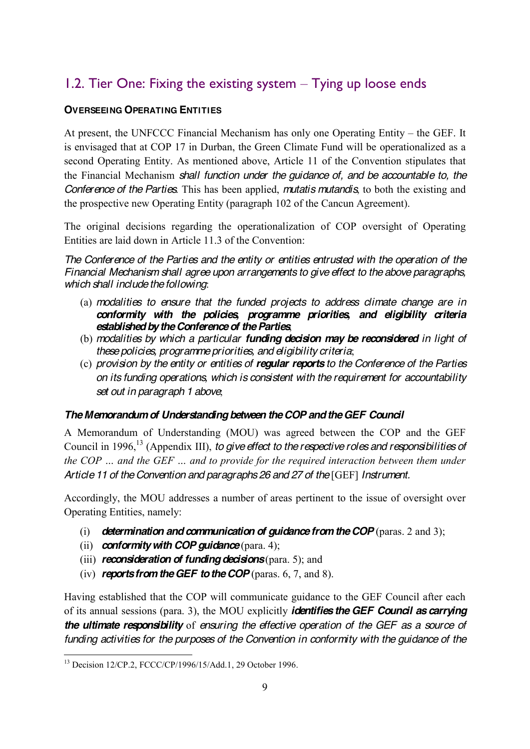## 1.2. Tier One: Fixing the existing system – Tying up loose ends

**OVERSEEING OPERATING ENTITIES**

At present, the UNFCCC Financial Mechanism has only one Operating Entity – the GEF. It is envisaged that at COP 17 in Durban, the Green Climate Fund will be operationalized as a second Operating Entity. As mentioned above, Article 11 of the Convention stipulates that the Financial Mechanism *shall function under the guidance of, and be accountable to, the Conference of the Parties*. This has been applied, *mutatis mutandis*, to both the existing and the prospective new Operating Entity (paragraph 102 of the Cancun Agreement).

The original decisions regarding the operationalization of COP oversight of Operating Entities are laid down in Article 11.3 of the Convention:

*The Conference of the Parties and the entity or entities entrusted with the operation of the Financial Mechanism shall agree upon arrangements to give effect to the above paragraphs, which shall include the following*:

(a) *modalities to ensure that the funded projects to address climate change are in* ***conformity with the policies, programme priorities, and eligibility criteria established by the Conference of the Parties***;
(b) *modalities by which a particular* ***funding decision may be reconsidered*** *in light of these policies, programme priorities, and eligibility criteria*;
(c) *provision by the entity or entities of* ***regular reports*** *to the Conference of the Parties on its funding operations, which is consistent with the requirement for accountability set out in paragraph 1 above*;

***The Memorandum of Understanding between the COP and the GEF Council***

A Memorandum of Understanding (MOU) was agreed between the COP and the GEF Council in 1996,[13] (Appendix III), *to give effect to the respective roles and responsibilities of the COP … and the GEF … and to provide for the required interaction between them under Article 11 of the Convention and paragraphs 26 and 27 of the* [GEF] *Instrument*.

Accordingly, the MOU addresses a number of areas pertinent to the issue of oversight over Operating Entities, namely:

(i) ***determination and communication of guidance from the COP*** (paras. 2 and 3);
(ii) ***conformity with COP guidance*** (para. 4);
(iii) ***reconsideration of funding decisions*** (para. 5); and
(iv) ***reports from the GEF to the COP*** (paras. 6, 7, and 8).

Having established that the COP will communicate guidance to the GEF Council after each of its annual sessions (para. 3), the MOU explicitly ***identifies the GEF Council as carrying the ultimate responsibility*** of *ensuring the effective operation of the GEF as a source of funding activities for the purposes of the Convention in conformity with the guidance of the*

[13] Decision 12/CP.2, FCCC/CP/1996/15/Add.1, 29 October 1996.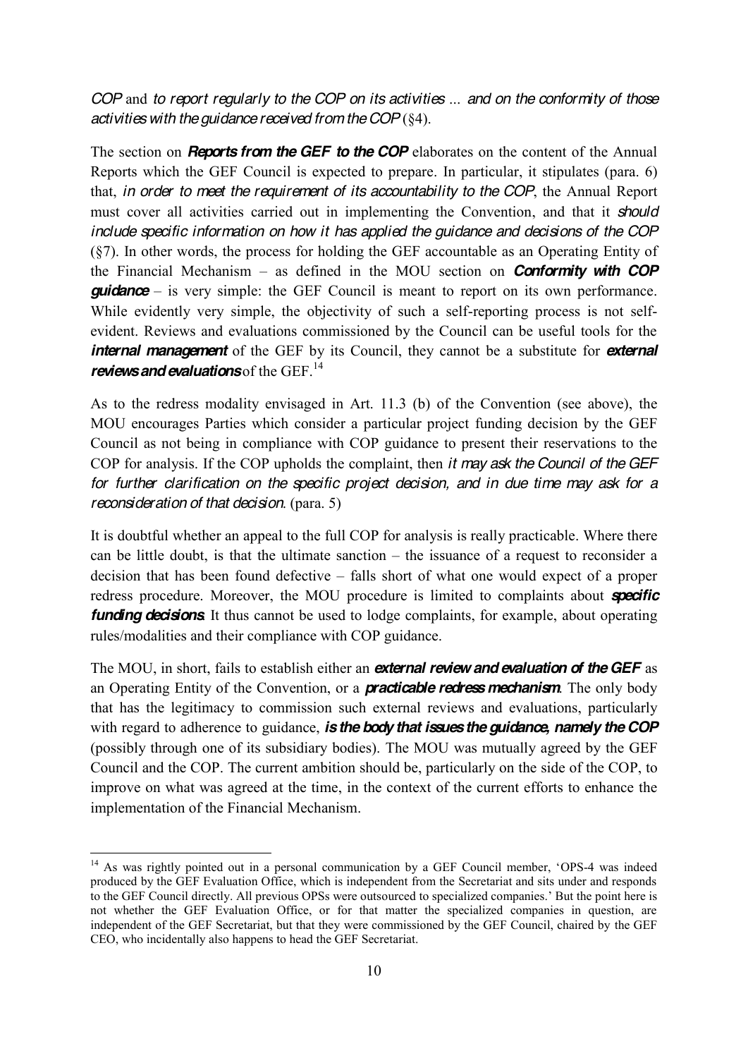*COP* and *to report regularly to the COP on its activities ... and on the conformity of those activities with the guidance received from the COP* (§4).

The section on ***Reports from the GEF to the COP*** elaborates on the content of the Annual Reports which the GEF Council is expected to prepare. In particular, it stipulates (para. 6) that, *in order to meet the requirement of its accountability to the COP*, the Annual Report must cover all activities carried out in implementing the Convention, and that it *should include specific information on how it has applied the guidance and decisions of the COP* (§7). In other words, the process for holding the GEF accountable as an Operating Entity of the Financial Mechanism – as defined in the MOU section on ***Conformity with COP guidance*** – is very simple: the GEF Council is meant to report on its own performance. While evidently very simple, the objectivity of such a self-reporting process is not self-evident. Reviews and evaluations commissioned by the Council can be useful tools for the ***internal management*** of the GEF by its Council, they cannot be a substitute for ***external reviews and evaluations*** of the GEF.[14]

As to the redress modality envisaged in Art. 11.3 (b) of the Convention (see above), the MOU encourages Parties which consider a particular project funding decision by the GEF Council as not being in compliance with COP guidance to present their reservations to the COP for analysis. If the COP upholds the complaint, then *it may ask the Council of the GEF for further clarification on the specific project decision, and in due time may ask for a reconsideration of that decision*. (para. 5)

It is doubtful whether an appeal to the full COP for analysis is really practicable. Where there can be little doubt, is that the ultimate sanction – the issuance of a request to reconsider a decision that has been found defective – falls short of what one would expect of a proper redress procedure. Moreover, the MOU procedure is limited to complaints about ***specific funding decisions***. It thus cannot be used to lodge complaints, for example, about operating rules/modalities and their compliance with COP guidance.

The MOU, in short, fails to establish either an ***external review and evaluation of the GEF*** as an Operating Entity of the Convention, or a ***practicable redress mechanism***. The only body that has the legitimacy to commission such external reviews and evaluations, particularly with regard to adherence to guidance, ***is the body that issues the guidance, namely the COP*** (possibly through one of its subsidiary bodies). The MOU was mutually agreed by the GEF Council and the COP. The current ambition should be, particularly on the side of the COP, to improve on what was agreed at the time, in the context of the current efforts to enhance the implementation of the Financial Mechanism.

---

[14] As was rightly pointed out in a personal communication by a GEF Council member, 'OPS-4 was indeed produced by the GEF Evaluation Office, which is independent from the Secretariat and sits under and responds to the GEF Council directly. All previous OPSs were outsourced to specialized companies.' But the point here is not whether the GEF Evaluation Office, or for that matter the specialized companies in question, are independent of the GEF Secretariat, but that they were commissioned by the GEF Council, chaired by the GEF CEO, who incidentally also happens to head the GEF Secretariat.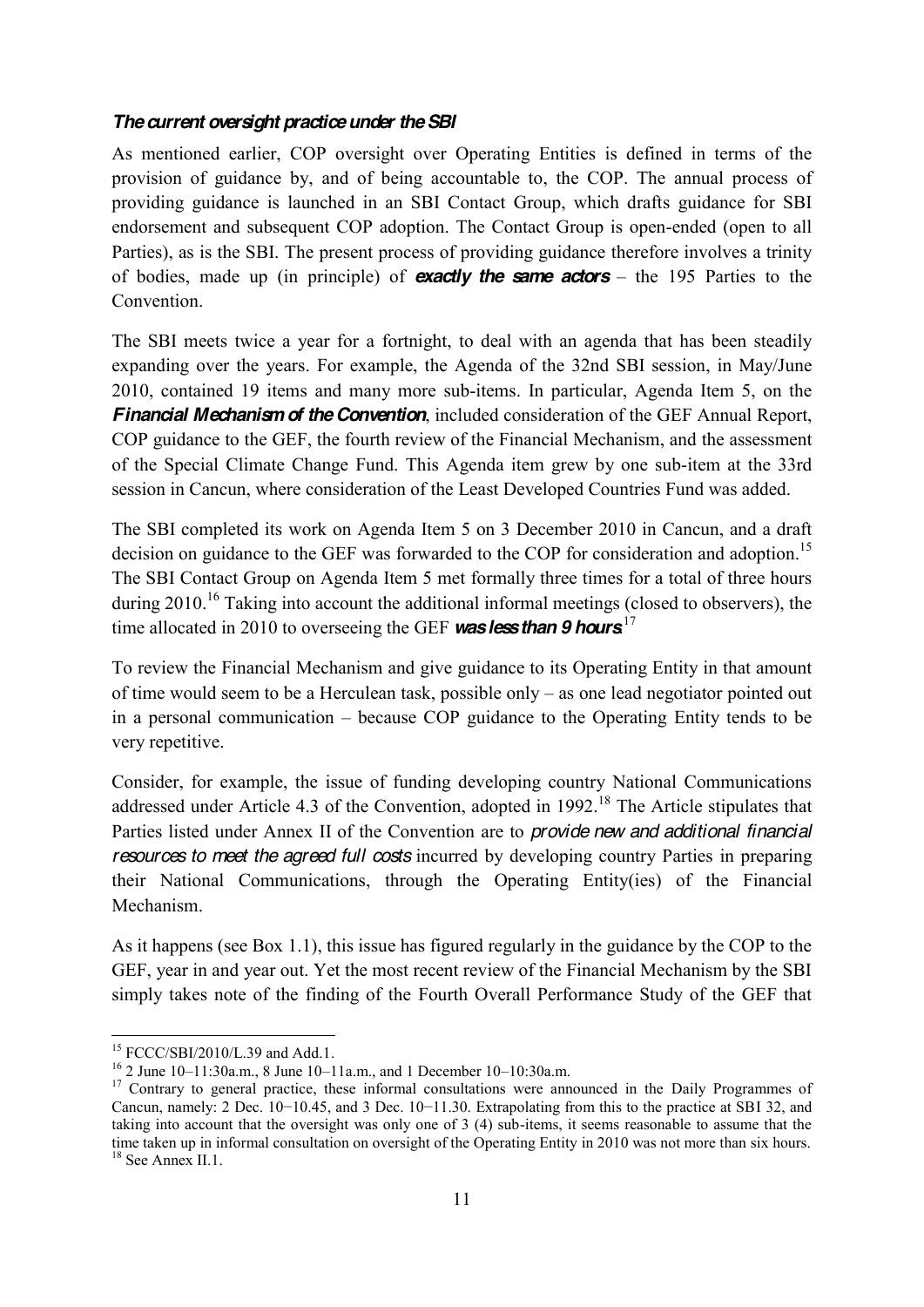### *The current oversight practice under the SBI*

As mentioned earlier, COP oversight over Operating Entities is defined in terms of the provision of guidance by, and of being accountable to, the COP. The annual process of providing guidance is launched in an SBI Contact Group, which drafts guidance for SBI endorsement and subsequent COP adoption. The Contact Group is open-ended (open to all Parties), as is the SBI. The present process of providing guidance therefore involves a trinity of bodies, made up (in principle) of ***exactly the same actors*** – the 195 Parties to the Convention.

The SBI meets twice a year for a fortnight, to deal with an agenda that has been steadily expanding over the years. For example, the Agenda of the 32nd SBI session, in May/June 2010, contained 19 items and many more sub-items. In particular, Agenda Item 5, on the ***Financial Mechanism of the Convention***, included consideration of the GEF Annual Report, COP guidance to the GEF, the fourth review of the Financial Mechanism, and the assessment of the Special Climate Change Fund. This Agenda item grew by one sub-item at the 33rd session in Cancun, where consideration of the Least Developed Countries Fund was added.

The SBI completed its work on Agenda Item 5 on 3 December 2010 in Cancun, and a draft decision on guidance to the GEF was forwarded to the COP for consideration and adoption.[15] The SBI Contact Group on Agenda Item 5 met formally three times for a total of three hours during 2010.[16] Taking into account the additional informal meetings (closed to observers), the time allocated in 2010 to overseeing the GEF ***was less than 9 hours***.[17]

To review the Financial Mechanism and give guidance to its Operating Entity in that amount of time would seem to be a Herculean task, possible only – as one lead negotiator pointed out in a personal communication – because COP guidance to the Operating Entity tends to be very repetitive.

Consider, for example, the issue of funding developing country National Communications addressed under Article 4.3 of the Convention, adopted in 1992.[18] The Article stipulates that Parties listed under Annex II of the Convention are to *provide new and additional financial resources to meet the agreed full costs* incurred by developing country Parties in preparing their National Communications, through the Operating Entity(ies) of the Financial Mechanism.

As it happens (see Box 1.1), this issue has figured regularly in the guidance by the COP to the GEF, year in and year out. Yet the most recent review of the Financial Mechanism by the SBI simply takes note of the finding of the Fourth Overall Performance Study of the GEF that

---

[15] FCCC/SBI/2010/L.39 and Add.1.

[16] 2 June 10–11:30a.m., 8 June 10–11a.m., and 1 December 10–10:30a.m.

[17] Contrary to general practice, these informal consultations were announced in the Daily Programmes of Cancun, namely: 2 Dec. 10−10.45, and 3 Dec. 10−11.30. Extrapolating from this to the practice at SBI 32, and taking into account that the oversight was only one of 3 (4) sub-items, it seems reasonable to assume that the time taken up in informal consultation on oversight of the Operating Entity in 2010 was not more than six hours.

[18] See Annex II.1.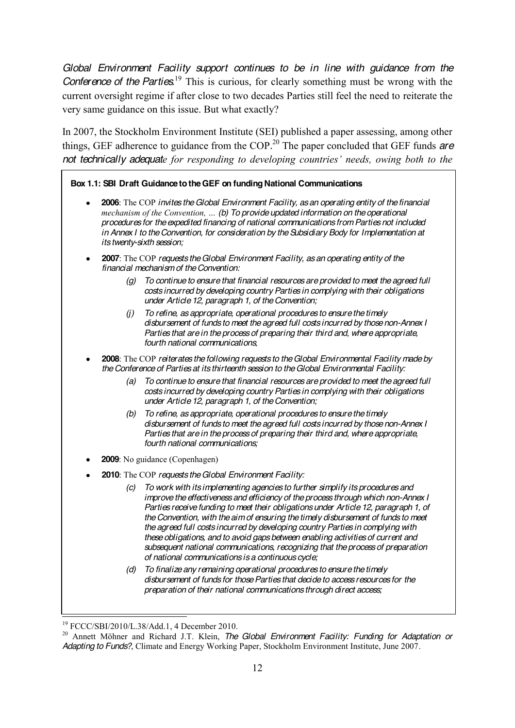*Global Environment Facility support continues to be in line with guidance from the Conference of the Parties*.[19] This is curious, for clearly something must be wrong with the current oversight regime if after close to two decades Parties still feel the need to reiterate the very same guidance on this issue. But what exactly?

In 2007, the Stockholm Environment Institute (SEI) published a paper assessing, among other things, GEF adherence to guidance from the COP.[20] The paper concluded that GEF funds *are not technically adequate for responding to developing countries' needs, owing both to the*

**Box 1.1: SBI Draft Guidance to the GEF on funding National Communications**

- **2006**: The COP *invites the Global Environment Facility, as an operating entity of the financial mechanism of the Convention, … (b) To provide updated information on the operational procedures for the expedited financing of national communications from Parties not included in Annex I to the Convention, for consideration by the Subsidiary Body for Implementation at its twenty-sixth session;*
- **2007**: The COP *requests the Global Environment Facility, as an operating entity of the financial mechanism of the Convention:*
  - *(g) To continue to ensure that financial resources are provided to meet the agreed full costs incurred by developing country Parties in complying with their obligations under Article 12, paragraph 1, of the Convention;*
  - *(j) To refine, as appropriate, operational procedures to ensure the timely disbursement of funds to meet the agreed full costs incurred by those non-Annex I Parties that are in the process of preparing their third and, where appropriate, fourth national communications;*
- **2008**: The COP *reiterates the following requests to the Global Environmental Facility made by the Conference of Parties at its thirteenth session to the Global Environment Facility:*
  - *(a) To continue to ensure that financial resources are provided to meet the agreed full costs incurred by developing country Parties in complying with their obligations under Article 12, paragraph 1, of the Convention;*
  - *(b) To refine, as appropriate, operational procedures to ensure the timely disbursement of funds to meet the agreed full costs incurred by those non-Annex I Parties that are in the process of preparing their third and, where appropriate, fourth national communications;*
- **2009**: No guidance (Copenhagen)
- **2010**: The COP *requests the Global Environment Facility:*
  - *(c) To work with its implementing agencies to further simplify its procedures and improve the effectiveness and efficiency of the process through which non-Annex I Parties receive funding to meet their obligations under Article 12, paragraph 1, of the Convention, with the aim of ensuring the timely disbursement of funds to meet the agreed full costs incurred by developing country Parties in complying with these obligations, and to avoid gaps between enabling activities of current and subsequent national communications, recognizing that the process of preparation of national communications is a continuous cycle;*
  - *(d) To finalize any remaining operational procedures to ensure the timely disbursement of funds for those Parties that decide to access resources for the preparation of their national communications through direct access;*

[19] FCCC/SBI/2010/L.38/Add.1, 4 December 2010.

[20] Annett Möhner and Richard J.T. Klein, *The Global Environment Facility: Funding for Adaptation or Adapting to Funds?*, Climate and Energy Working Paper, Stockholm Environment Institute, June 2007.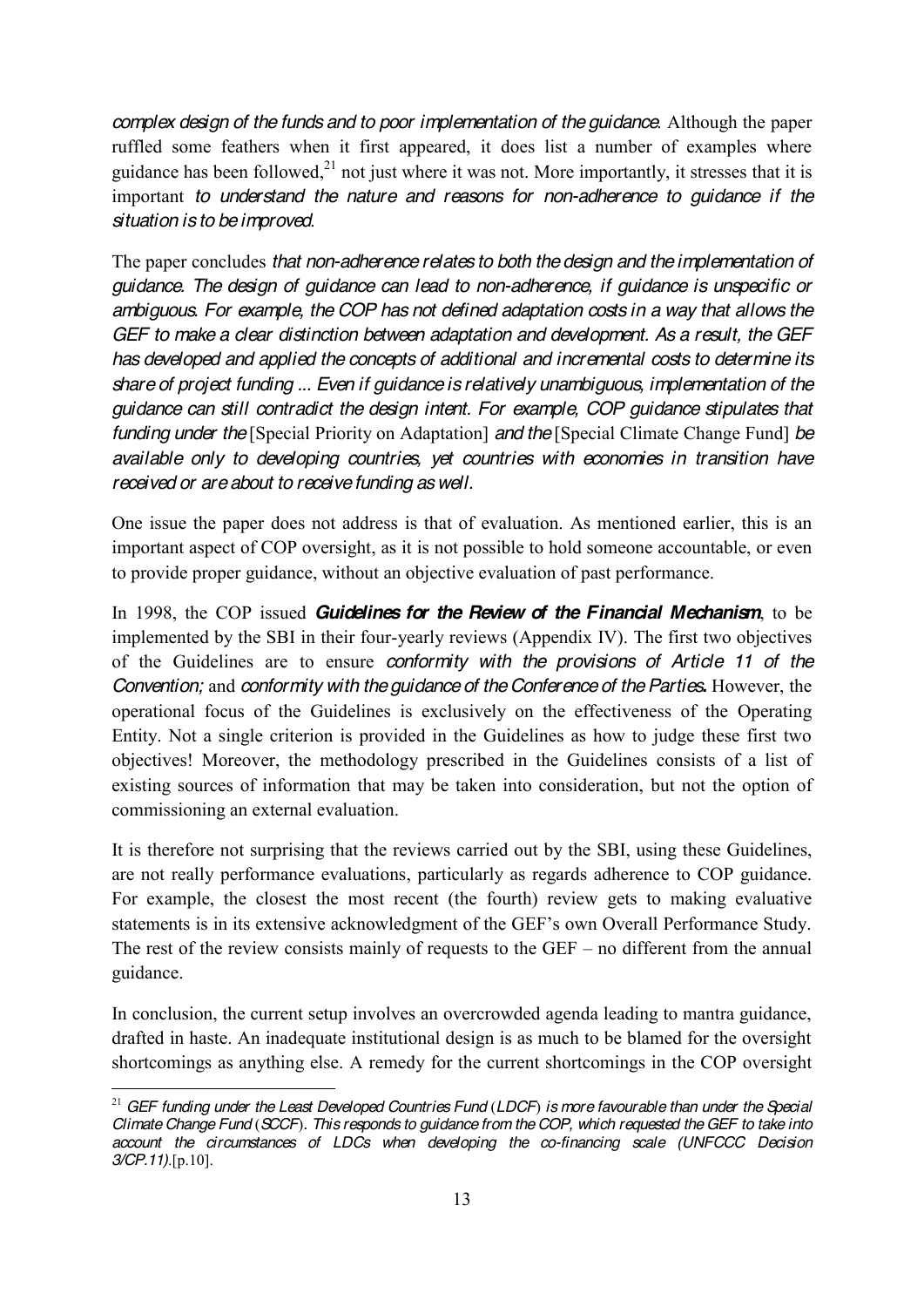*complex design of the funds and to poor implementation of the guidance*. Although the paper ruffled some feathers when it first appeared, it does list a number of examples where guidance has been followed,[21] not just where it was not. More importantly, it stresses that it is important *to understand the nature and reasons for non-adherence to guidance if the situation is to be improved*.

The paper concludes *that non-adherence relates to both the design and the implementation of guidance. The design of guidance can lead to non-adherence, if guidance is unspecific or ambiguous. For example, the COP has not defined adaptation costs in a way that allows the GEF to make a clear distinction between adaptation and development. As a result, the GEF has developed and applied the concepts of additional and incremental costs to determine its share of project funding ... Even if guidance is relatively unambiguous, implementation of the guidance can still contradict the design intent. For example, COP guidance stipulates that funding under the* [Special Priority on Adaptation] *and the* [Special Climate Change Fund] *be available only to developing countries, yet countries with economies in transition have received or are about to receive funding as well.*

One issue the paper does not address is that of evaluation. As mentioned earlier, this is an important aspect of COP oversight, as it is not possible to hold someone accountable, or even to provide proper guidance, without an objective evaluation of past performance.

In 1998, the COP issued ***Guidelines for the Review of the Financial Mechanism***, to be implemented by the SBI in their four-yearly reviews (Appendix IV). The first two objectives of the Guidelines are to ensure *conformity with the provisions of Article 11 of the Convention;* and *conformity with the guidance of the Conference of the Parties***.** However, the operational focus of the Guidelines is exclusively on the effectiveness of the Operating Entity. Not a single criterion is provided in the Guidelines as how to judge these first two objectives! Moreover, the methodology prescribed in the Guidelines consists of a list of existing sources of information that may be taken into consideration, but not the option of commissioning an external evaluation.

It is therefore not surprising that the reviews carried out by the SBI, using these Guidelines, are not really performance evaluations, particularly as regards adherence to COP guidance. For example, the closest the most recent (the fourth) review gets to making evaluative statements is in its extensive acknowledgment of the GEF's own Overall Performance Study. The rest of the review consists mainly of requests to the GEF – no different from the annual guidance.

In conclusion, the current setup involves an overcrowded agenda leading to mantra guidance, drafted in haste. An inadequate institutional design is as much to be blamed for the oversight shortcomings as anything else. A remedy for the current shortcomings in the COP oversight

---

[21] *GEF funding under the Least Developed Countries Fund* (*LDCF*) *is more favourable than under the Special Climate Change Fund* (*SCCF*)*. This responds to guidance from the COP, which requested the GEF to take into account the circumstances of LDCs when developing the co-financing scale (UNFCCC Decision 3/CP.11).*[p.10].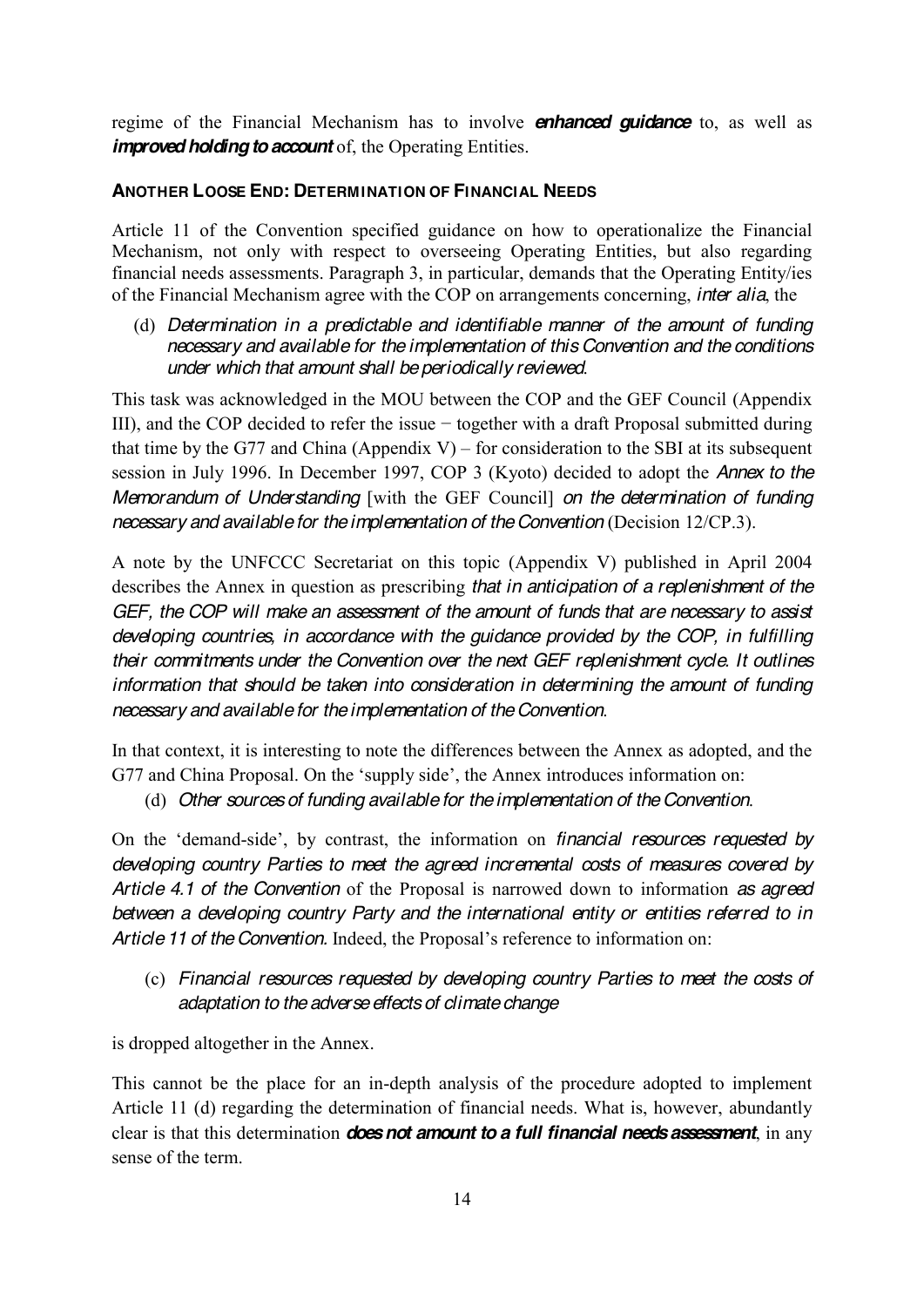regime of the Financial Mechanism has to involve ***enhanced guidance*** to, as well as ***improved holding to account*** of, the Operating Entities.

#### ANOTHER LOOSE END: DETERMINATION OF FINANCIAL NEEDS

Article 11 of the Convention specified guidance on how to operationalize the Financial Mechanism, not only with respect to overseeing Operating Entities, but also regarding financial needs assessments. Paragraph 3, in particular, demands that the Operating Entity/ies of the Financial Mechanism agree with the COP on arrangements concerning, *inter alia*, the

(d) *Determination in a predictable and identifiable manner of the amount of funding necessary and available for the implementation of this Convention and the conditions under which that amount shall be periodically reviewed.*

This task was acknowledged in the MOU between the COP and the GEF Council (Appendix III), and the COP decided to refer the issue − together with a draft Proposal submitted during that time by the G77 and China (Appendix V) – for consideration to the SBI at its subsequent session in July 1996. In December 1997, COP 3 (Kyoto) decided to adopt the *Annex to the Memorandum of Understanding* [with the GEF Council] *on the determination of funding necessary and available for the implementation of the Convention* (Decision 12/CP.3).

A note by the UNFCCC Secretariat on this topic (Appendix V) published in April 2004 describes the Annex in question as prescribing *that in anticipation of a replenishment of the GEF, the COP will make an assessment of the amount of funds that are necessary to assist developing countries, in accordance with the guidance provided by the COP, in fulfilling their commitments under the Convention over the next GEF replenishment cycle. It outlines information that should be taken into consideration in determining the amount of funding necessary and available for the implementation of the Convention.*

In that context, it is interesting to note the differences between the Annex as adopted, and the G77 and China Proposal. On the 'supply side', the Annex introduces information on:

(d) *Other sources of funding available for the implementation of the Convention.*

On the 'demand-side', by contrast, the information on *financial resources requested by developing country Parties to meet the agreed incremental costs of measures covered by Article 4.1 of the Convention* of the Proposal is narrowed down to information *as agreed between a developing country Party and the international entity or entities referred to in Article 11 of the Convention.* Indeed, the Proposal's reference to information on:

(c) *Financial resources requested by developing country Parties to meet the costs of adaptation to the adverse effects of climate change*

is dropped altogether in the Annex.

This cannot be the place for an in-depth analysis of the procedure adopted to implement Article 11 (d) regarding the determination of financial needs. What is, however, abundantly clear is that this determination ***does not amount to a full financial needs assessment***, in any sense of the term.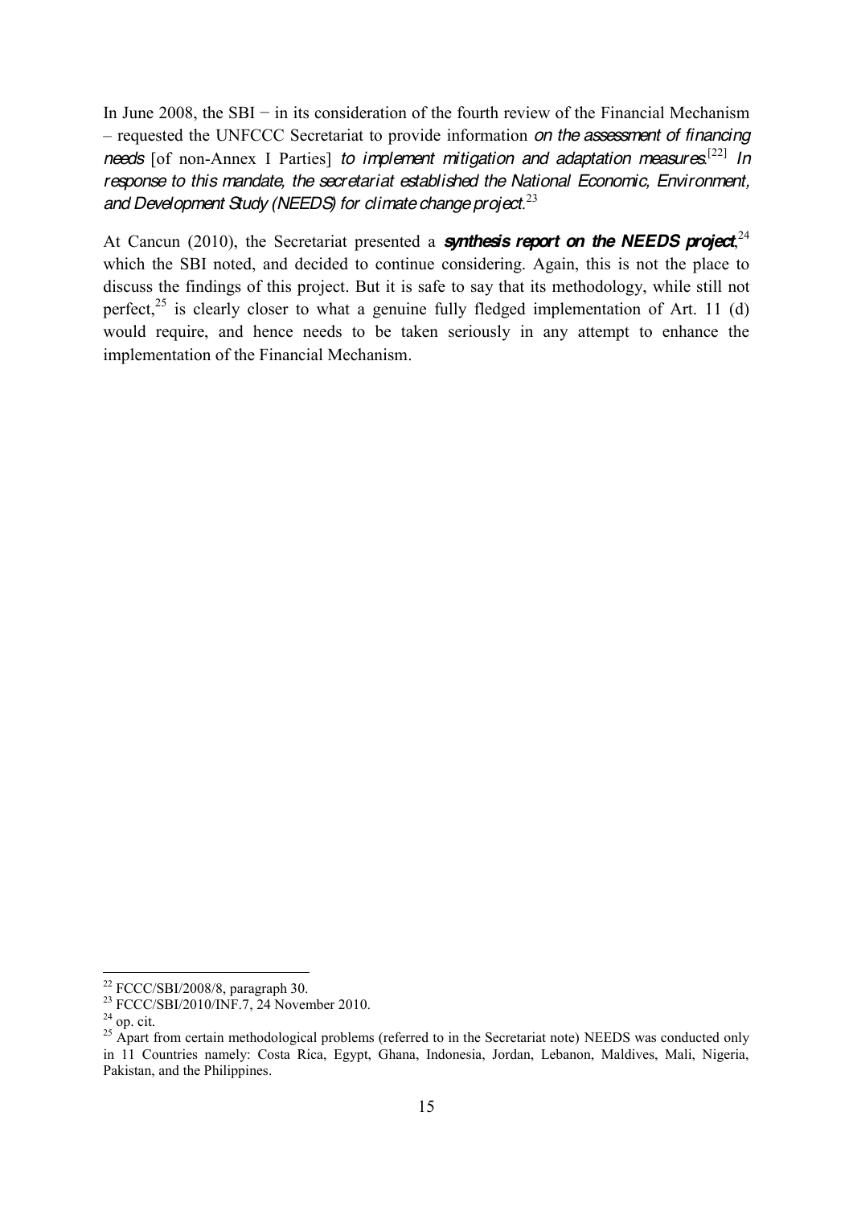In June 2008, the SBI − in its consideration of the fourth review of the Financial Mechanism – requested the UNFCCC Secretariat to provide information *on the assessment of financing needs* [of non-Annex I Parties] *to implement mitigation and adaptation measures*.[22] *In response to this mandate, the secretariat established the National Economic, Environment, and Development Study (NEEDS) for climate change project*.[23]

At Cancun (2010), the Secretariat presented a ***synthesis report on the NEEDS project***,[24] which the SBI noted, and decided to continue considering. Again, this is not the place to discuss the findings of this project. But it is safe to say that its methodology, while still not perfect,[25] is clearly closer to what a genuine fully fledged implementation of Art. 11 (d) would require, and hence needs to be taken seriously in any attempt to enhance the implementation of the Financial Mechanism.

---

[22] FCCC/SBI/2008/8, paragraph 30.

[23] FCCC/SBI/2010/INF.7, 24 November 2010.

[24] op. cit.

[25] Apart from certain methodological problems (referred to in the Secretariat note) NEEDS was conducted only in 11 Countries namely: Costa Rica, Egypt, Ghana, Indonesia, Jordan, Lebanon, Maldives, Mali, Nigeria, Pakistan, and the Philippines.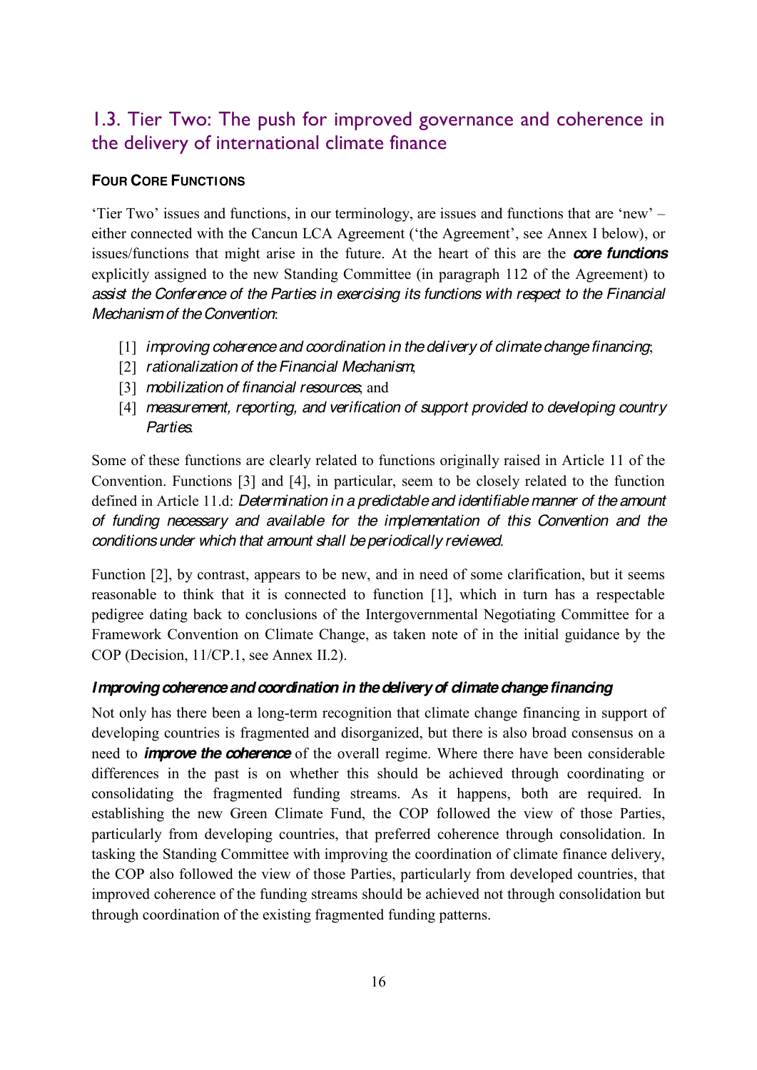## 1.3. Tier Two: The push for improved governance and coherence in the delivery of international climate finance

**FOUR CORE FUNCTIONS**

'Tier Two' issues and functions, in our terminology, are issues and functions that are 'new' – either connected with the Cancun LCA Agreement ('the Agreement', see Annex I below), or issues/functions that might arise in the future. At the heart of this are the ***core functions*** explicitly assigned to the new Standing Committee (in paragraph 112 of the Agreement) to *assist the Conference of the Parties in exercising its functions with respect to the Financial Mechanism of the Convention*:

[1] *improving coherence and coordination in the delivery of climate change financing*;
[2] *rationalization of the Financial Mechanism*;
[3] *mobilization of financial resources*; and
[4] *measurement, reporting, and verification of support provided to developing country Parties*.

Some of these functions are clearly related to functions originally raised in Article 11 of the Convention. Functions [3] and [4], in particular, seem to be closely related to the function defined in Article 11.d: *Determination in a predictable and identifiable manner of the amount of funding necessary and available for the implementation of this Convention and the conditions under which that amount shall be periodically reviewed.*

Function [2], by contrast, appears to be new, and in need of some clarification, but it seems reasonable to think that it is connected to function [1], which in turn has a respectable pedigree dating back to conclusions of the Intergovernmental Negotiating Committee for a Framework Convention on Climate Change, as taken note of in the initial guidance by the COP (Decision, 11/CP.1, see Annex II.2).

***Improving coherence and coordination in the delivery of climate change financing***

Not only has there been a long-term recognition that climate change financing in support of developing countries is fragmented and disorganized, but there is also broad consensus on a need to ***improve the coherence*** of the overall regime. Where there have been considerable differences in the past is on whether this should be achieved through coordinating or consolidating the fragmented funding streams. As it happens, both are required. In establishing the new Green Climate Fund, the COP followed the view of those Parties, particularly from developing countries, that preferred coherence through consolidation. In tasking the Standing Committee with improving the coordination of climate finance delivery, the COP also followed the view of those Parties, particularly from developed countries, that improved coherence of the funding streams should be achieved not through consolidation but through coordination of the existing fragmented funding patterns.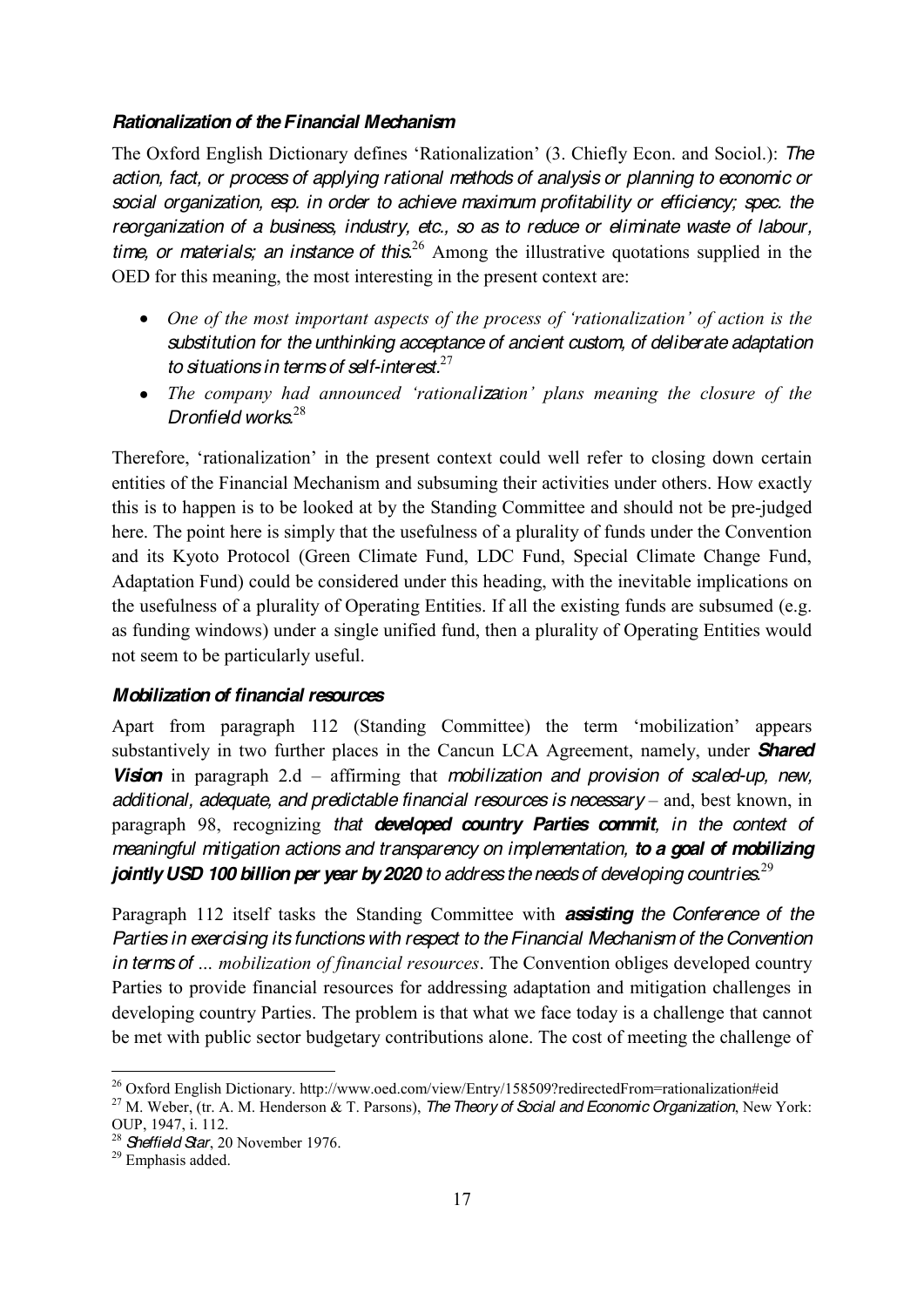### *Rationalization of the Financial Mechanism*

The Oxford English Dictionary defines 'Rationalization' (3. Chiefly Econ. and Sociol.): *The action, fact, or process of applying rational methods of analysis or planning to economic or social organization, esp. in order to achieve maximum profitability or efficiency; spec. the reorganization of a business, industry, etc., so as to reduce or eliminate waste of labour, time, or materials; an instance of this.*[26] Among the illustrative quotations supplied in the OED for this meaning, the most interesting in the present context are:

- *One of the most important aspects of the process of 'rationalization' of action is the substitution for the unthinking acceptance of ancient custom, of deliberate adaptation to situations in terms of self-interest.*[27]
- *The company had announced 'rationalization' plans meaning the closure of the Dronfield works.*[28]

Therefore, 'rationalization' in the present context could well refer to closing down certain entities of the Financial Mechanism and subsuming their activities under others. How exactly this is to happen is to be looked at by the Standing Committee and should not be pre-judged here. The point here is simply that the usefulness of a plurality of funds under the Convention and its Kyoto Protocol (Green Climate Fund, LDC Fund, Special Climate Change Fund, Adaptation Fund) could be considered under this heading, with the inevitable implications on the usefulness of a plurality of Operating Entities. If all the existing funds are subsumed (e.g. as funding windows) under a single unified fund, then a plurality of Operating Entities would not seem to be particularly useful.

### *Mobilization of financial resources*

Apart from paragraph 112 (Standing Committee) the term 'mobilization' appears substantively in two further places in the Cancun LCA Agreement, namely, under ***Shared Vision*** in paragraph 2.d – affirming that *mobilization and provision of scaled-up, new, additional, adequate, and predictable financial resources is necessary* – and, best known, in paragraph 98, recognizing *that **developed country Parties commit**, in the context of meaningful mitigation actions and transparency on implementation, **to a goal of mobilizing jointly USD 100 billion per year by 2020** to address the needs of developing countries.*[29]

Paragraph 112 itself tasks the Standing Committee with ***assisting** the Conference of the Parties in exercising its functions with respect to the Financial Mechanism of the Convention in terms of ... mobilization of financial resources*. The Convention obliges developed country Parties to provide financial resources for addressing adaptation and mitigation challenges in developing country Parties. The problem is that what we face today is a challenge that cannot be met with public sector budgetary contributions alone. The cost of meeting the challenge of

---

[26] Oxford English Dictionary. http://www.oed.com/view/Entry/158509?redirectedFrom=rationalization#eid

[27] M. Weber, (tr. A. M. Henderson & T. Parsons), *The Theory of Social and Economic Organization*, New York: OUP, 1947, i. 112.

[28] *Sheffield Star*, 20 November 1976.

[29] Emphasis added.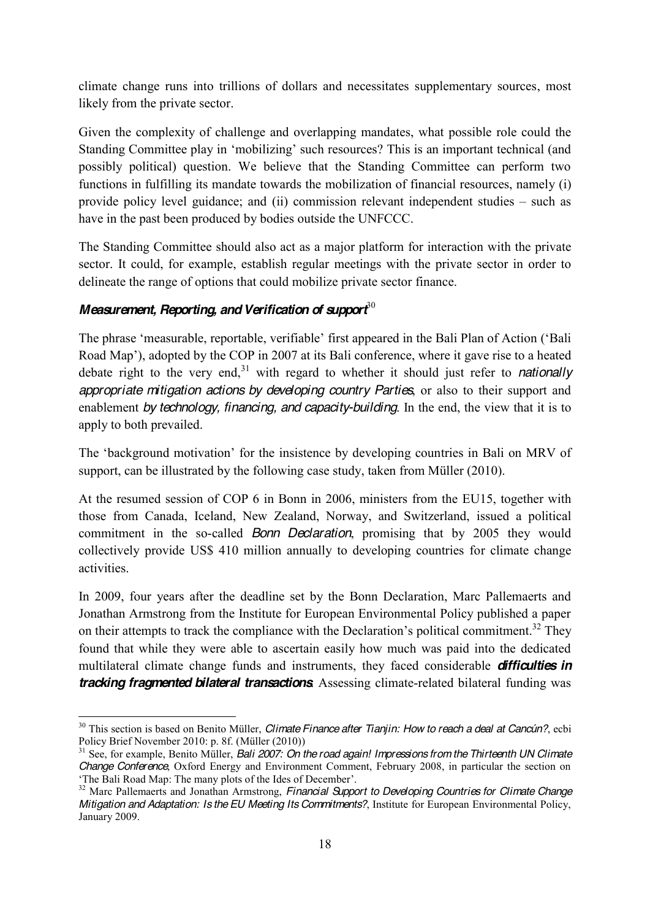climate change runs into trillions of dollars and necessitates supplementary sources, most likely from the private sector.

Given the complexity of challenge and overlapping mandates, what possible role could the Standing Committee play in 'mobilizing' such resources? This is an important technical (and possibly political) question. We believe that the Standing Committee can perform two functions in fulfilling its mandate towards the mobilization of financial resources, namely (i) provide policy level guidance; and (ii) commission relevant independent studies – such as have in the past been produced by bodies outside the UNFCCC.

The Standing Committee should also act as a major platform for interaction with the private sector. It could, for example, establish regular meetings with the private sector in order to delineate the range of options that could mobilize private sector finance.

### *Measurement, Reporting, and Verification of support*[30]

The phrase 'measurable, reportable, verifiable' first appeared in the Bali Plan of Action ('Bali Road Map'), adopted by the COP in 2007 at its Bali conference, where it gave rise to a heated debate right to the very end,[31] with regard to whether it should just refer to *nationally appropriate mitigation actions by developing country Parties*, or also to their support and enablement *by technology, financing, and capacity-building*. In the end, the view that it is to apply to both prevailed.

The 'background motivation' for the insistence by developing countries in Bali on MRV of support, can be illustrated by the following case study, taken from Müller (2010).

At the resumed session of COP 6 in Bonn in 2006, ministers from the EU15, together with those from Canada, Iceland, New Zealand, Norway, and Switzerland, issued a political commitment in the so-called *Bonn Declaration*, promising that by 2005 they would collectively provide US$ 410 million annually to developing countries for climate change activities.

In 2009, four years after the deadline set by the Bonn Declaration, Marc Pallemaerts and Jonathan Armstrong from the Institute for European Environmental Policy published a paper on their attempts to track the compliance with the Declaration's political commitment.[32] They found that while they were able to ascertain easily how much was paid into the dedicated multilateral climate change funds and instruments, they faced considerable ***difficulties in tracking fragmented bilateral transactions***. Assessing climate-related bilateral funding was

---

[30] This section is based on Benito Müller, *Climate Finance after Tianjin: How to reach a deal at Cancún?*, ecbi Policy Brief November 2010: p. 8f. (Müller (2010))

[31] See, for example, Benito Müller, *Bali 2007: On the road again! Impressions from the Thirteenth UN Climate Change Conference*, Oxford Energy and Environment Comment, February 2008, in particular the section on 'The Bali Road Map: The many plots of the Ides of December'.

[32] Marc Pallemaerts and Jonathan Armstrong, *Financial Support to Developing Countries for Climate Change Mitigation and Adaptation: Is the EU Meeting Its Commitments?*, Institute for European Environmental Policy, January 2009.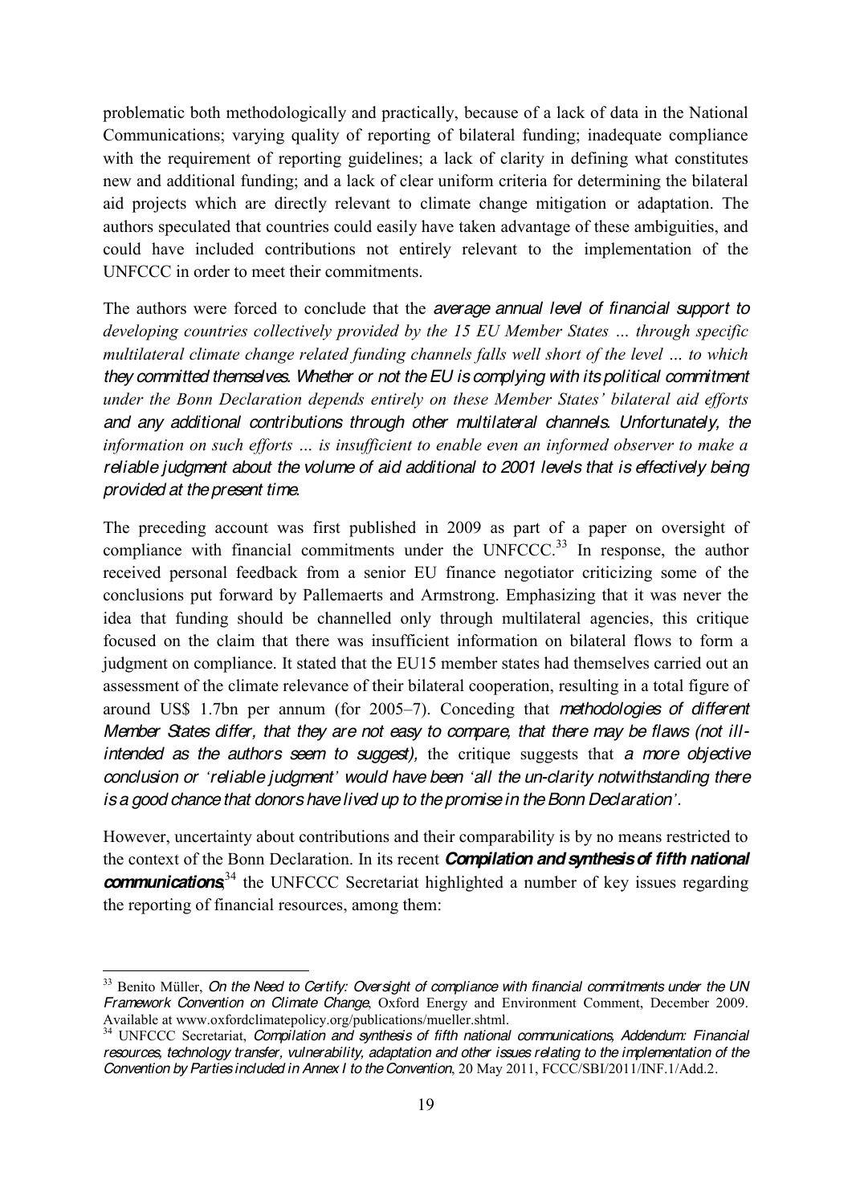problematic both methodologically and practically, because of a lack of data in the National Communications; varying quality of reporting of bilateral funding; inadequate compliance with the requirement of reporting guidelines; a lack of clarity in defining what constitutes new and additional funding; and a lack of clear uniform criteria for determining the bilateral aid projects which are directly relevant to climate change mitigation or adaptation. The authors speculated that countries could easily have taken advantage of these ambiguities, and could have included contributions not entirely relevant to the implementation of the UNFCCC in order to meet their commitments.

The authors were forced to conclude that the *average annual level of financial support to developing countries collectively provided by the 15 EU Member States … through specific multilateral climate change related funding channels falls well short of the level … to which they committed themselves. Whether or not the EU is complying with its political commitment under the Bonn Declaration depends entirely on these Member States' bilateral aid efforts and any additional contributions through other multilateral channels. Unfortunately, the information on such efforts … is insufficient to enable even an informed observer to make a reliable judgment about the volume of aid additional to 2001 levels that is effectively being provided at the present time.*

The preceding account was first published in 2009 as part of a paper on oversight of compliance with financial commitments under the UNFCCC.[33] In response, the author received personal feedback from a senior EU finance negotiator criticizing some of the conclusions put forward by Pallemaerts and Armstrong. Emphasizing that it was never the idea that funding should be channelled only through multilateral agencies, this critique focused on the claim that there was insufficient information on bilateral flows to form a judgment on compliance. It stated that the EU15 member states had themselves carried out an assessment of the climate relevance of their bilateral cooperation, resulting in a total figure of around US$ 1.7bn per annum (for 2005–7). Conceding that *methodologies of different Member States differ, that they are not easy to compare, that there may be flaws (not ill-intended as the authors seem to suggest),* the critique suggests that *a more objective conclusion or 'reliable judgment' would have been 'all the un-clarity notwithstanding there is a good chance that donors have lived up to the promise in the Bonn Declaration'.*

However, uncertainty about contributions and their comparability is by no means restricted to the context of the Bonn Declaration. In its recent ***Compilation and synthesis of fifth national communications***,[34] the UNFCCC Secretariat highlighted a number of key issues regarding the reporting of financial resources, among them:

---

[33] Benito Müller, *On the Need to Certify: Oversight of compliance with financial commitments under the UN Framework Convention on Climate Change*, Oxford Energy and Environment Comment, December 2009. Available at www.oxfordclimatepolicy.org/publications/mueller.shtml.

[34] UNFCCC Secretariat, *Compilation and synthesis of fifth national communications, Addendum: Financial resources, technology transfer, vulnerability, adaptation and other issues relating to the implementation of the Convention by Parties included in Annex I to the Convention*, 20 May 2011, FCCC/SBI/2011/INF.1/Add.2.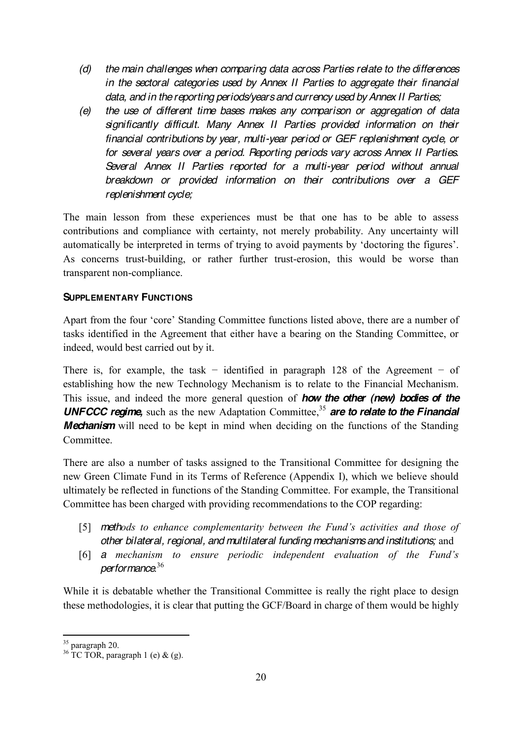- *(d) the main challenges when comparing data across Parties relate to the differences in the sectoral categories used by Annex II Parties to aggregate their financial data, and in the reporting periods/years and currency used by Annex II Parties;*
- *(e) the use of different time bases makes any comparison or aggregation of data significantly difficult. Many Annex II Parties provided information on their financial contributions by year, multi-year period or GEF replenishment cycle, or for several years over a period. Reporting periods vary across Annex II Parties. Several Annex II Parties reported for a multi-year period without annual breakdown or provided information on their contributions over a GEF replenishment cycle;*

The main lesson from these experiences must be that one has to be able to assess contributions and compliance with certainty, not merely probability. Any uncertainty will automatically be interpreted in terms of trying to avoid payments by 'doctoring the figures'. As concerns trust-building, or rather further trust-erosion, this would be worse than transparent non-compliance.

### SUPPLEMENTARY FUNCTIONS

Apart from the four 'core' Standing Committee functions listed above, there are a number of tasks identified in the Agreement that either have a bearing on the Standing Committee, or indeed, would best carried out by it.

There is, for example, the task − identified in paragraph 128 of the Agreement − of establishing how the new Technology Mechanism is to relate to the Financial Mechanism. This issue, and indeed the more general question of ***how the other (new) bodies of the UNFCCC regime,*** such as the new Adaptation Committee,[35] ***are to relate to the Financial Mechanism*** will need to be kept in mind when deciding on the functions of the Standing Committee.

There are also a number of tasks assigned to the Transitional Committee for designing the new Green Climate Fund in its Terms of Reference (Appendix I), which we believe should ultimately be reflected in functions of the Standing Committee. For example, the Transitional Committee has been charged with providing recommendations to the COP regarding:

- [5] *methods to enhance complementarity between the Fund's activities and those of other bilateral, regional, and multilateral funding mechanisms and institutions;* and
- [6] *a mechanism to ensure periodic independent evaluation of the Fund's performance.*[36]

While it is debatable whether the Transitional Committee is really the right place to design these methodologies, it is clear that putting the GCF/Board in charge of them would be highly

---

[35] paragraph 20.

[36] TC TOR, paragraph 1 (e) & (g).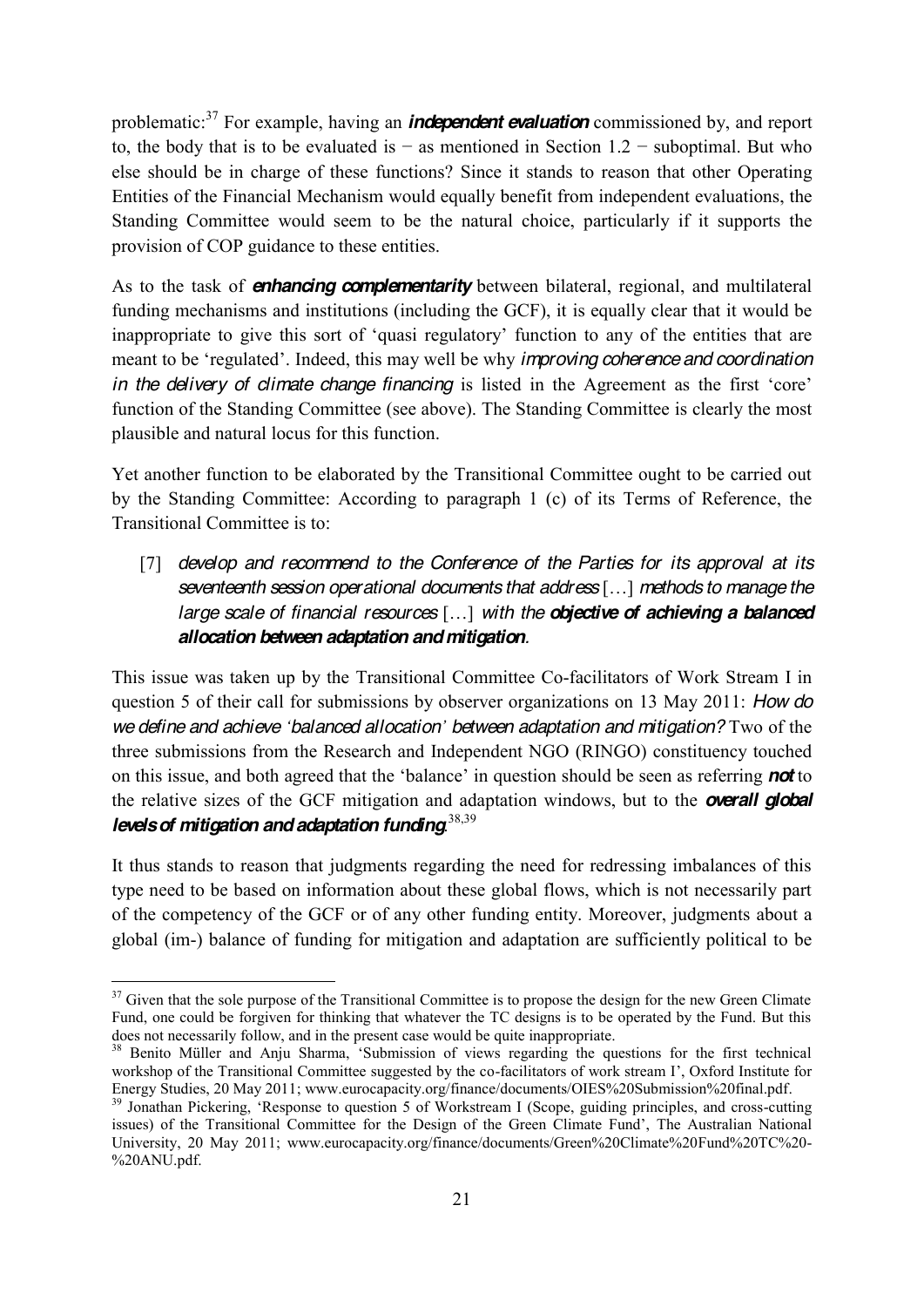problematic:[37] For example, having an ***independent evaluation*** commissioned by, and report to, the body that is to be evaluated is − as mentioned in Section 1.2 − suboptimal. But who else should be in charge of these functions? Since it stands to reason that other Operating Entities of the Financial Mechanism would equally benefit from independent evaluations, the Standing Committee would seem to be the natural choice, particularly if it supports the provision of COP guidance to these entities.

As to the task of ***enhancing complementarity*** between bilateral, regional, and multilateral funding mechanisms and institutions (including the GCF), it is equally clear that it would be inappropriate to give this sort of 'quasi regulatory' function to any of the entities that are meant to be 'regulated'. Indeed, this may well be why *improving coherence and coordination in the delivery of climate change financing* is listed in the Agreement as the first 'core' function of the Standing Committee (see above). The Standing Committee is clearly the most plausible and natural locus for this function.

Yet another function to be elaborated by the Transitional Committee ought to be carried out by the Standing Committee: According to paragraph 1 (c) of its Terms of Reference, the Transitional Committee is to:

> [7] *develop and recommend to the Conference of the Parties for its approval at its seventeenth session operational documents that address* […] *methods to manage the large scale of financial resources* […] *with the **objective of achieving a balanced allocation between adaptation and mitigation**.*

This issue was taken up by the Transitional Committee Co-facilitators of Work Stream I in question 5 of their call for submissions by observer organizations on 13 May 2011: *How do we define and achieve 'balanced allocation' between adaptation and mitigation?* Two of the three submissions from the Research and Independent NGO (RINGO) constituency touched on this issue, and both agreed that the 'balance' in question should be seen as referring ***not*** to the relative sizes of the GCF mitigation and adaptation windows, but to the ***overall global levels of mitigation and adaptation funding***.[38,39]

It thus stands to reason that judgments regarding the need for redressing imbalances of this type need to be based on information about these global flows, which is not necessarily part of the competency of the GCF or of any other funding entity. Moreover, judgments about a global (im-) balance of funding for mitigation and adaptation are sufficiently political to be

---

[37] Given that the sole purpose of the Transitional Committee is to propose the design for the new Green Climate Fund, one could be forgiven for thinking that whatever the TC designs is to be operated by the Fund. But this does not necessarily follow, and in the present case would be quite inappropriate.

[38] Benito Müller and Anju Sharma, 'Submission of views regarding the questions for the first technical workshop of the Transitional Committee suggested by the co-facilitators of work stream I', Oxford Institute for Energy Studies, 20 May 2011; www.eurocapacity.org/finance/documents/OIES%20Submission%20final.pdf.

[39] Jonathan Pickering, 'Response to question 5 of Workstream I (Scope, guiding principles, and cross-cutting issues) of the Transitional Committee for the Design of the Green Climate Fund', The Australian National University, 20 May 2011; www.eurocapacity.org/finance/documents/Green%20Climate%20Fund%20TC%20-%20ANU.pdf.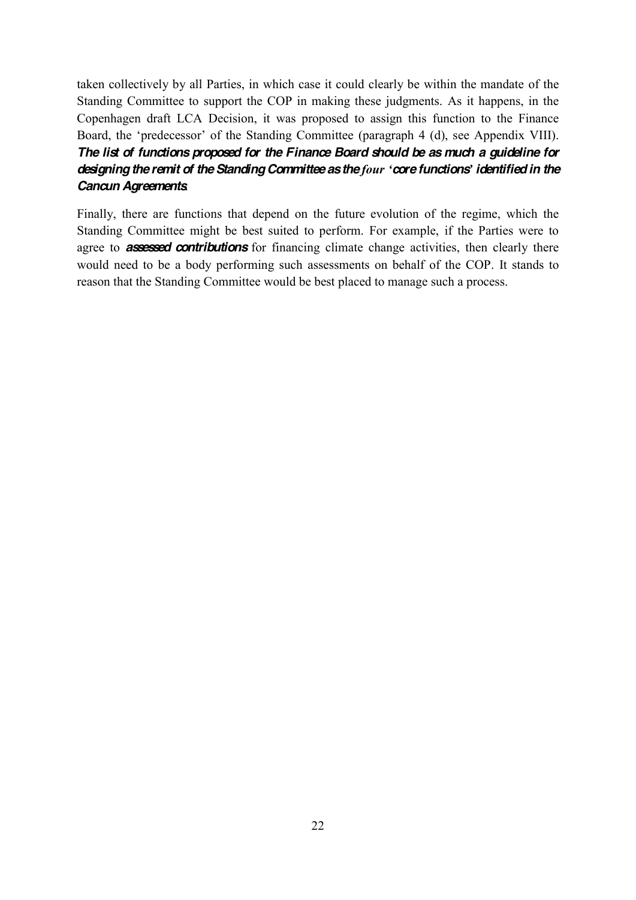taken collectively by all Parties, in which case it could clearly be within the mandate of the Standing Committee to support the COP in making these judgments. As it happens, in the Copenhagen draft LCA Decision, it was proposed to assign this function to the Finance Board, the 'predecessor' of the Standing Committee (paragraph 4 (d), see Appendix VIII). ***The list of functions proposed for the Finance Board should be as much a guideline for designing the remit of the Standing Committee as the four 'core functions' identified in the Cancun Agreements.***

Finally, there are functions that depend on the future evolution of the regime, which the Standing Committee might be best suited to perform. For example, if the Parties were to agree to ***assessed contributions*** for financing climate change activities, then clearly there would need to be a body performing such assessments on behalf of the COP. It stands to reason that the Standing Committee would be best placed to manage such a process.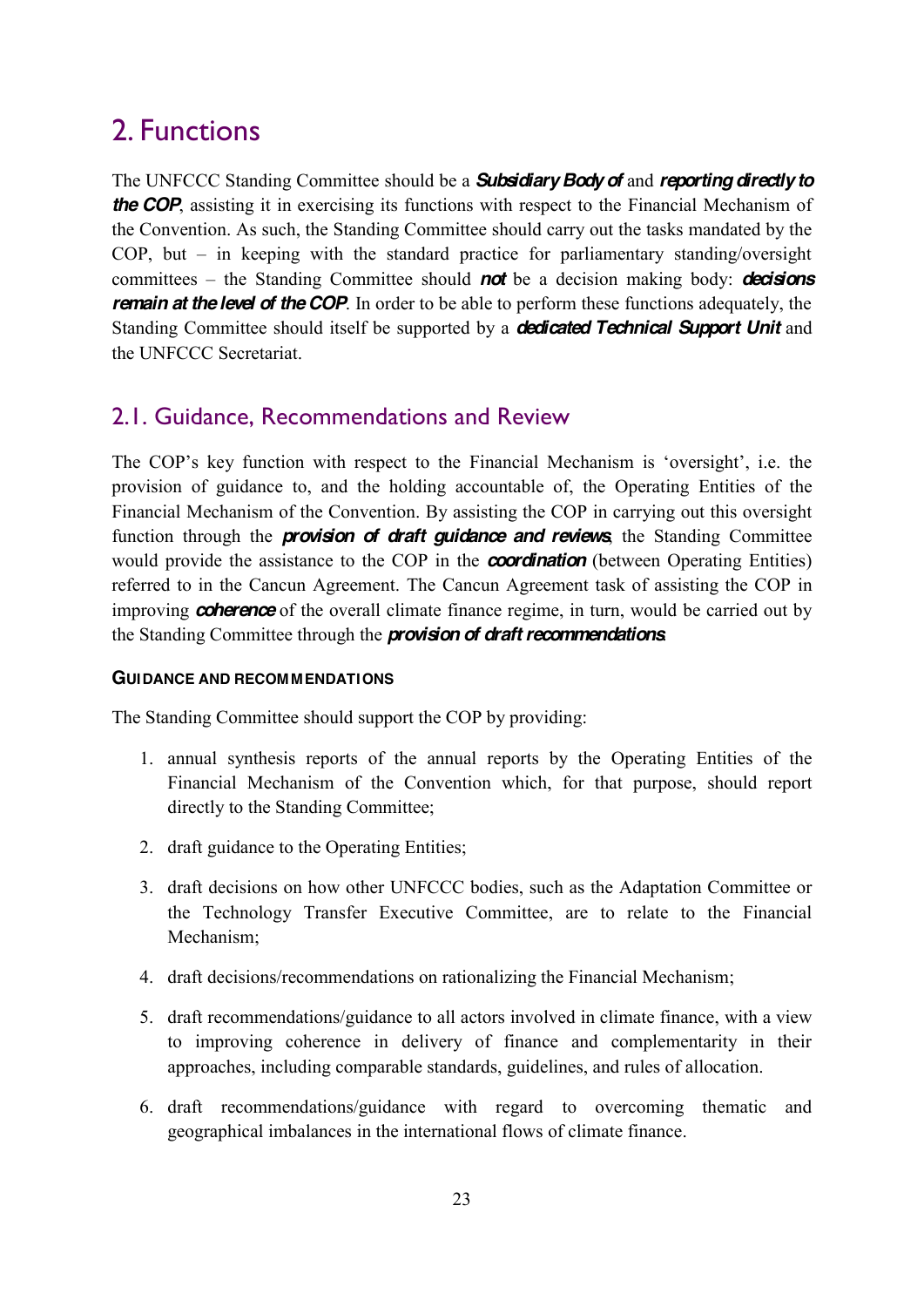# 2. Functions

The UNFCCC Standing Committee should be a ***Subsidiary Body of*** and ***reporting directly to the COP***, assisting it in exercising its functions with respect to the Financial Mechanism of the Convention. As such, the Standing Committee should carry out the tasks mandated by the COP, but – in keeping with the standard practice for parliamentary standing/oversight committees – the Standing Committee should ***not*** be a decision making body: ***decisions remain at the level of the COP***. In order to be able to perform these functions adequately, the Standing Committee should itself be supported by a ***dedicated Technical Support Unit*** and the UNFCCC Secretariat.

## 2.1. Guidance, Recommendations and Review

The COP's key function with respect to the Financial Mechanism is 'oversight', i.e. the provision of guidance to, and the holding accountable of, the Operating Entities of the Financial Mechanism of the Convention. By assisting the COP in carrying out this oversight function through the ***provision of draft guidance and reviews***, the Standing Committee would provide the assistance to the COP in the ***coordination*** (between Operating Entities) referred to in the Cancun Agreement. The Cancun Agreement task of assisting the COP in improving ***coherence*** of the overall climate finance regime, in turn, would be carried out by the Standing Committee through the ***provision of draft recommendations***.

#### GUIDANCE AND RECOMMENDATIONS

The Standing Committee should support the COP by providing:

1. annual synthesis reports of the annual reports by the Operating Entities of the Financial Mechanism of the Convention which, for that purpose, should report directly to the Standing Committee;

2. draft guidance to the Operating Entities;

3. draft decisions on how other UNFCCC bodies, such as the Adaptation Committee or the Technology Transfer Executive Committee, are to relate to the Financial Mechanism;

4. draft decisions/recommendations on rationalizing the Financial Mechanism;

5. draft recommendations/guidance to all actors involved in climate finance, with a view to improving coherence in delivery of finance and complementarity in their approaches, including comparable standards, guidelines, and rules of allocation.

6. draft recommendations/guidance with regard to overcoming thematic and geographical imbalances in the international flows of climate finance.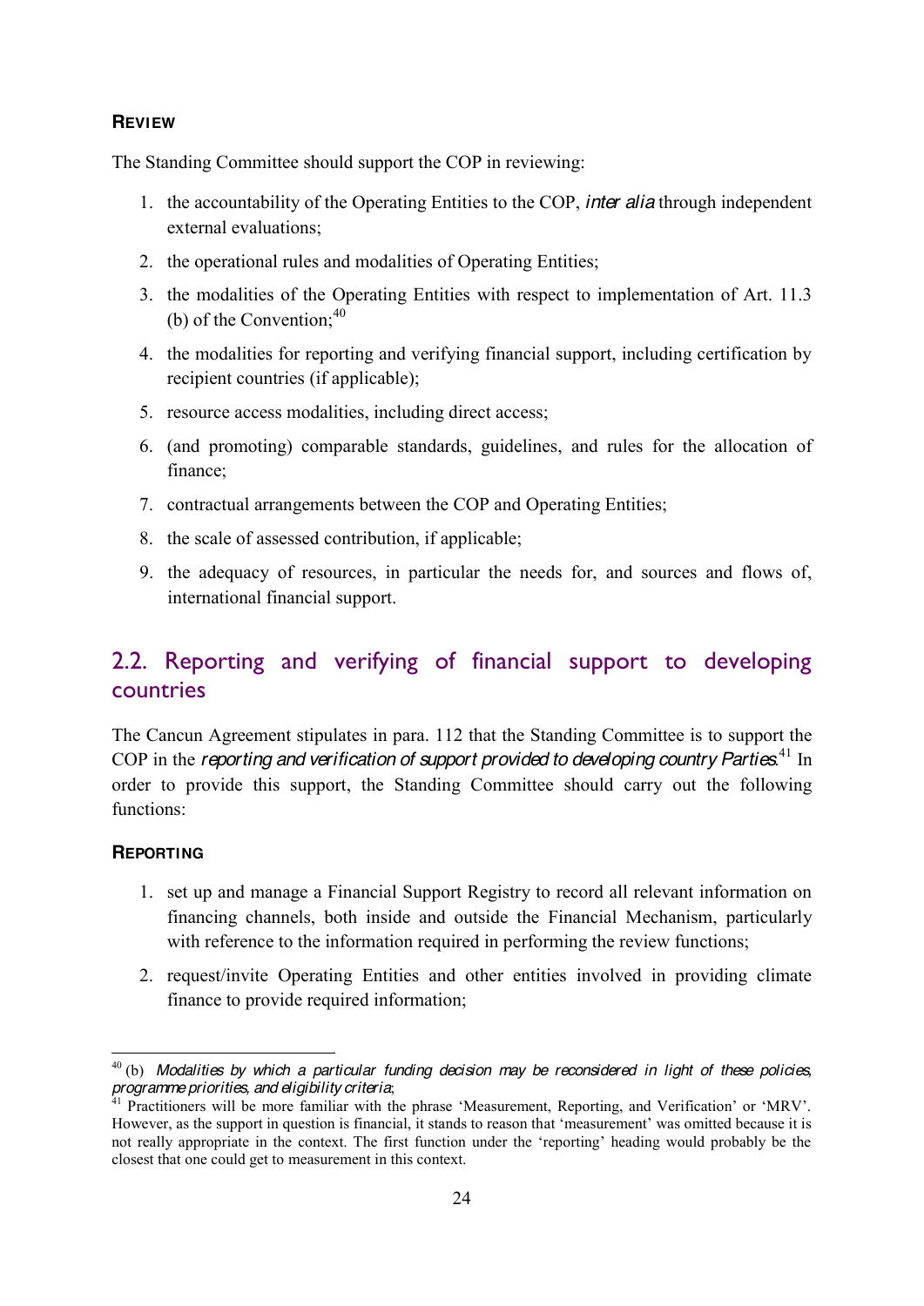#### REVIEW

The Standing Committee should support the COP in reviewing:

1. the accountability of the Operating Entities to the COP, *inter alia* through independent external evaluations;
2. the operational rules and modalities of Operating Entities;
3. the modalities of the Operating Entities with respect to implementation of Art. 11.3 (b) of the Convention;[40]
4. the modalities for reporting and verifying financial support, including certification by recipient countries (if applicable);
5. resource access modalities, including direct access;
6. (and promoting) comparable standards, guidelines, and rules for the allocation of finance;
7. contractual arrangements between the COP and Operating Entities;
8. the scale of assessed contribution, if applicable;
9. the adequacy of resources, in particular the needs for, and sources and flows of, international financial support.

## 2.2. Reporting and verifying of financial support to developing countries

The Cancun Agreement stipulates in para. 112 that the Standing Committee is to support the COP in the *reporting and verification of support provided to developing country Parties*.[41] In order to provide this support, the Standing Committee should carry out the following functions:

#### REPORTING

1. set up and manage a Financial Support Registry to record all relevant information on financing channels, both inside and outside the Financial Mechanism, particularly with reference to the information required in performing the review functions;
2. request/invite Operating Entities and other entities involved in providing climate finance to provide required information;

---

[40] (b) *Modalities by which a particular funding decision may be reconsidered in light of these policies, programme priorities, and eligibility criteria*;

[41] Practitioners will be more familiar with the phrase 'Measurement, Reporting, and Verification' or 'MRV'. However, as the support in question is financial, it stands to reason that 'measurement' was omitted because it is not really appropriate in the context. The first function under the 'reporting' heading would probably be the closest that one could get to measurement in this context.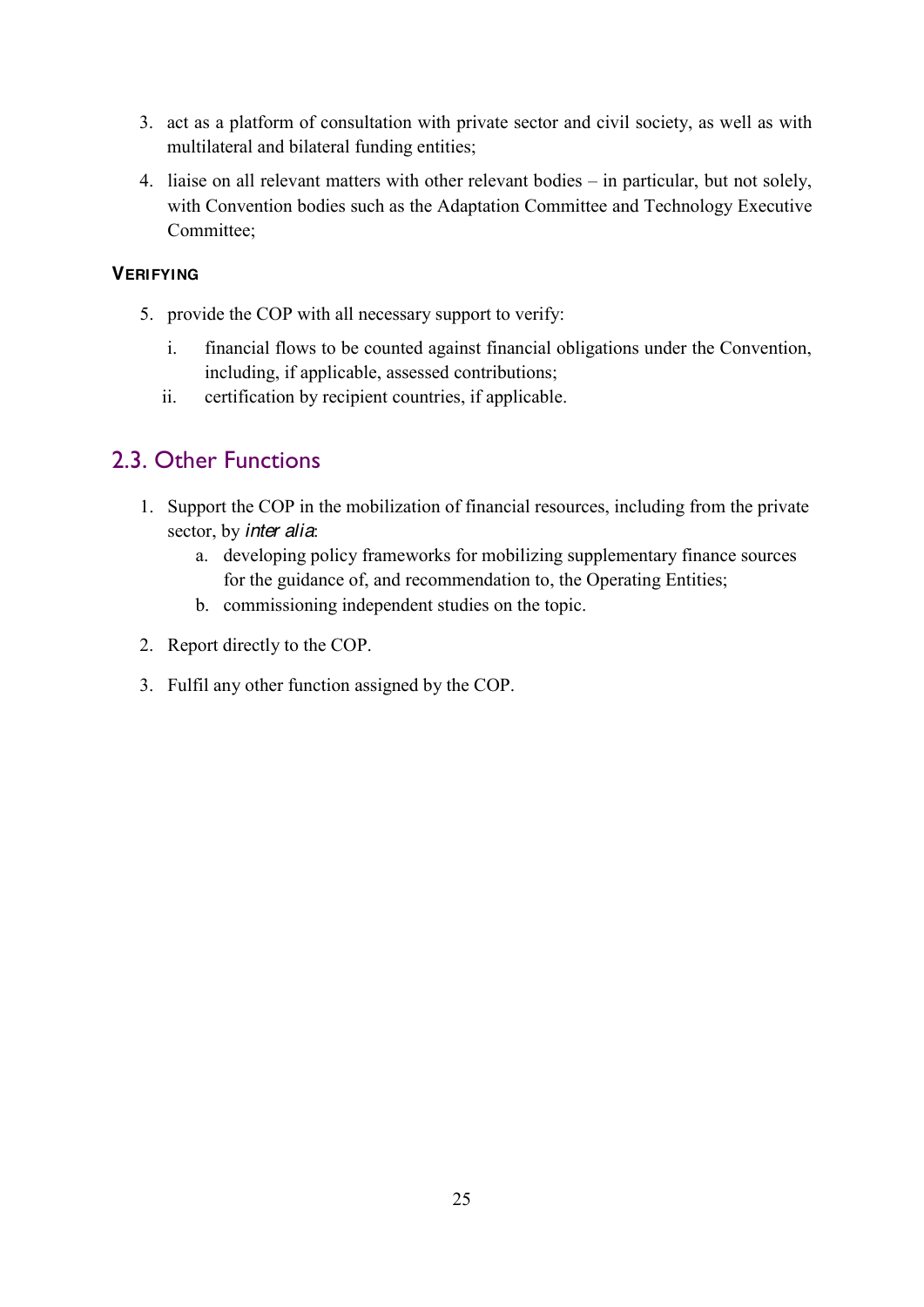3. act as a platform of consultation with private sector and civil society, as well as with multilateral and bilateral funding entities;
4. liaise on all relevant matters with other relevant bodies – in particular, but not solely, with Convention bodies such as the Adaptation Committee and Technology Executive Committee;

**VERIFYING**

5. provide the COP with all necessary support to verify:
   i. financial flows to be counted against financial obligations under the Convention, including, if applicable, assessed contributions;
   ii. certification by recipient countries, if applicable.

## 2.3. Other Functions

1. Support the COP in the mobilization of financial resources, including from the private sector, by *inter alia*:
   a. developing policy frameworks for mobilizing supplementary finance sources for the guidance of, and recommendation to, the Operating Entities;
   b. commissioning independent studies on the topic.
2. Report directly to the COP.
3. Fulfil any other function assigned by the COP.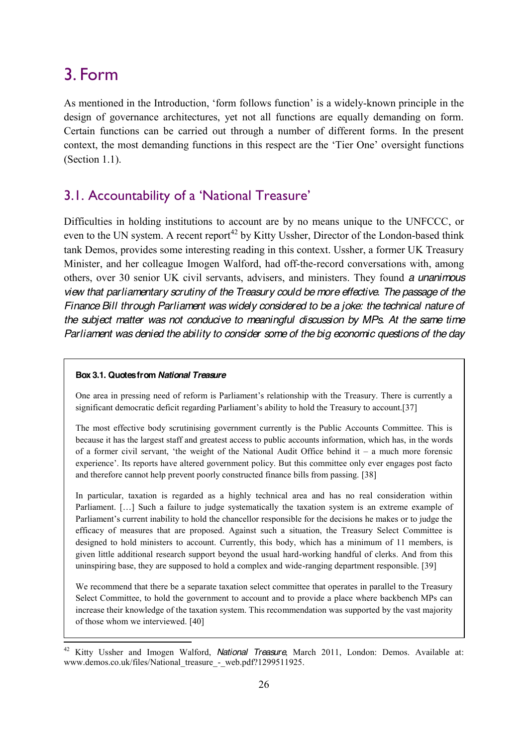# 3. Form

As mentioned in the Introduction, 'form follows function' is a widely-known principle in the design of governance architectures, yet not all functions are equally demanding on form. Certain functions can be carried out through a number of different forms. In the present context, the most demanding functions in this respect are the 'Tier One' oversight functions (Section 1.1).

## 3.1. Accountability of a 'National Treasure'

Difficulties in holding institutions to account are by no means unique to the UNFCCC, or even to the UN system. A recent report[42] by Kitty Ussher, Director of the London-based think tank Demos, provides some interesting reading in this context. Ussher, a former UK Treasury Minister, and her colleague Imogen Walford, had off-the-record conversations with, among others, over 30 senior UK civil servants, advisers, and ministers. They found *a unanimous view that parliamentary scrutiny of the Treasury could be more effective. The passage of the Finance Bill through Parliament was widely considered to be a joke: the technical nature of the subject matter was not conducive to meaningful discussion by MPs. At the same time Parliament was denied the ability to consider some of the big economic questions of the day*

> **Box 3.1. Quotes from *National Treasure***
>
> One area in pressing need of reform is Parliament's relationship with the Treasury. There is currently a significant democratic deficit regarding Parliament's ability to hold the Treasury to account.[37]
>
> The most effective body scrutinising government currently is the Public Accounts Committee. This is because it has the largest staff and greatest access to public accounts information, which has, in the words of a former civil servant, 'the weight of the National Audit Office behind it – a much more forensic experience'. Its reports have altered government policy. But this committee only ever engages post facto and therefore cannot help prevent poorly constructed finance bills from passing. [38]
>
> In particular, taxation is regarded as a highly technical area and has no real consideration within Parliament. […] Such a failure to judge systematically the taxation system is an extreme example of Parliament's current inability to hold the chancellor responsible for the decisions he makes or to judge the efficacy of measures that are proposed. Against such a situation, the Treasury Select Committee is designed to hold ministers to account. Currently, this body, which has a minimum of 11 members, is given little additional research support beyond the usual hard-working handful of clerks. And from this uninspiring base, they are supposed to hold a complex and wide-ranging department responsible. [39]
>
> We recommend that there be a separate taxation select committee that operates in parallel to the Treasury Select Committee, to hold the government to account and to provide a place where backbench MPs can increase their knowledge of the taxation system. This recommendation was supported by the vast majority of those whom we interviewed. [40]

[42] Kitty Ussher and Imogen Walford, *National Treasure*, March 2011, London: Demos. Available at: www.demos.co.uk/files/National_treasure_-_web.pdf?1299511925.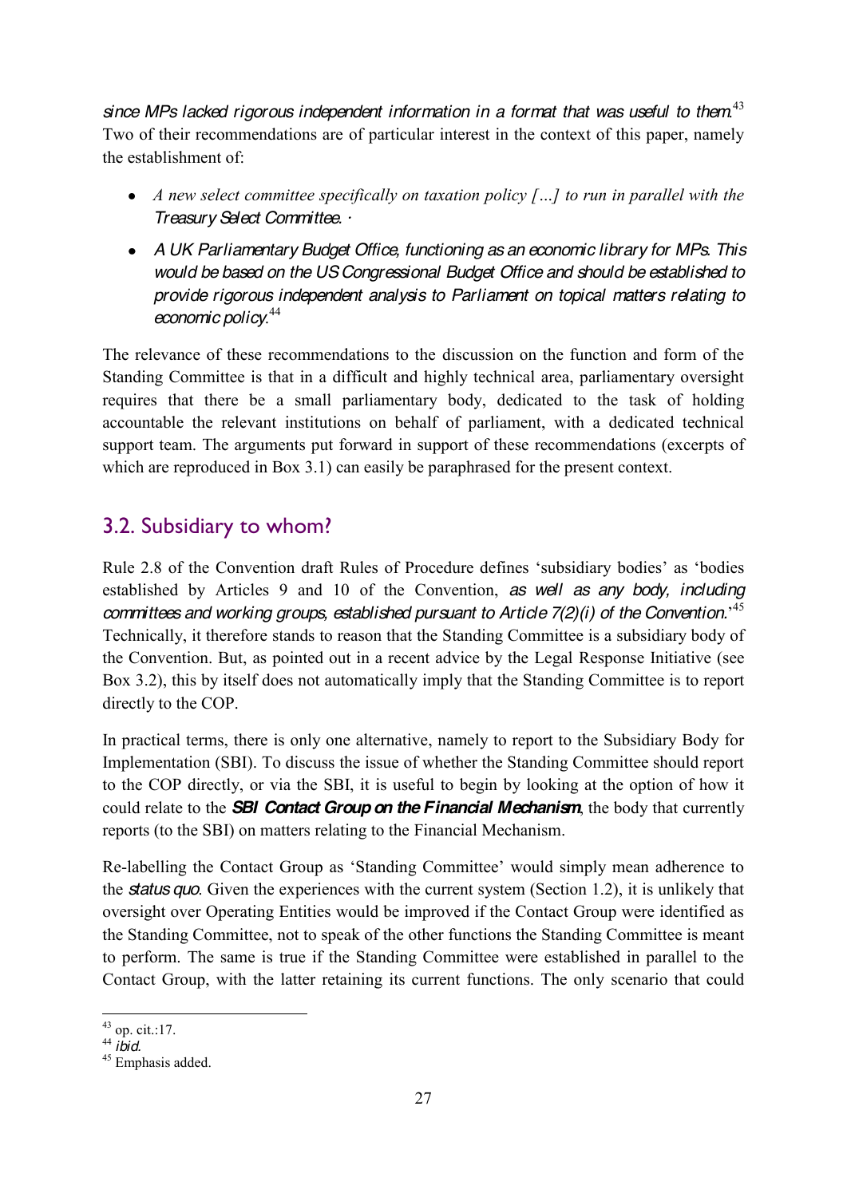*since MPs lacked rigorous independent information in a format that was useful to them.*[43] Two of their recommendations are of particular interest in the context of this paper, namely the establishment of:

- *A new select committee specifically on taxation policy […] to run in parallel with the Treasury Select Committee.* ·
- *A UK Parliamentary Budget Office, functioning as an economic library for MPs. This would be based on the US Congressional Budget Office and should be established to provide rigorous independent analysis to Parliament on topical matters relating to economic policy.*[44]

The relevance of these recommendations to the discussion on the function and form of the Standing Committee is that in a difficult and highly technical area, parliamentary oversight requires that there be a small parliamentary body, dedicated to the task of holding accountable the relevant institutions on behalf of parliament, with a dedicated technical support team. The arguments put forward in support of these recommendations (excerpts of which are reproduced in Box 3.1) can easily be paraphrased for the present context.

## 3.2. Subsidiary to whom?

Rule 2.8 of the Convention draft Rules of Procedure defines 'subsidiary bodies' as 'bodies established by Articles 9 and 10 of the Convention, *as well as any body, including committees and working groups, established pursuant to Article 7(2)(i) of the Convention.*'[45] Technically, it therefore stands to reason that the Standing Committee is a subsidiary body of the Convention. But, as pointed out in a recent advice by the Legal Response Initiative (see Box 3.2), this by itself does not automatically imply that the Standing Committee is to report directly to the COP.

In practical terms, there is only one alternative, namely to report to the Subsidiary Body for Implementation (SBI). To discuss the issue of whether the Standing Committee should report to the COP directly, or via the SBI, it is useful to begin by looking at the option of how it could relate to the ***SBI Contact Group on the Financial Mechanism***, the body that currently reports (to the SBI) on matters relating to the Financial Mechanism.

Re-labelling the Contact Group as 'Standing Committee' would simply mean adherence to the *status quo*. Given the experiences with the current system (Section 1.2), it is unlikely that oversight over Operating Entities would be improved if the Contact Group were identified as the Standing Committee, not to speak of the other functions the Standing Committee is meant to perform. The same is true if the Standing Committee were established in parallel to the Contact Group, with the latter retaining its current functions. The only scenario that could

[43] op. cit.:17.
[44] *ibid.*
[45] Emphasis added.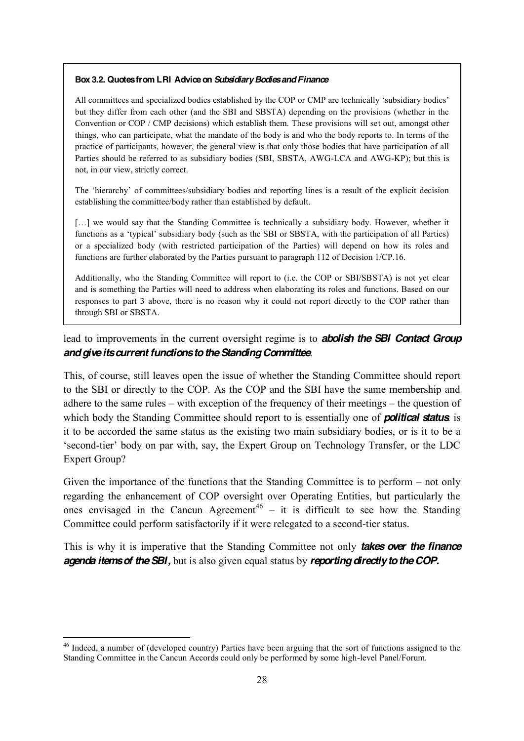**Box 3.2. Quotes from LRI Advice on *Subsidiary Bodies and Finance***

All committees and specialized bodies established by the COP or CMP are technically 'subsidiary bodies' but they differ from each other (and the SBI and SBSTA) depending on the provisions (whether in the Convention or COP / CMP decisions) which establish them. These provisions will set out, amongst other things, who can participate, what the mandate of the body is and who the body reports to. In terms of the practice of participants, however, the general view is that only those bodies that have participation of all Parties should be referred to as subsidiary bodies (SBI, SBSTA, AWG-LCA and AWG-KP); but this is not, in our view, strictly correct.

The 'hierarchy' of committees/subsidiary bodies and reporting lines is a result of the explicit decision establishing the committee/body rather than established by default.

[…] we would say that the Standing Committee is technically a subsidiary body. However, whether it functions as a 'typical' subsidiary body (such as the SBI or SBSTA, with the participation of all Parties) or a specialized body (with restricted participation of the Parties) will depend on how its roles and functions are further elaborated by the Parties pursuant to paragraph 112 of Decision 1/CP.16.

Additionally, who the Standing Committee will report to (i.e. the COP or SBI/SBSTA) is not yet clear and is something the Parties will need to address when elaborating its roles and functions. Based on our responses to part 3 above, there is no reason why it could not report directly to the COP rather than through SBI or SBSTA.

lead to improvements in the current oversight regime is to ***abolish the SBI Contact Group and give its current functions to the Standing Committee***.

This, of course, still leaves open the issue of whether the Standing Committee should report to the SBI or directly to the COP. As the COP and the SBI have the same membership and adhere to the same rules – with exception of the frequency of their meetings – the question of which body the Standing Committee should report to is essentially one of ***political status***: is it to be accorded the same status as the existing two main subsidiary bodies, or is it to be a 'second-tier' body on par with, say, the Expert Group on Technology Transfer, or the LDC Expert Group?

Given the importance of the functions that the Standing Committee is to perform – not only regarding the enhancement of COP oversight over Operating Entities, but particularly the ones envisaged in the Cancun Agreement[46] – it is difficult to see how the Standing Committee could perform satisfactorily if it were relegated to a second-tier status.

This is why it is imperative that the Standing Committee not only ***takes over the finance agenda items of the SBI,*** but is also given equal status by ***reporting directly to the COP.***

---

[46] Indeed, a number of (developed country) Parties have been arguing that the sort of functions assigned to the Standing Committee in the Cancun Accords could only be performed by some high-level Panel/Forum.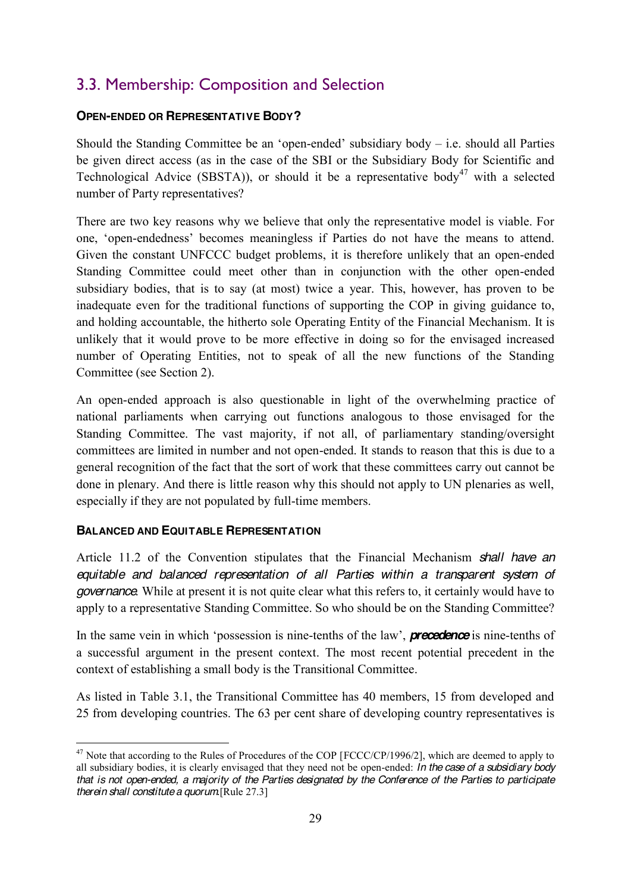## 3.3. Membership: Composition and Selection

### OPEN-ENDED OR REPRESENTATIVE BODY?

Should the Standing Committee be an 'open-ended' subsidiary body – i.e. should all Parties be given direct access (as in the case of the SBI or the Subsidiary Body for Scientific and Technological Advice (SBSTA)), or should it be a representative body[47] with a selected number of Party representatives?

There are two key reasons why we believe that only the representative model is viable. For one, 'open-endedness' becomes meaningless if Parties do not have the means to attend. Given the constant UNFCCC budget problems, it is therefore unlikely that an open-ended Standing Committee could meet other than in conjunction with the other open-ended subsidiary bodies, that is to say (at most) twice a year. This, however, has proven to be inadequate even for the traditional functions of supporting the COP in giving guidance to, and holding accountable, the hitherto sole Operating Entity of the Financial Mechanism. It is unlikely that it would prove to be more effective in doing so for the envisaged increased number of Operating Entities, not to speak of all the new functions of the Standing Committee (see Section 2).

An open-ended approach is also questionable in light of the overwhelming practice of national parliaments when carrying out functions analogous to those envisaged for the Standing Committee. The vast majority, if not all, of parliamentary standing/oversight committees are limited in number and not open-ended. It stands to reason that this is due to a general recognition of the fact that the sort of work that these committees carry out cannot be done in plenary. And there is little reason why this should not apply to UN plenaries as well, especially if they are not populated by full-time members.

### BALANCED AND EQUITABLE REPRESENTATION

Article 11.2 of the Convention stipulates that the Financial Mechanism *shall have an equitable and balanced representation of all Parties within a transparent system of governance*. While at present it is not quite clear what this refers to, it certainly would have to apply to a representative Standing Committee. So who should be on the Standing Committee?

In the same vein in which 'possession is nine-tenths of the law', ***precedence*** is nine-tenths of a successful argument in the present context. The most recent potential precedent in the context of establishing a small body is the Transitional Committee.

As listed in Table 3.1, the Transitional Committee has 40 members, 15 from developed and 25 from developing countries. The 63 per cent share of developing country representatives is

[47] Note that according to the Rules of Procedures of the COP [FCCC/CP/1996/2], which are deemed to apply to all subsidiary bodies, it is clearly envisaged that they need not be open-ended: *In the case of a subsidiary body that is not open-ended, a majority of the Parties designated by the Conference of the Parties to participate therein shall constitute a quorum.* [Rule 27.3]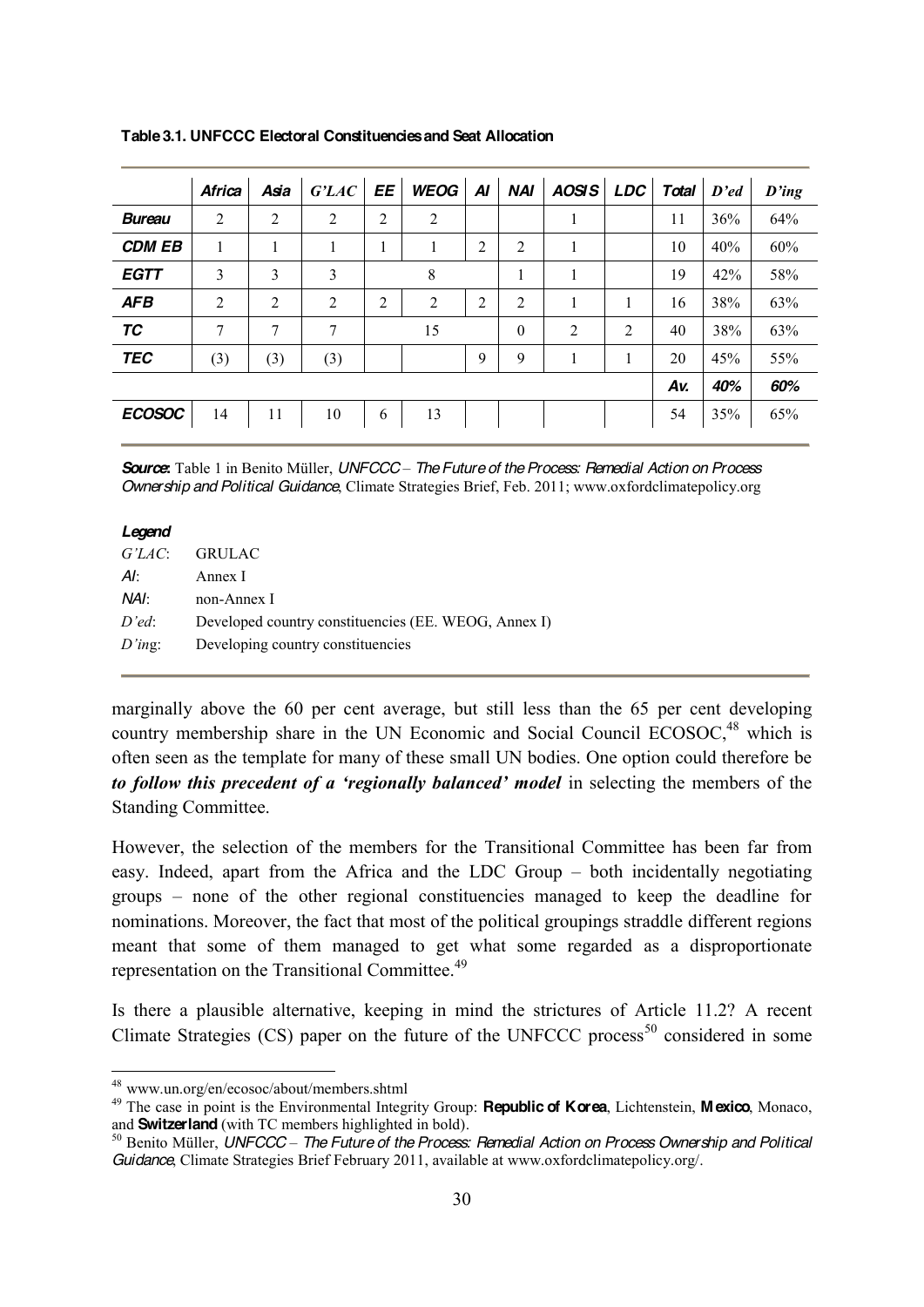**Table 3.1. UNFCCC Electoral Constituencies and Seat Allocation**

| | ***Africa*** | ***Asia*** | ***G'LAC*** | ***EE*** | ***WEOG*** | ***AI*** | ***NAI*** | ***AOSIS*** | ***LDC*** | ***Total*** | ***D'ed*** | ***D'ing*** |
|---|---|---|---|---|---|---|---|---|---|---|---|---|
| ***Bureau*** | 2 | 2 | 2 | 2 | 2 | | | 1 | | 11 | 36% | 64% |
| ***CDM EB*** | 1 | 1 | 1 | 1 | 1 | 2 | 2 | 1 | | 10 | 40% | 60% |
| ***EGTT*** | 3 | 3 | 3 | | 8 | | 1 | 1 | | 19 | 42% | 58% |
| ***AFB*** | 2 | 2 | 2 | 2 | 2 | 2 | 2 | 1 | 1 | 16 | 38% | 63% |
| ***TC*** | 7 | 7 | 7 | | 15 | | 0 | 2 | 2 | 40 | 38% | 63% |
| ***TEC*** | (3) | (3) | (3) | | | 9 | 9 | 1 | 1 | 20 | 45% | 55% |
| | | | | | | | | | | ***Av.*** | ***40%*** | ***60%*** |
| ***ECOSOC*** | 14 | 11 | 10 | 6 | 13 | | | | | 54 | 35% | 65% |

***Source*:** Table 1 in Benito Müller, *UNFCCC – The Future of the Process: Remedial Action on Process Ownership and Political Guidance*, Climate Strategies Brief, Feb. 2011; www.oxfordclimatepolicy.org

***Legend***

*G'LAC*: GRULAC
*AI*: Annex I
*NAI*: non-Annex I
*D'ed*: Developed country constituencies (EE. WEOG, Annex I)
*D'ing*: Developing country constituencies

marginally above the 60 per cent average, but still less than the 65 per cent developing country membership share in the UN Economic and Social Council ECOSOC,[48] which is often seen as the template for many of these small UN bodies. One option could therefore be ***to follow this precedent of a 'regionally balanced' model*** in selecting the members of the Standing Committee.

However, the selection of the members for the Transitional Committee has been far from easy. Indeed, apart from the Africa and the LDC Group – both incidentally negotiating groups – none of the other regional constituencies managed to keep the deadline for nominations. Moreover, the fact that most of the political groupings straddle different regions meant that some of them managed to get what some regarded as a disproportionate representation on the Transitional Committee.[49]

Is there a plausible alternative, keeping in mind the strictures of Article 11.2? A recent Climate Strategies (CS) paper on the future of the UNFCCC process[50] considered in some

---

[48] www.un.org/en/ecosoc/about/members.shtml

[49] The case in point is the Environmental Integrity Group: **Republic of Korea**, Lichtenstein, **Mexico**, Monaco, and **Switzerland** (with TC members highlighted in bold).

[50] Benito Müller, *UNFCCC – The Future of the Process: Remedial Action on Process Ownership and Political Guidance*, Climate Strategies Brief February 2011, available at www.oxfordclimatepolicy.org/.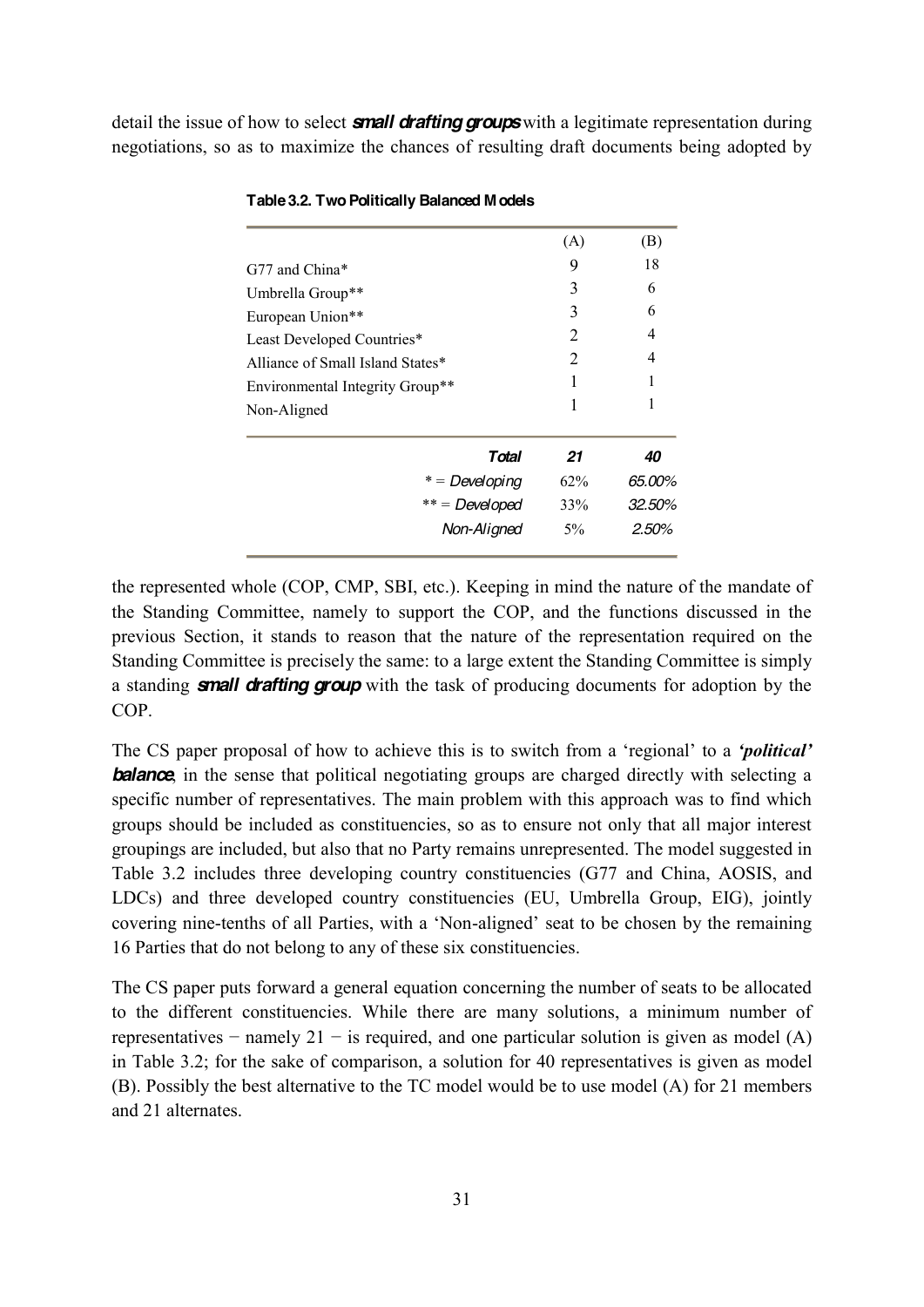detail the issue of how to select ***small drafting groups*** with a legitimate representation during negotiations, so as to maximize the chances of resulting draft documents being adopted by

**Table 3.2. Two Politically Balanced Models**

| | (A) | (B) |
|---|---|---|
| G77 and China* | 9 | 18 |
| Umbrella Group** | 3 | 6 |
| European Union** | 3 | 6 |
| Least Developed Countries* | 2 | 4 |
| Alliance of Small Island States* | 2 | 4 |
| Environmental Integrity Group** | 1 | 1 |
| Non-Aligned | 1 | 1 |
| ***Total*** | ***21*** | ***40*** |
| * = *Developing* | 62% | *65.00%* |
| ** = *Developed* | 33% | *32.50%* |
| *Non-Aligned* | 5% | *2.50%* |

the represented whole (COP, CMP, SBI, etc.). Keeping in mind the nature of the mandate of the Standing Committee, namely to support the COP, and the functions discussed in the previous Section, it stands to reason that the nature of the representation required on the Standing Committee is precisely the same: to a large extent the Standing Committee is simply a standing ***small drafting group*** with the task of producing documents for adoption by the COP.

The CS paper proposal of how to achieve this is to switch from a 'regional' to a ***'political' balance***, in the sense that political negotiating groups are charged directly with selecting a specific number of representatives. The main problem with this approach was to find which groups should be included as constituencies, so as to ensure not only that all major interest groupings are included, but also that no Party remains unrepresented. The model suggested in Table 3.2 includes three developing country constituencies (G77 and China, AOSIS, and LDCs) and three developed country constituencies (EU, Umbrella Group, EIG), jointly covering nine-tenths of all Parties, with a 'Non-aligned' seat to be chosen by the remaining 16 Parties that do not belong to any of these six constituencies.

The CS paper puts forward a general equation concerning the number of seats to be allocated to the different constituencies. While there are many solutions, a minimum number of representatives − namely 21 − is required, and one particular solution is given as model (A) in Table 3.2; for the sake of comparison, a solution for 40 representatives is given as model (B). Possibly the best alternative to the TC model would be to use model (A) for 21 members and 21 alternates.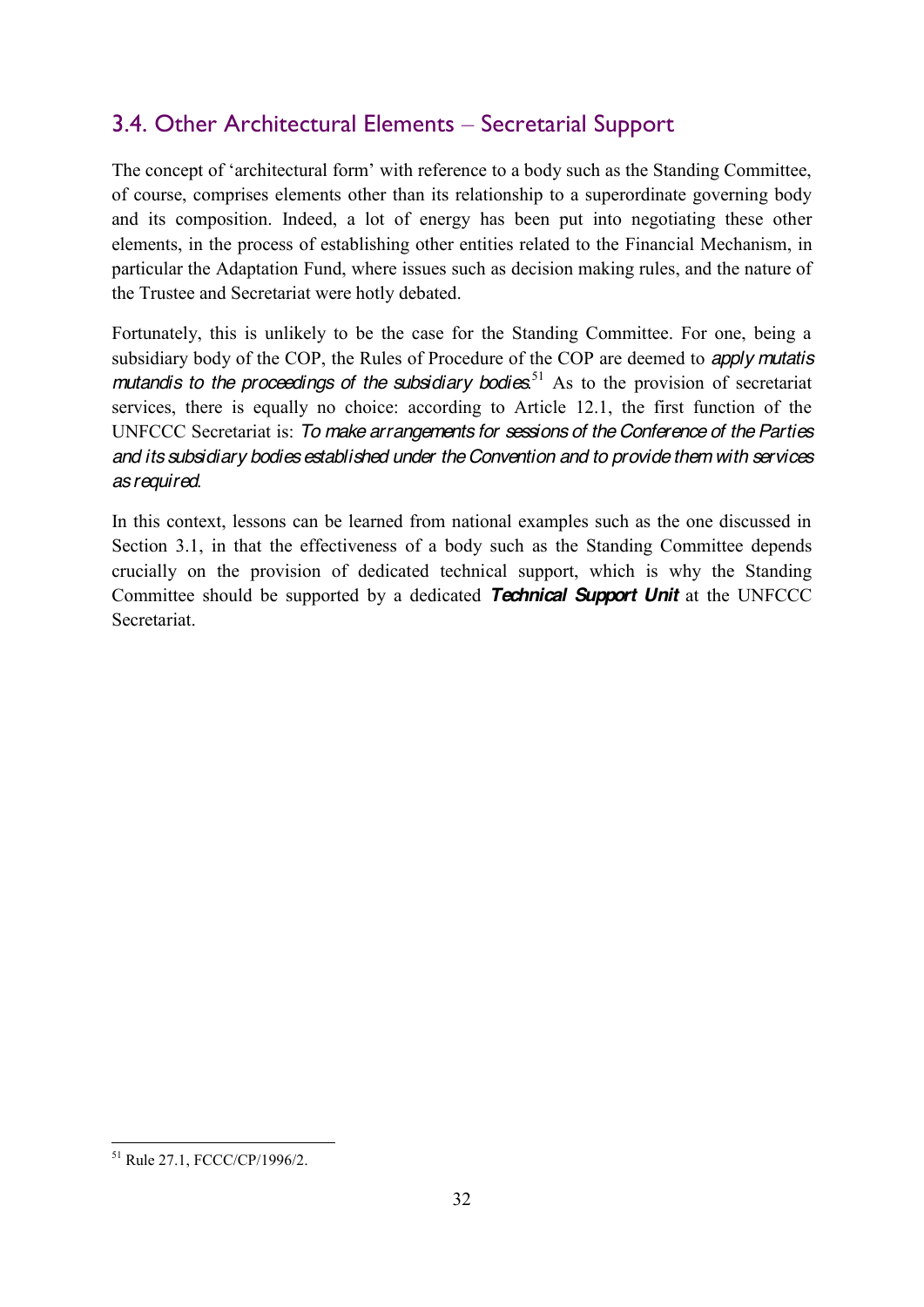## 3.4. Other Architectural Elements – Secretarial Support

The concept of 'architectural form' with reference to a body such as the Standing Committee, of course, comprises elements other than its relationship to a superordinate governing body and its composition. Indeed, a lot of energy has been put into negotiating these other elements, in the process of establishing other entities related to the Financial Mechanism, in particular the Adaptation Fund, where issues such as decision making rules, and the nature of the Trustee and Secretariat were hotly debated.

Fortunately, this is unlikely to be the case for the Standing Committee. For one, being a subsidiary body of the COP, the Rules of Procedure of the COP are deemed to *apply mutatis mutandis to the proceedings of the subsidiary bodies*.[51] As to the provision of secretariat services, there is equally no choice: according to Article 12.1, the first function of the UNFCCC Secretariat is: *To make arrangements for sessions of the Conference of the Parties and its subsidiary bodies established under the Convention and to provide them with services as required*.

In this context, lessons can be learned from national examples such as the one discussed in Section 3.1, in that the effectiveness of a body such as the Standing Committee depends crucially on the provision of dedicated technical support, which is why the Standing Committee should be supported by a dedicated ***Technical Support Unit*** at the UNFCCC Secretariat.

---

[51] Rule 27.1, FCCC/CP/1996/2.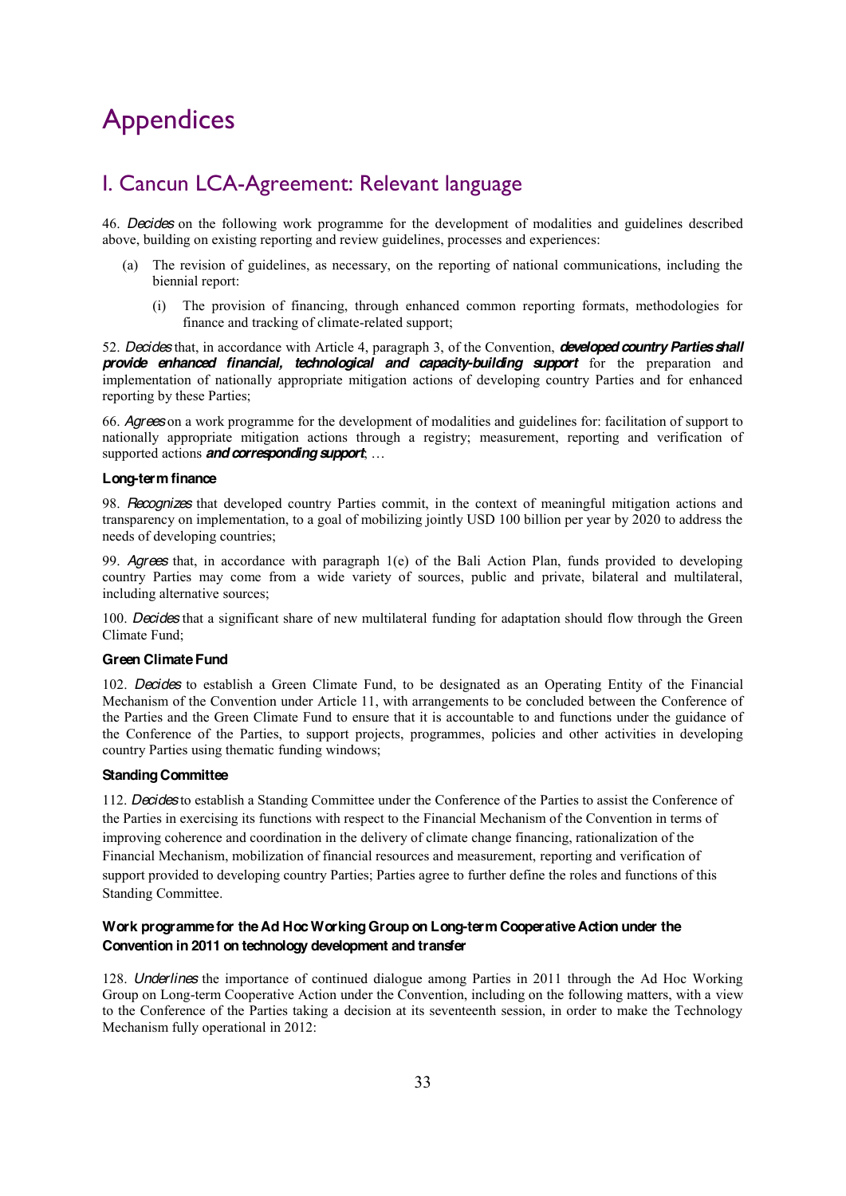# Appendices

## I. Cancun LCA-Agreement: Relevant language

46. *Decides* on the following work programme for the development of modalities and guidelines described above, building on existing reporting and review guidelines, processes and experiences:

(a) The revision of guidelines, as necessary, on the reporting of national communications, including the biennial report:

(i) The provision of financing, through enhanced common reporting formats, methodologies for finance and tracking of climate-related support;

52. *Decides* that, in accordance with Article 4, paragraph 3, of the Convention, ***developed country Parties shall provide enhanced financial, technological and capacity-building support*** for the preparation and implementation of nationally appropriate mitigation actions of developing country Parties and for enhanced reporting by these Parties;

66. *Agrees* on a work programme for the development of modalities and guidelines for: facilitation of support to nationally appropriate mitigation actions through a registry; measurement, reporting and verification of supported actions ***and corresponding support***; …

**Long-term finance**

98. *Recognizes* that developed country Parties commit, in the context of meaningful mitigation actions and transparency on implementation, to a goal of mobilizing jointly USD 100 billion per year by 2020 to address the needs of developing countries;

99. *Agrees* that, in accordance with paragraph 1(e) of the Bali Action Plan, funds provided to developing country Parties may come from a wide variety of sources, public and private, bilateral and multilateral, including alternative sources;

100. *Decides* that a significant share of new multilateral funding for adaptation should flow through the Green Climate Fund;

**Green Climate Fund**

102. *Decides* to establish a Green Climate Fund, to be designated as an Operating Entity of the Financial Mechanism of the Convention under Article 11, with arrangements to be concluded between the Conference of the Parties and the Green Climate Fund to ensure that it is accountable to and functions under the guidance of the Conference of the Parties, to support projects, programmes, policies and other activities in developing country Parties using thematic funding windows;

**Standing Committee**

112. *Decides* to establish a Standing Committee under the Conference of the Parties to assist the Conference of the Parties in exercising its functions with respect to the Financial Mechanism of the Convention in terms of improving coherence and coordination in the delivery of climate change financing, rationalization of the Financial Mechanism, mobilization of financial resources and measurement, reporting and verification of support provided to developing country Parties; Parties agree to further define the roles and functions of this Standing Committee.

**Work programme for the Ad Hoc Working Group on Long-term Cooperative Action under the Convention in 2011 on technology development and transfer**

128. *Underlines* the importance of continued dialogue among Parties in 2011 through the Ad Hoc Working Group on Long-term Cooperative Action under the Convention, including on the following matters, with a view to the Conference of the Parties taking a decision at its seventeenth session, in order to make the Technology Mechanism fully operational in 2012: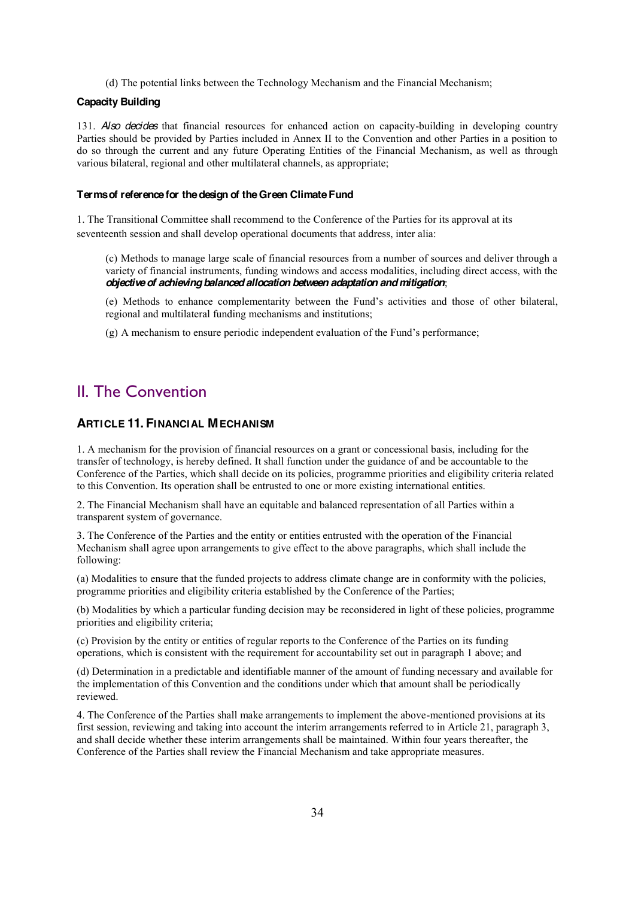(d) The potential links between the Technology Mechanism and the Financial Mechanism;

**Capacity Building**

131. *Also decides* that financial resources for enhanced action on capacity-building in developing country Parties should be provided by Parties included in Annex II to the Convention and other Parties in a position to do so through the current and any future Operating Entities of the Financial Mechanism, as well as through various bilateral, regional and other multilateral channels, as appropriate;

**Terms of reference for the design of the Green Climate Fund**

1. The Transitional Committee shall recommend to the Conference of the Parties for its approval at its seventeenth session and shall develop operational documents that address, inter alia:

(c) Methods to manage large scale of financial resources from a number of sources and deliver through a variety of financial instruments, funding windows and access modalities, including direct access, with the ***objective of achieving balanced allocation between adaptation and mitigation***;

(e) Methods to enhance complementarity between the Fund's activities and those of other bilateral, regional and multilateral funding mechanisms and institutions;

(g) A mechanism to ensure periodic independent evaluation of the Fund's performance;

# II. The Convention

## ARTICLE 11. FINANCIAL MECHANISM

1. A mechanism for the provision of financial resources on a grant or concessional basis, including for the transfer of technology, is hereby defined. It shall function under the guidance of and be accountable to the Conference of the Parties, which shall decide on its policies, programme priorities and eligibility criteria related to this Convention. Its operation shall be entrusted to one or more existing international entities.

2. The Financial Mechanism shall have an equitable and balanced representation of all Parties within a transparent system of governance.

3. The Conference of the Parties and the entity or entities entrusted with the operation of the Financial Mechanism shall agree upon arrangements to give effect to the above paragraphs, which shall include the following:

(a) Modalities to ensure that the funded projects to address climate change are in conformity with the policies, programme priorities and eligibility criteria established by the Conference of the Parties;

(b) Modalities by which a particular funding decision may be reconsidered in light of these policies, programme priorities and eligibility criteria;

(c) Provision by the entity or entities of regular reports to the Conference of the Parties on its funding operations, which is consistent with the requirement for accountability set out in paragraph 1 above; and

(d) Determination in a predictable and identifiable manner of the amount of funding necessary and available for the implementation of this Convention and the conditions under which that amount shall be periodically reviewed.

4. The Conference of the Parties shall make arrangements to implement the above-mentioned provisions at its first session, reviewing and taking into account the interim arrangements referred to in Article 21, paragraph 3, and shall decide whether these interim arrangements shall be maintained. Within four years thereafter, the Conference of the Parties shall review the Financial Mechanism and take appropriate measures.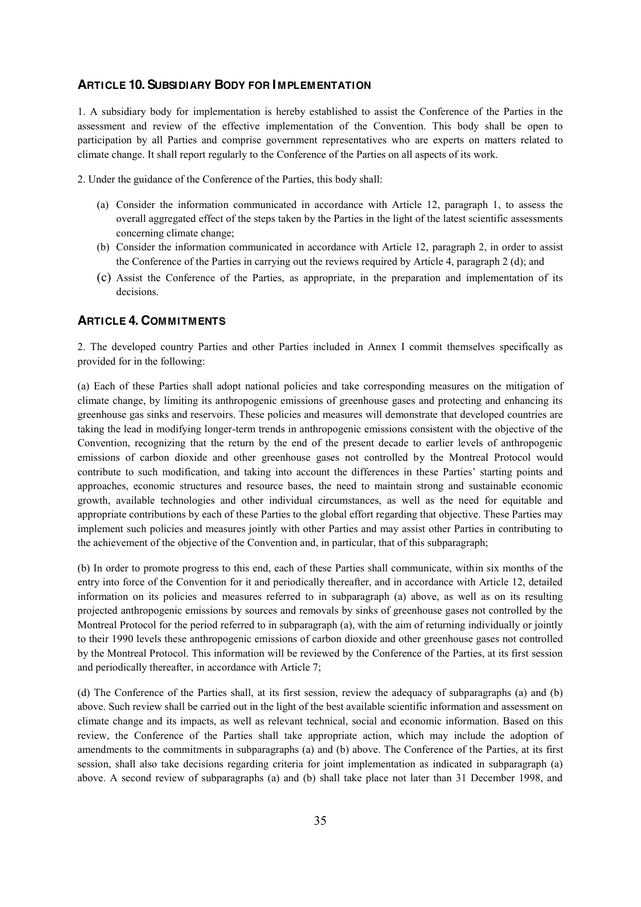## ARTICLE 10. SUBSIDIARY BODY FOR IMPLEMENTATION

1. A subsidiary body for implementation is hereby established to assist the Conference of the Parties in the assessment and review of the effective implementation of the Convention. This body shall be open to participation by all Parties and comprise government representatives who are experts on matters related to climate change. It shall report regularly to the Conference of the Parties on all aspects of its work.

2. Under the guidance of the Conference of the Parties, this body shall:

- (a) Consider the information communicated in accordance with Article 12, paragraph 1, to assess the overall aggregated effect of the steps taken by the Parties in the light of the latest scientific assessments concerning climate change;
- (b) Consider the information communicated in accordance with Article 12, paragraph 2, in order to assist the Conference of the Parties in carrying out the reviews required by Article 4, paragraph 2 (d); and
- (c) Assist the Conference of the Parties, as appropriate, in the preparation and implementation of its decisions.

## ARTICLE 4. COMMITMENTS

2. The developed country Parties and other Parties included in Annex I commit themselves specifically as provided for in the following:

(a) Each of these Parties shall adopt national policies and take corresponding measures on the mitigation of climate change, by limiting its anthropogenic emissions of greenhouse gases and protecting and enhancing its greenhouse gas sinks and reservoirs. These policies and measures will demonstrate that developed countries are taking the lead in modifying longer-term trends in anthropogenic emissions consistent with the objective of the Convention, recognizing that the return by the end of the present decade to earlier levels of anthropogenic emissions of carbon dioxide and other greenhouse gases not controlled by the Montreal Protocol would contribute to such modification, and taking into account the differences in these Parties' starting points and approaches, economic structures and resource bases, the need to maintain strong and sustainable economic growth, available technologies and other individual circumstances, as well as the need for equitable and appropriate contributions by each of these Parties to the global effort regarding that objective. These Parties may implement such policies and measures jointly with other Parties and may assist other Parties in contributing to the achievement of the objective of the Convention and, in particular, that of this subparagraph;

(b) In order to promote progress to this end, each of these Parties shall communicate, within six months of the entry into force of the Convention for it and periodically thereafter, and in accordance with Article 12, detailed information on its policies and measures referred to in subparagraph (a) above, as well as on its resulting projected anthropogenic emissions by sources and removals by sinks of greenhouse gases not controlled by the Montreal Protocol for the period referred to in subparagraph (a), with the aim of returning individually or jointly to their 1990 levels these anthropogenic emissions of carbon dioxide and other greenhouse gases not controlled by the Montreal Protocol. This information will be reviewed by the Conference of the Parties, at its first session and periodically thereafter, in accordance with Article 7;

(d) The Conference of the Parties shall, at its first session, review the adequacy of subparagraphs (a) and (b) above. Such review shall be carried out in the light of the best available scientific information and assessment on climate change and its impacts, as well as relevant technical, social and economic information. Based on this review, the Conference of the Parties shall take appropriate action, which may include the adoption of amendments to the commitments in subparagraphs (a) and (b) above. The Conference of the Parties, at its first session, shall also take decisions regarding criteria for joint implementation as indicated in subparagraph (a) above. A second review of subparagraphs (a) and (b) shall take place not later than 31 December 1998, and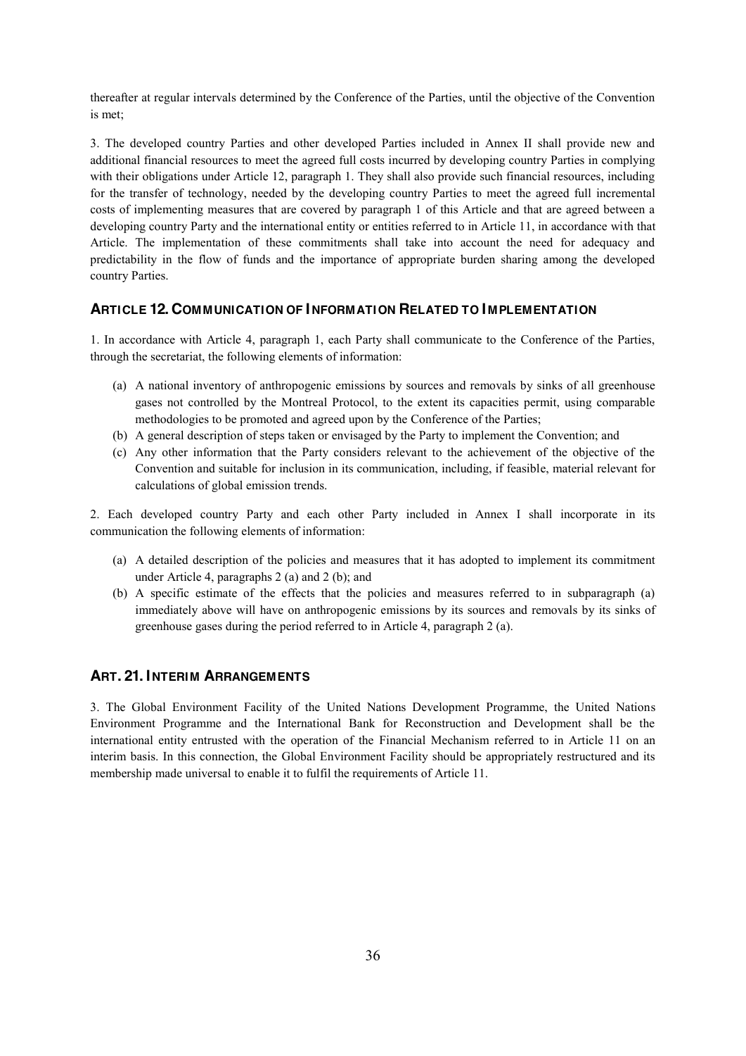thereafter at regular intervals determined by the Conference of the Parties, until the objective of the Convention is met;

3. The developed country Parties and other developed Parties included in Annex II shall provide new and additional financial resources to meet the agreed full costs incurred by developing country Parties in complying with their obligations under Article 12, paragraph 1. They shall also provide such financial resources, including for the transfer of technology, needed by the developing country Parties to meet the agreed full incremental costs of implementing measures that are covered by paragraph 1 of this Article and that are agreed between a developing country Party and the international entity or entities referred to in Article 11, in accordance with that Article. The implementation of these commitments shall take into account the need for adequacy and predictability in the flow of funds and the importance of appropriate burden sharing among the developed country Parties.

### ARTICLE 12. COMMUNICATION OF INFORMATION RELATED TO IMPLEMENTATION

1. In accordance with Article 4, paragraph 1, each Party shall communicate to the Conference of the Parties, through the secretariat, the following elements of information:

(a) A national inventory of anthropogenic emissions by sources and removals by sinks of all greenhouse gases not controlled by the Montreal Protocol, to the extent its capacities permit, using comparable methodologies to be promoted and agreed upon by the Conference of the Parties;
(b) A general description of steps taken or envisaged by the Party to implement the Convention; and
(c) Any other information that the Party considers relevant to the achievement of the objective of the Convention and suitable for inclusion in its communication, including, if feasible, material relevant for calculations of global emission trends.

2. Each developed country Party and each other Party included in Annex I shall incorporate in its communication the following elements of information:

(a) A detailed description of the policies and measures that it has adopted to implement its commitment under Article 4, paragraphs 2 (a) and 2 (b); and
(b) A specific estimate of the effects that the policies and measures referred to in subparagraph (a) immediately above will have on anthropogenic emissions by its sources and removals by its sinks of greenhouse gases during the period referred to in Article 4, paragraph 2 (a).

### ART. 21. INTERIM ARRANGEMENTS

3. The Global Environment Facility of the United Nations Development Programme, the United Nations Environment Programme and the International Bank for Reconstruction and Development shall be the international entity entrusted with the operation of the Financial Mechanism referred to in Article 11 on an interim basis. In this connection, the Global Environment Facility should be appropriately restructured and its membership made universal to enable it to fulfil the requirements of Article 11.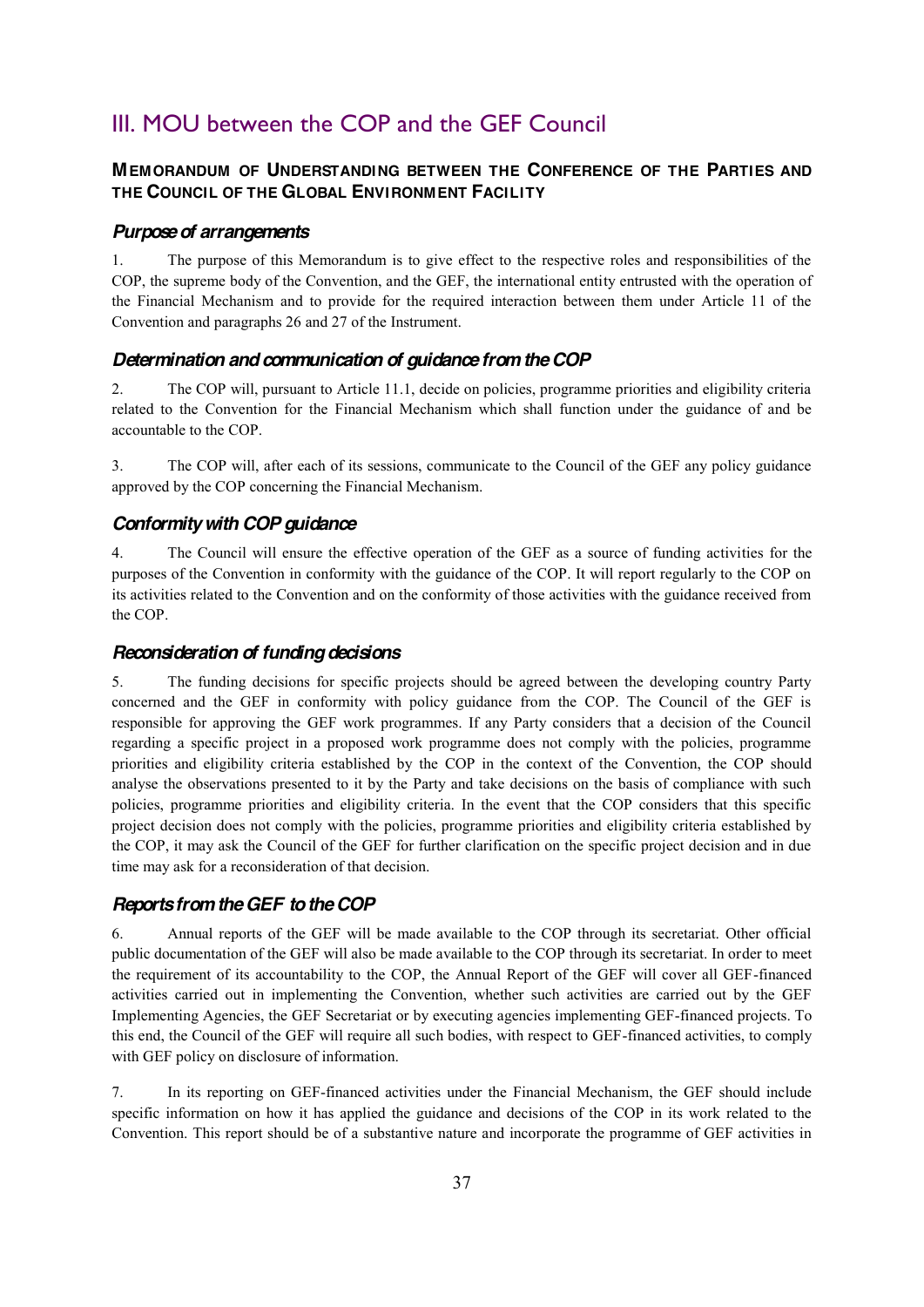# III. MOU between the COP and the GEF Council

## MEMORANDUM OF UNDERSTANDING BETWEEN THE CONFERENCE OF THE PARTIES AND THE COUNCIL OF THE GLOBAL ENVIRONMENT FACILITY

### *Purpose of arrangements*

1. The purpose of this Memorandum is to give effect to the respective roles and responsibilities of the COP, the supreme body of the Convention, and the GEF, the international entity entrusted with the operation of the Financial Mechanism and to provide for the required interaction between them under Article 11 of the Convention and paragraphs 26 and 27 of the Instrument.

### *Determination and communication of guidance from the COP*

2. The COP will, pursuant to Article 11.1, decide on policies, programme priorities and eligibility criteria related to the Convention for the Financial Mechanism which shall function under the guidance of and be accountable to the COP.

3. The COP will, after each of its sessions, communicate to the Council of the GEF any policy guidance approved by the COP concerning the Financial Mechanism.

### *Conformity with COP guidance*

4. The Council will ensure the effective operation of the GEF as a source of funding activities for the purposes of the Convention in conformity with the guidance of the COP. It will report regularly to the COP on its activities related to the Convention and on the conformity of those activities with the guidance received from the COP.

### *Reconsideration of funding decisions*

5. The funding decisions for specific projects should be agreed between the developing country Party concerned and the GEF in conformity with policy guidance from the COP. The Council of the GEF is responsible for approving the GEF work programmes. If any Party considers that a decision of the Council regarding a specific project in a proposed work programme does not comply with the policies, programme priorities and eligibility criteria established by the COP in the context of the Convention, the COP should analyse the observations presented to it by the Party and take decisions on the basis of compliance with such policies, programme priorities and eligibility criteria. In the event that the COP considers that this specific project decision does not comply with the policies, programme priorities and eligibility criteria established by the COP, it may ask the Council of the GEF for further clarification on the specific project decision and in due time may ask for a reconsideration of that decision.

### *Reports from the GEF to the COP*

6. Annual reports of the GEF will be made available to the COP through its secretariat. Other official public documentation of the GEF will also be made available to the COP through its secretariat. In order to meet the requirement of its accountability to the COP, the Annual Report of the GEF will cover all GEF-financed activities carried out in implementing the Convention, whether such activities are carried out by the GEF Implementing Agencies, the GEF Secretariat or by executing agencies implementing GEF-financed projects. To this end, the Council of the GEF will require all such bodies, with respect to GEF-financed activities, to comply with GEF policy on disclosure of information.

7. In its reporting on GEF-financed activities under the Financial Mechanism, the GEF should include specific information on how it has applied the guidance and decisions of the COP in its work related to the Convention. This report should be of a substantive nature and incorporate the programme of GEF activities in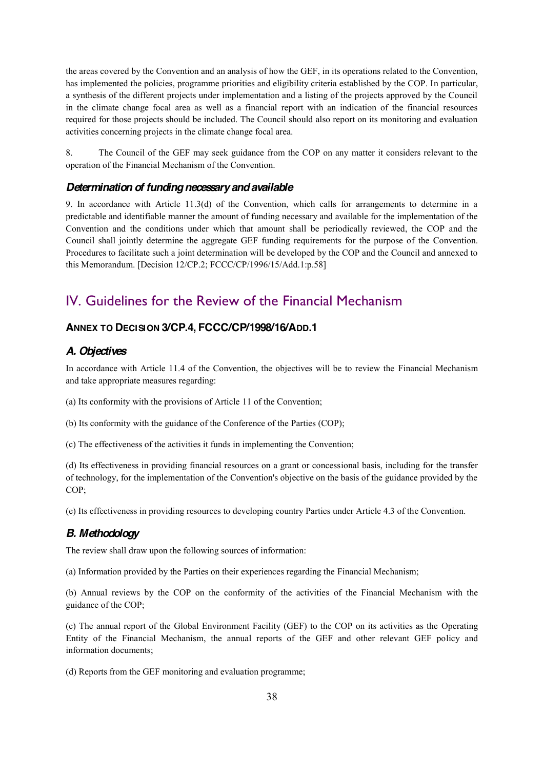the areas covered by the Convention and an analysis of how the GEF, in its operations related to the Convention, has implemented the policies, programme priorities and eligibility criteria established by the COP. In particular, a synthesis of the different projects under implementation and a listing of the projects approved by the Council in the climate change focal area as well as a financial report with an indication of the financial resources required for those projects should be included. The Council should also report on its monitoring and evaluation activities concerning projects in the climate change focal area.

8. The Council of the GEF may seek guidance from the COP on any matter it considers relevant to the operation of the Financial Mechanism of the Convention.

### *Determination of funding necessary and available*

9. In accordance with Article 11.3(d) of the Convention, which calls for arrangements to determine in a predictable and identifiable manner the amount of funding necessary and available for the implementation of the Convention and the conditions under which that amount shall be periodically reviewed, the COP and the Council shall jointly determine the aggregate GEF funding requirements for the purpose of the Convention. Procedures to facilitate such a joint determination will be developed by the COP and the Council and annexed to this Memorandum. [Decision 12/CP.2; FCCC/CP/1996/15/Add.1:p.58]

# IV. Guidelines for the Review of the Financial Mechanism

## ANNEX TO DECISION 3/CP.4, FCCC/CP/1998/16/ADD.1

### *A. Objectives*

In accordance with Article 11.4 of the Convention, the objectives will be to review the Financial Mechanism and take appropriate measures regarding:

(a) Its conformity with the provisions of Article 11 of the Convention;

(b) Its conformity with the guidance of the Conference of the Parties (COP);

(c) The effectiveness of the activities it funds in implementing the Convention;

(d) Its effectiveness in providing financial resources on a grant or concessional basis, including for the transfer of technology, for the implementation of the Convention's objective on the basis of the guidance provided by the COP;

(e) Its effectiveness in providing resources to developing country Parties under Article 4.3 of the Convention.

### *B. Methodology*

The review shall draw upon the following sources of information:

(a) Information provided by the Parties on their experiences regarding the Financial Mechanism;

(b) Annual reviews by the COP on the conformity of the activities of the Financial Mechanism with the guidance of the COP;

(c) The annual report of the Global Environment Facility (GEF) to the COP on its activities as the Operating Entity of the Financial Mechanism, the annual reports of the GEF and other relevant GEF policy and information documents;

(d) Reports from the GEF monitoring and evaluation programme;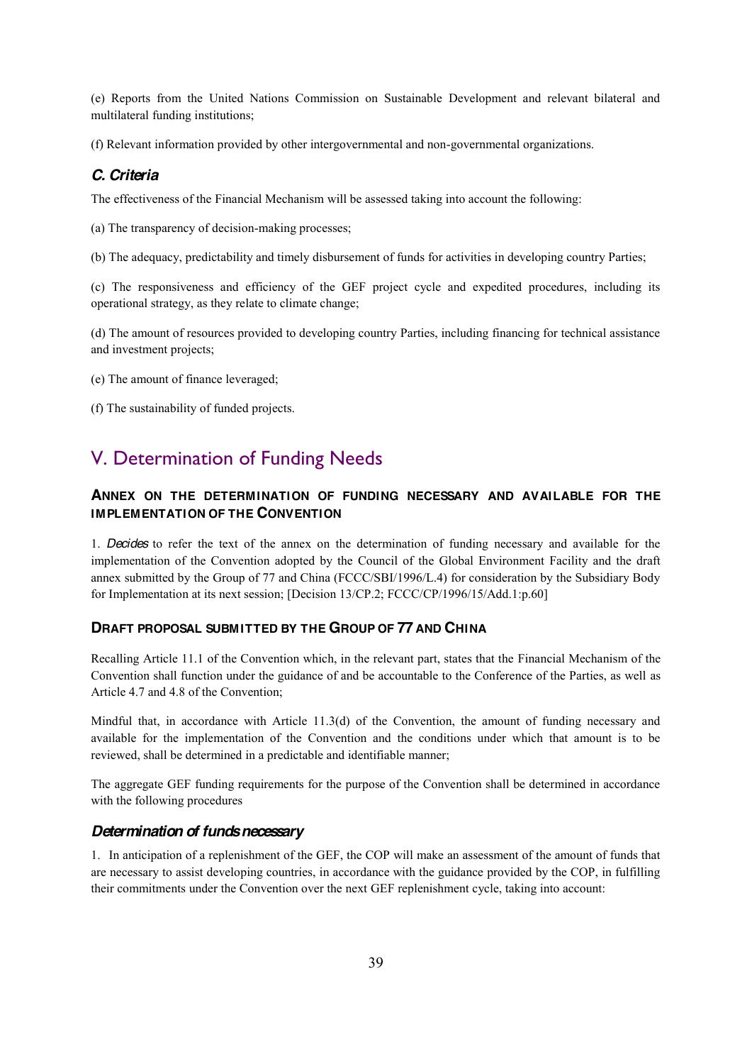(e) Reports from the United Nations Commission on Sustainable Development and relevant bilateral and multilateral funding institutions;

(f) Relevant information provided by other intergovernmental and non-governmental organizations.

### *C. Criteria*

The effectiveness of the Financial Mechanism will be assessed taking into account the following:

(a) The transparency of decision-making processes;

(b) The adequacy, predictability and timely disbursement of funds for activities in developing country Parties;

(c) The responsiveness and efficiency of the GEF project cycle and expedited procedures, including its operational strategy, as they relate to climate change;

(d) The amount of resources provided to developing country Parties, including financing for technical assistance and investment projects;

(e) The amount of finance leveraged;

(f) The sustainability of funded projects.

## V. Determination of Funding Needs

### ANNEX ON THE DETERMINATION OF FUNDING NECESSARY AND AVAILABLE FOR THE IMPLEMENTATION OF THE CONVENTION

1. *Decides* to refer the text of the annex on the determination of funding necessary and available for the implementation of the Convention adopted by the Council of the Global Environment Facility and the draft annex submitted by the Group of 77 and China (FCCC/SBI/1996/L.4) for consideration by the Subsidiary Body for Implementation at its next session; [Decision 13/CP.2; FCCC/CP/1996/15/Add.1:p.60]

### DRAFT PROPOSAL SUBMITTED BY THE GROUP OF 77 AND CHINA

Recalling Article 11.1 of the Convention which, in the relevant part, states that the Financial Mechanism of the Convention shall function under the guidance of and be accountable to the Conference of the Parties, as well as Article 4.7 and 4.8 of the Convention;

Mindful that, in accordance with Article 11.3(d) of the Convention, the amount of funding necessary and available for the implementation of the Convention and the conditions under which that amount is to be reviewed, shall be determined in a predictable and identifiable manner;

The aggregate GEF funding requirements for the purpose of the Convention shall be determined in accordance with the following procedures

### *Determination of funds necessary*

1. In anticipation of a replenishment of the GEF, the COP will make an assessment of the amount of funds that are necessary to assist developing countries, in accordance with the guidance provided by the COP, in fulfilling their commitments under the Convention over the next GEF replenishment cycle, taking into account: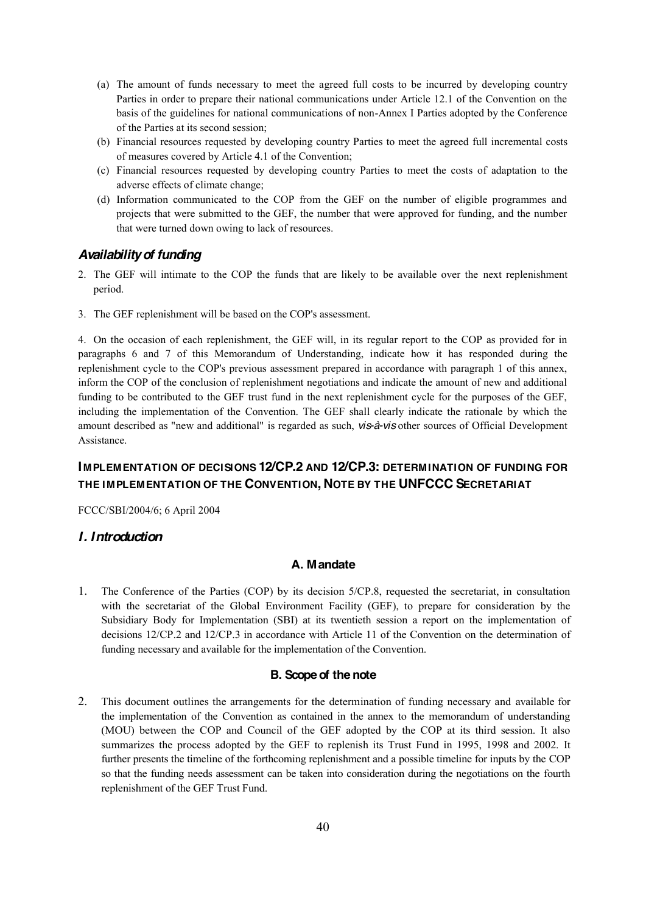(a) The amount of funds necessary to meet the agreed full costs to be incurred by developing country Parties in order to prepare their national communications under Article 12.1 of the Convention on the basis of the guidelines for national communications of non-Annex I Parties adopted by the Conference of the Parties at its second session;

(b) Financial resources requested by developing country Parties to meet the agreed full incremental costs of measures covered by Article 4.1 of the Convention;

(c) Financial resources requested by developing country Parties to meet the costs of adaptation to the adverse effects of climate change;

(d) Information communicated to the COP from the GEF on the number of eligible programmes and projects that were submitted to the GEF, the number that were approved for funding, and the number that were turned down owing to lack of resources.

### *Availability of funding*

2. The GEF will intimate to the COP the funds that are likely to be available over the next replenishment period.

3. The GEF replenishment will be based on the COP's assessment.

4. On the occasion of each replenishment, the GEF will, in its regular report to the COP as provided for in paragraphs 6 and 7 of this Memorandum of Understanding, indicate how it has responded during the replenishment cycle to the COP's previous assessment prepared in accordance with paragraph 1 of this annex, inform the COP of the conclusion of replenishment negotiations and indicate the amount of new and additional funding to be contributed to the GEF trust fund in the next replenishment cycle for the purposes of the GEF, including the implementation of the Convention. The GEF shall clearly indicate the rationale by which the amount described as "new and additional" is regarded as such, *vis-à-vis* other sources of Official Development Assistance.

## IMPLEMENTATION OF DECISIONS 12/CP.2 AND 12/CP.3: DETERMINATION OF FUNDING FOR THE IMPLEMENTATION OF THE CONVENTION, NOTE BY THE UNFCCC SECRETARIAT

FCCC/SBI/2004/6; 6 April 2004

### *I. Introduction*

#### A. Mandate

1. The Conference of the Parties (COP) by its decision 5/CP.8, requested the secretariat, in consultation with the secretariat of the Global Environment Facility (GEF), to prepare for consideration by the Subsidiary Body for Implementation (SBI) at its twentieth session a report on the implementation of decisions 12/CP.2 and 12/CP.3 in accordance with Article 11 of the Convention on the determination of funding necessary and available for the implementation of the Convention.

#### B. Scope of the note

2. This document outlines the arrangements for the determination of funding necessary and available for the implementation of the Convention as contained in the annex to the memorandum of understanding (MOU) between the COP and Council of the GEF adopted by the COP at its third session. It also summarizes the process adopted by the GEF to replenish its Trust Fund in 1995, 1998 and 2002. It further presents the timeline of the forthcoming replenishment and a possible timeline for inputs by the COP so that the funding needs assessment can be taken into consideration during the negotiations on the fourth replenishment of the GEF Trust Fund.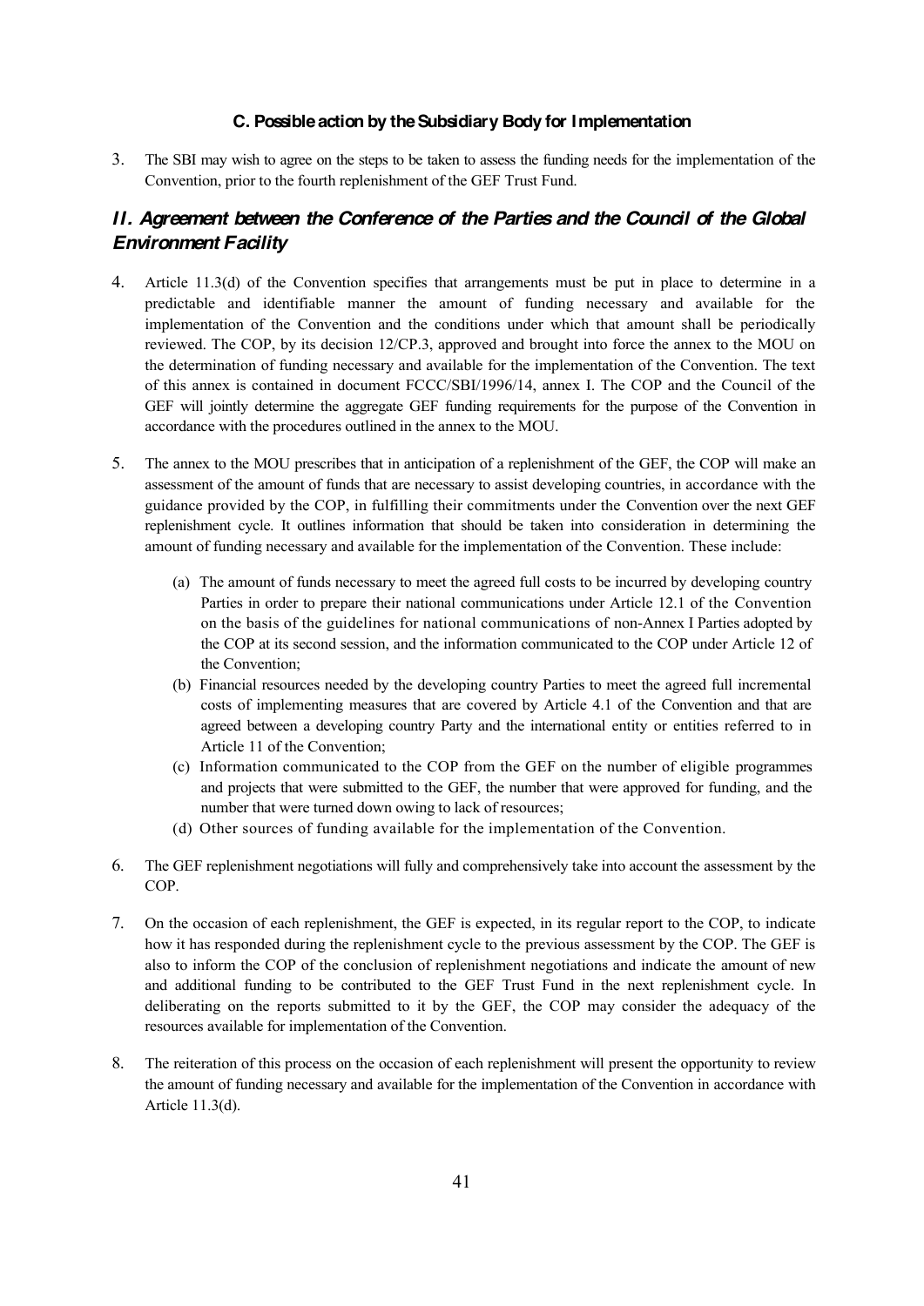### C. Possible action by the Subsidiary Body for Implementation

3. The SBI may wish to agree on the steps to be taken to assess the funding needs for the implementation of the Convention, prior to the fourth replenishment of the GEF Trust Fund.

## *II. Agreement between the Conference of the Parties and the Council of the Global Environment Facility*

4. Article 11.3(d) of the Convention specifies that arrangements must be put in place to determine in a predictable and identifiable manner the amount of funding necessary and available for the implementation of the Convention and the conditions under which that amount shall be periodically reviewed. The COP, by its decision 12/CP.3, approved and brought into force the annex to the MOU on the determination of funding necessary and available for the implementation of the Convention. The text of this annex is contained in document FCCC/SBI/1996/14, annex I. The COP and the Council of the GEF will jointly determine the aggregate GEF funding requirements for the purpose of the Convention in accordance with the procedures outlined in the annex to the MOU.

5. The annex to the MOU prescribes that in anticipation of a replenishment of the GEF, the COP will make an assessment of the amount of funds that are necessary to assist developing countries, in accordance with the guidance provided by the COP, in fulfilling their commitments under the Convention over the next GEF replenishment cycle. It outlines information that should be taken into consideration in determining the amount of funding necessary and available for the implementation of the Convention. These include:

   (a) The amount of funds necessary to meet the agreed full costs to be incurred by developing country Parties in order to prepare their national communications under Article 12.1 of the Convention on the basis of the guidelines for national communications of non-Annex I Parties adopted by the COP at its second session, and the information communicated to the COP under Article 12 of the Convention;

   (b) Financial resources needed by the developing country Parties to meet the agreed full incremental costs of implementing measures that are covered by Article 4.1 of the Convention and that are agreed between a developing country Party and the international entity or entities referred to in Article 11 of the Convention;

   (c) Information communicated to the COP from the GEF on the number of eligible programmes and projects that were submitted to the GEF, the number that were approved for funding, and the number that were turned down owing to lack of resources;

   (d) Other sources of funding available for the implementation of the Convention.

6. The GEF replenishment negotiations will fully and comprehensively take into account the assessment by the COP.

7. On the occasion of each replenishment, the GEF is expected, in its regular report to the COP, to indicate how it has responded during the replenishment cycle to the previous assessment by the COP. The GEF is also to inform the COP of the conclusion of replenishment negotiations and indicate the amount of new and additional funding to be contributed to the GEF Trust Fund in the next replenishment cycle. In deliberating on the reports submitted to it by the GEF, the COP may consider the adequacy of the resources available for implementation of the Convention.

8. The reiteration of this process on the occasion of each replenishment will present the opportunity to review the amount of funding necessary and available for the implementation of the Convention in accordance with Article 11.3(d).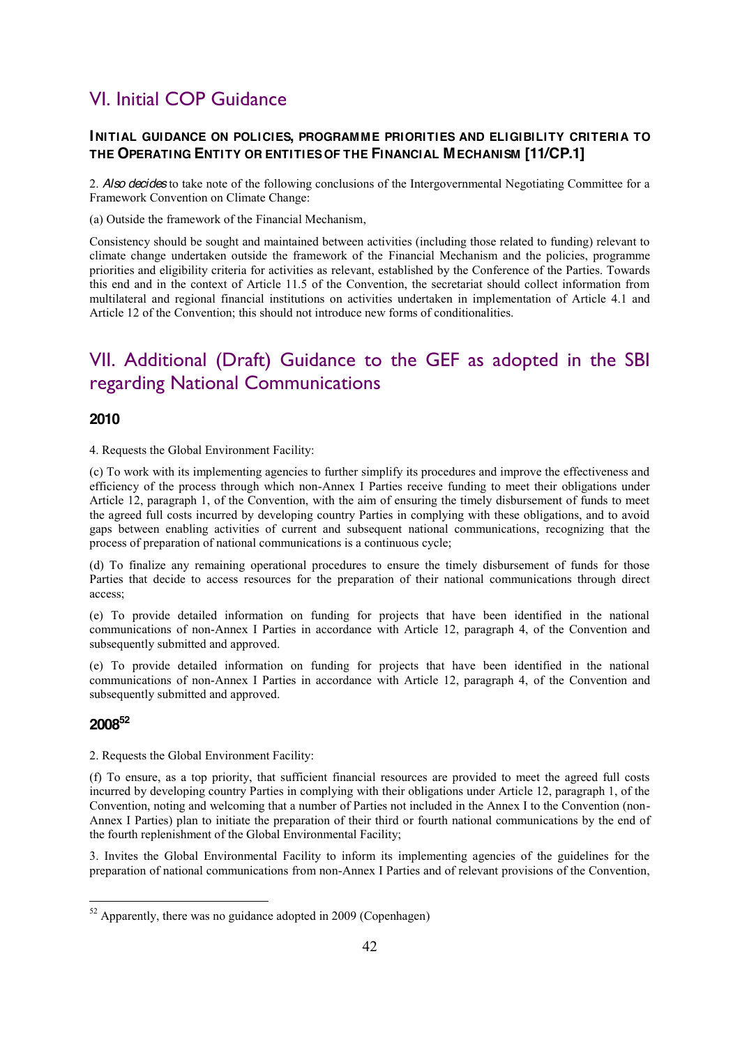## VI. Initial COP Guidance

### INITIAL GUIDANCE ON POLICIES, PROGRAMME PRIORITIES AND ELIGIBILITY CRITERIA TO THE OPERATING ENTITY OR ENTITIES OF THE FINANCIAL MECHANISM [11/CP.1]

2. *Also decides* to take note of the following conclusions of the Intergovernmental Negotiating Committee for a Framework Convention on Climate Change:

(a) Outside the framework of the Financial Mechanism,

Consistency should be sought and maintained between activities (including those related to funding) relevant to climate change undertaken outside the framework of the Financial Mechanism and the policies, programme priorities and eligibility criteria for activities as relevant, established by the Conference of the Parties. Towards this end and in the context of Article 11.5 of the Convention, the secretariat should collect information from multilateral and regional financial institutions on activities undertaken in implementation of Article 4.1 and Article 12 of the Convention; this should not introduce new forms of conditionalities.

## VII. Additional (Draft) Guidance to the GEF as adopted in the SBI regarding National Communications

### 2010

4. Requests the Global Environment Facility:

(c) To work with its implementing agencies to further simplify its procedures and improve the effectiveness and efficiency of the process through which non-Annex I Parties receive funding to meet their obligations under Article 12, paragraph 1, of the Convention, with the aim of ensuring the timely disbursement of funds to meet the agreed full costs incurred by developing country Parties in complying with these obligations, and to avoid gaps between enabling activities of current and subsequent national communications, recognizing that the process of preparation of national communications is a continuous cycle;

(d) To finalize any remaining operational procedures to ensure the timely disbursement of funds for those Parties that decide to access resources for the preparation of their national communications through direct access;

(e) To provide detailed information on funding for projects that have been identified in the national communications of non-Annex I Parties in accordance with Article 12, paragraph 4, of the Convention and subsequently submitted and approved.

(e) To provide detailed information on funding for projects that have been identified in the national communications of non-Annex I Parties in accordance with Article 12, paragraph 4, of the Convention and subsequently submitted and approved.

### 2008[52]

2. Requests the Global Environment Facility:

(f) To ensure, as a top priority, that sufficient financial resources are provided to meet the agreed full costs incurred by developing country Parties in complying with their obligations under Article 12, paragraph 1, of the Convention, noting and welcoming that a number of Parties not included in the Annex I to the Convention (non-Annex I Parties) plan to initiate the preparation of their third or fourth national communications by the end of the fourth replenishment of the Global Environmental Facility;

3. Invites the Global Environmental Facility to inform its implementing agencies of the guidelines for the preparation of national communications from non-Annex I Parties and of relevant provisions of the Convention,

[52] Apparently, there was no guidance adopted in 2009 (Copenhagen)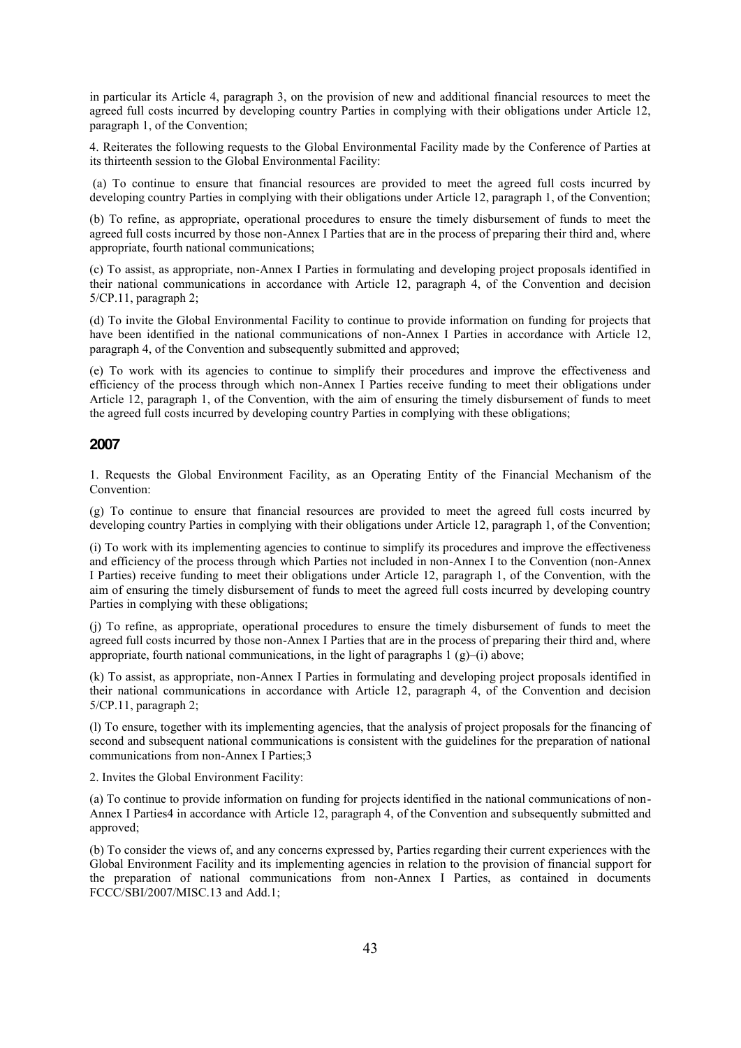in particular its Article 4, paragraph 3, on the provision of new and additional financial resources to meet the agreed full costs incurred by developing country Parties in complying with their obligations under Article 12, paragraph 1, of the Convention;

4. Reiterates the following requests to the Global Environmental Facility made by the Conference of Parties at its thirteenth session to the Global Environmental Facility:

(a) To continue to ensure that financial resources are provided to meet the agreed full costs incurred by developing country Parties in complying with their obligations under Article 12, paragraph 1, of the Convention;

(b) To refine, as appropriate, operational procedures to ensure the timely disbursement of funds to meet the agreed full costs incurred by those non-Annex I Parties that are in the process of preparing their third and, where appropriate, fourth national communications;

(c) To assist, as appropriate, non-Annex I Parties in formulating and developing project proposals identified in their national communications in accordance with Article 12, paragraph 4, of the Convention and decision 5/CP.11, paragraph 2;

(d) To invite the Global Environmental Facility to continue to provide information on funding for projects that have been identified in the national communications of non-Annex I Parties in accordance with Article 12, paragraph 4, of the Convention and subsequently submitted and approved;

(e) To work with its agencies to continue to simplify their procedures and improve the effectiveness and efficiency of the process through which non-Annex I Parties receive funding to meet their obligations under Article 12, paragraph 1, of the Convention, with the aim of ensuring the timely disbursement of funds to meet the agreed full costs incurred by developing country Parties in complying with these obligations;

## 2007

1. Requests the Global Environment Facility, as an Operating Entity of the Financial Mechanism of the Convention:

(g) To continue to ensure that financial resources are provided to meet the agreed full costs incurred by developing country Parties in complying with their obligations under Article 12, paragraph 1, of the Convention;

(i) To work with its implementing agencies to continue to simplify its procedures and improve the effectiveness and efficiency of the process through which Parties not included in non-Annex I to the Convention (non-Annex I Parties) receive funding to meet their obligations under Article 12, paragraph 1, of the Convention, with the aim of ensuring the timely disbursement of funds to meet the agreed full costs incurred by developing country Parties in complying with these obligations;

(j) To refine, as appropriate, operational procedures to ensure the timely disbursement of funds to meet the agreed full costs incurred by those non-Annex I Parties that are in the process of preparing their third and, where appropriate, fourth national communications, in the light of paragraphs 1 (g)–(i) above;

(k) To assist, as appropriate, non-Annex I Parties in formulating and developing project proposals identified in their national communications in accordance with Article 12, paragraph 4, of the Convention and decision 5/CP.11, paragraph 2;

(l) To ensure, together with its implementing agencies, that the analysis of project proposals for the financing of second and subsequent national communications is consistent with the guidelines for the preparation of national communications from non-Annex I Parties;[3]

2. Invites the Global Environment Facility:

(a) To continue to provide information on funding for projects identified in the national communications of non-Annex I Parties[4] in accordance with Article 12, paragraph 4, of the Convention and subsequently submitted and approved;

(b) To consider the views of, and any concerns expressed by, Parties regarding their current experiences with the Global Environment Facility and its implementing agencies in relation to the provision of financial support for the preparation of national communications from non-Annex I Parties, as contained in documents FCCC/SBI/2007/MISC.13 and Add.1;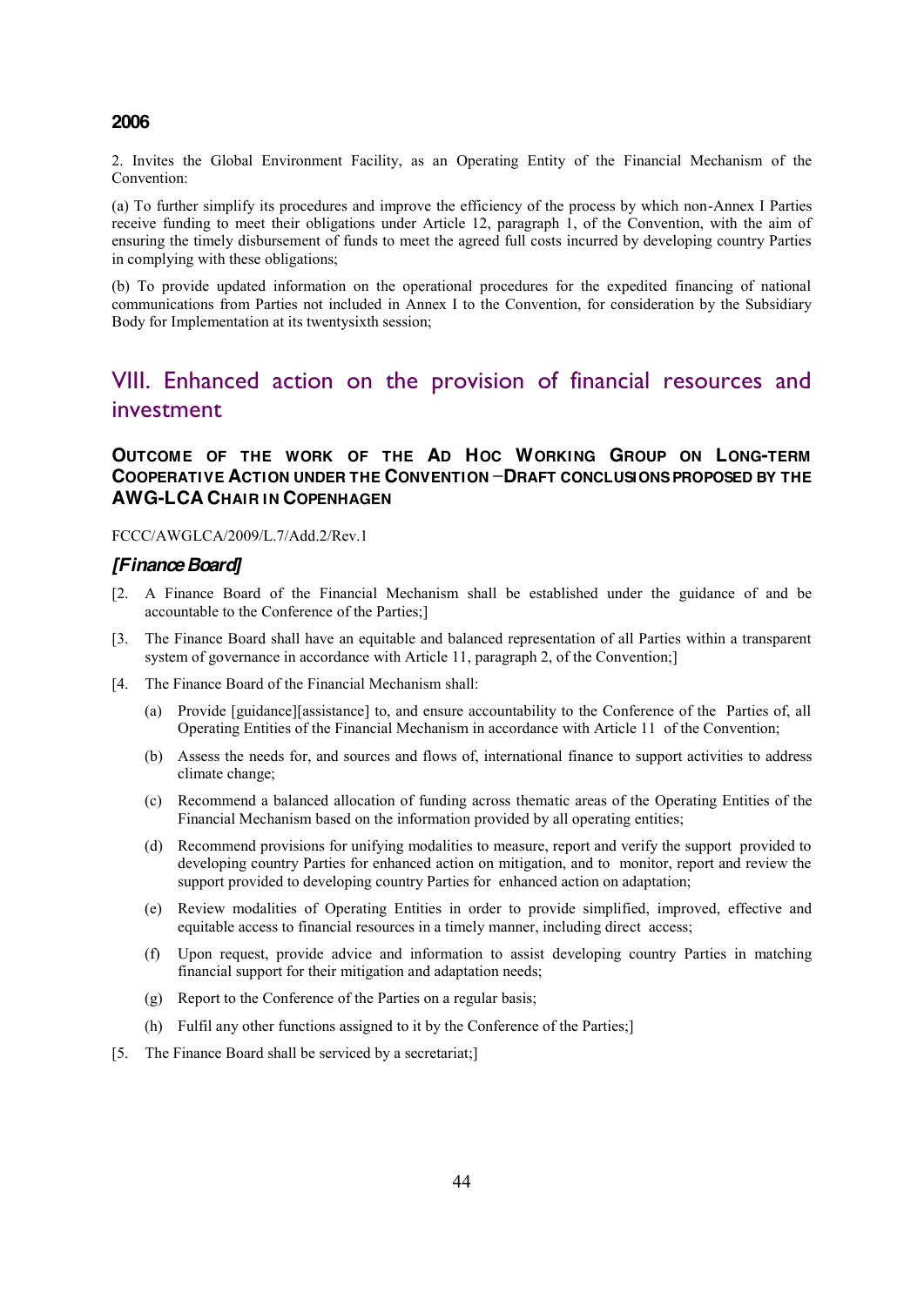**2006**

2. Invites the Global Environment Facility, as an Operating Entity of the Financial Mechanism of the Convention:

(a) To further simplify its procedures and improve the efficiency of the process by which non-Annex I Parties receive funding to meet their obligations under Article 12, paragraph 1, of the Convention, with the aim of ensuring the timely disbursement of funds to meet the agreed full costs incurred by developing country Parties in complying with these obligations;

(b) To provide updated information on the operational procedures for the expedited financing of national communications from Parties not included in Annex I to the Convention, for consideration by the Subsidiary Body for Implementation at its twentysixth session;

## VIII. Enhanced action on the provision of financial resources and investment

### OUTCOME OF THE WORK OF THE AD HOC WORKING GROUP ON LONG-TERM COOPERATIVE ACTION UNDER THE CONVENTION – DRAFT CONCLUSIONS PROPOSED BY THE AWG-LCA CHAIR IN COPENHAGEN

FCCC/AWGLCA/2009/L.7/Add.2/Rev.1

#### *[Finance Board]*

[2. A Finance Board of the Financial Mechanism shall be established under the guidance of and be accountable to the Conference of the Parties;]

[3. The Finance Board shall have an equitable and balanced representation of all Parties within a transparent system of governance in accordance with Article 11, paragraph 2, of the Convention;]

[4. The Finance Board of the Financial Mechanism shall:

(a) Provide [guidance][assistance] to, and ensure accountability to the Conference of the Parties of, all Operating Entities of the Financial Mechanism in accordance with Article 11 of the Convention;

(b) Assess the needs for, and sources and flows of, international finance to support activities to address climate change;

(c) Recommend a balanced allocation of funding across thematic areas of the Operating Entities of the Financial Mechanism based on the information provided by all operating entities;

(d) Recommend provisions for unifying modalities to measure, report and verify the support provided to developing country Parties for enhanced action on mitigation, and to monitor, report and review the support provided to developing country Parties for enhanced action on adaptation;

(e) Review modalities of Operating Entities in order to provide simplified, improved, effective and equitable access to financial resources in a timely manner, including direct access;

(f) Upon request, provide advice and information to assist developing country Parties in matching financial support for their mitigation and adaptation needs;

(g) Report to the Conference of the Parties on a regular basis;

(h) Fulfil any other functions assigned to it by the Conference of the Parties;]

[5. The Finance Board shall be serviced by a secretariat;]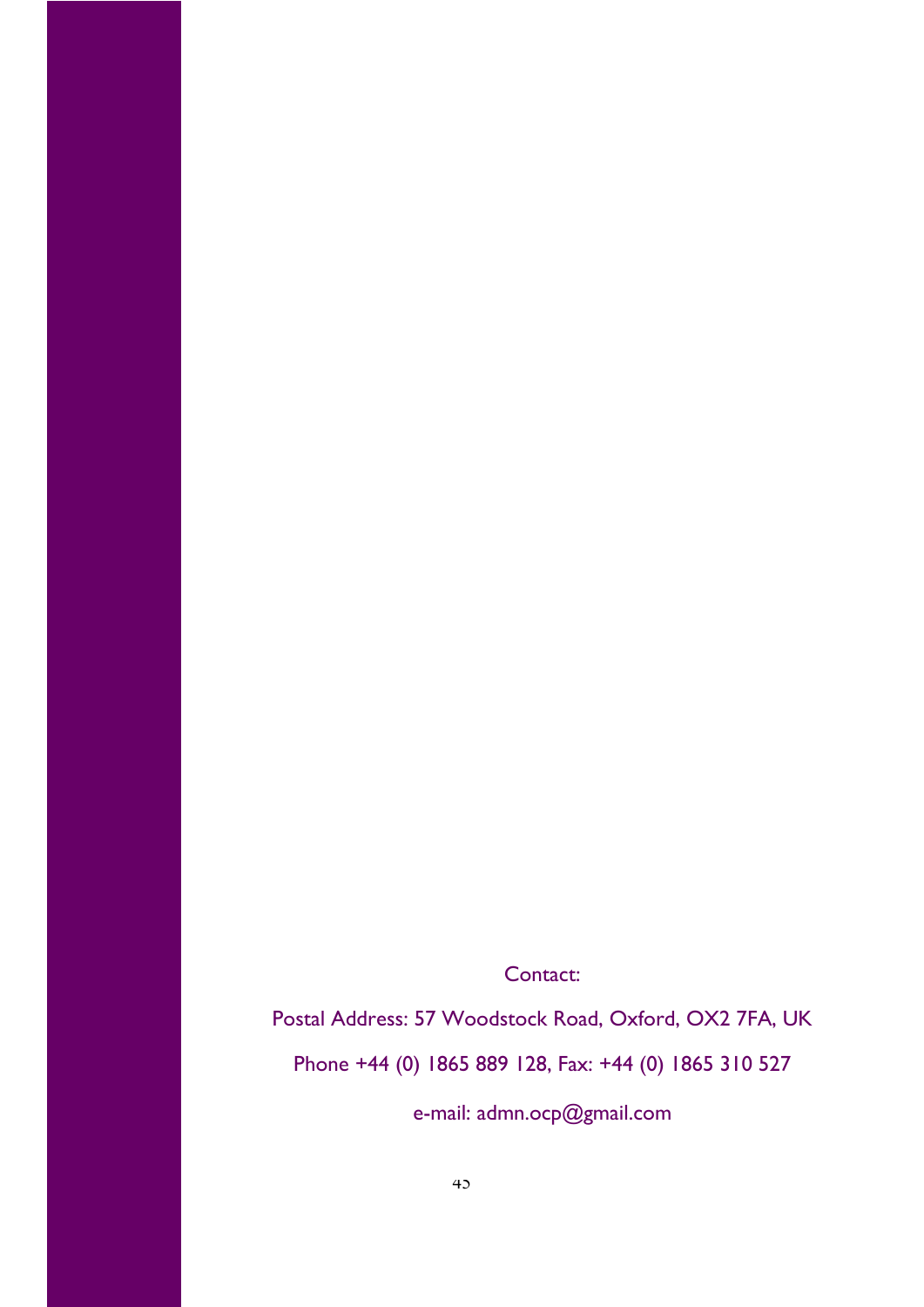Contact:

Postal Address: 57 Woodstock Road, Oxford, OX2 7FA, UK

Phone +44 (0) 1865 889 128, Fax: +44 (0) 1865 310 527

e-mail: admn.ocp@gmail.com